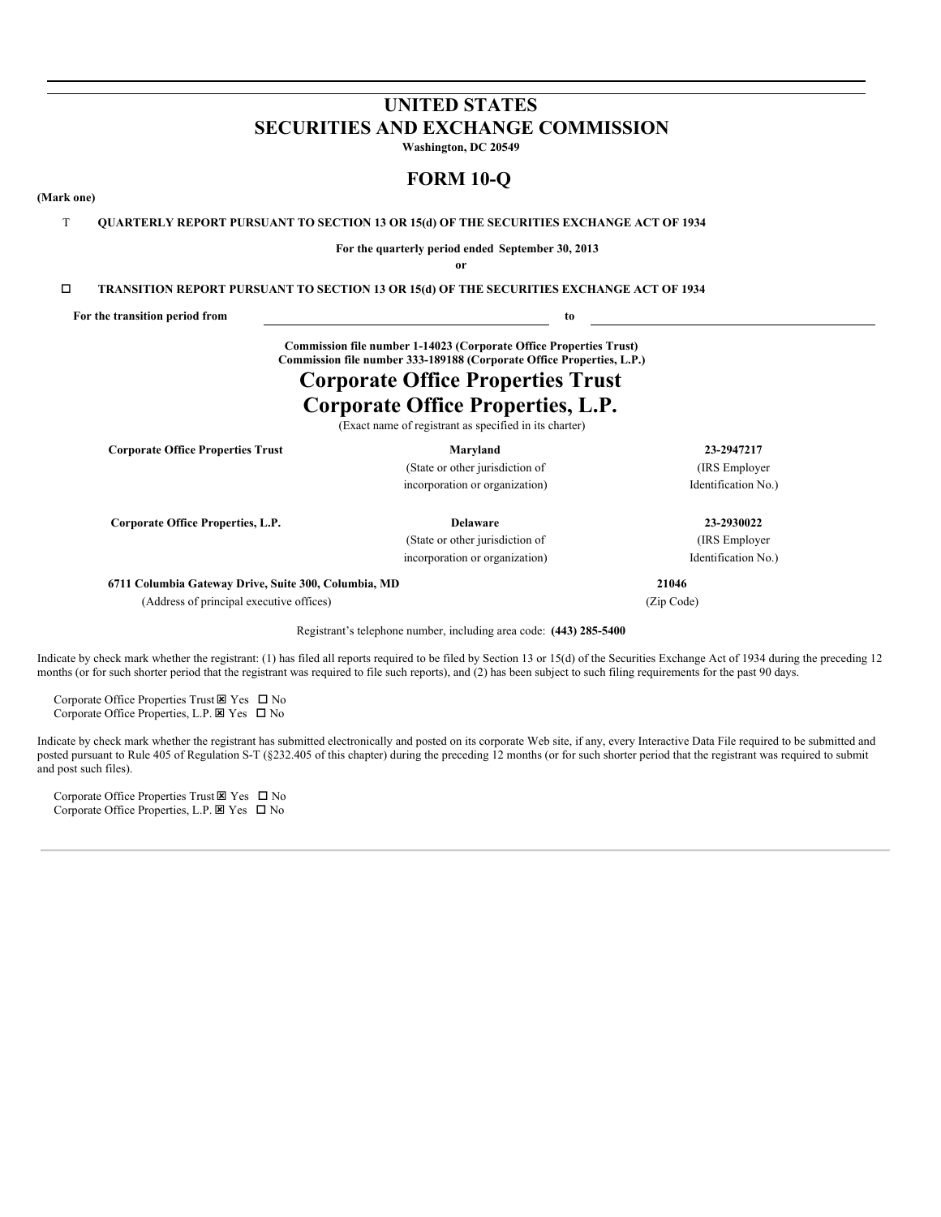# UNITED STATES
# SECURITIES AND EXCHANGE COMMISSION

**Washington, DC 20549**

## FORM 10-Q

**(Mark one)**

T **QUARTERLY REPORT PURSUANT TO SECTION 13 OR 15(d) OF THE SECURITIES EXCHANGE ACT OF 1934**

**For the quarterly period ended September 30, 2013**

**or**

☐ **TRANSITION REPORT PURSUANT TO SECTION 13 OR 15(d) OF THE SECURITIES EXCHANGE ACT OF 1934**

**For the transition period from** \_\_\_\_\_\_\_\_\_\_\_\_\_\_\_\_ **to** \_\_\_\_\_\_\_\_\_\_\_\_\_\_\_\_

**Commission file number 1-14023 (Corporate Office Properties Trust)**
**Commission file number 333-189188 (Corporate Office Properties, L.P.)**

# Corporate Office Properties Trust
# Corporate Office Properties, L.P.

(Exact name of registrant as specified in its charter)

| | | |
|---|---|---|
| **Corporate Office Properties Trust** | **Maryland** | **23-2947217** |
| | (State or other jurisdiction of incorporation or organization) | (IRS Employer Identification No.) |
| **Corporate Office Properties, L.P.** | **Delaware** | **23-2930022** |
| | (State or other jurisdiction of incorporation or organization) | (IRS Employer Identification No.) |

| | |
|---|---|
| **6711 Columbia Gateway Drive, Suite 300, Columbia, MD** | **21046** |
| (Address of principal executive offices) | (Zip Code) |

Registrant's telephone number, including area code: **(443) 285-5400**

Indicate by check mark whether the registrant: (1) has filed all reports required to be filed by Section 13 or 15(d) of the Securities Exchange Act of 1934 during the preceding 12 months (or for such shorter period that the registrant was required to file such reports), and (2) has been subject to such filing requirements for the past 90 days.

Corporate Office Properties Trust ☒ Yes ☐ No
Corporate Office Properties, L.P. ☒ Yes ☐ No

Indicate by check mark whether the registrant has submitted electronically and posted on its corporate Web site, if any, every Interactive Data File required to be submitted and posted pursuant to Rule 405 of Regulation S-T (§232.405 of this chapter) during the preceding 12 months (or for such shorter period that the registrant was required to submit and post such files).

Corporate Office Properties Trust ☒ Yes ☐ No
Corporate Office Properties, L.P. ☒ Yes ☐ No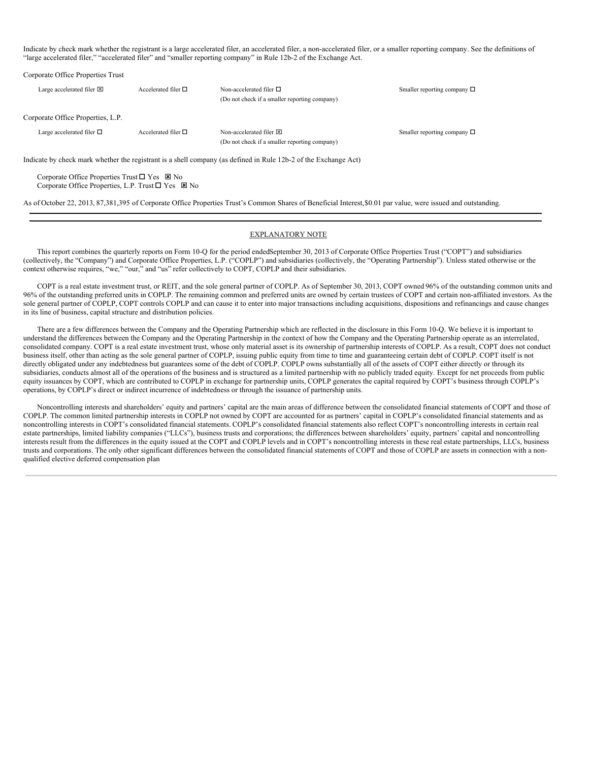Indicate by check mark whether the registrant is a large accelerated filer, an accelerated filer, a non-accelerated filer, or a smaller reporting company. See the definitions of "large accelerated filer," "accelerated filer" and "smaller reporting company" in Rule 12b-2 of the Exchange Act.

Corporate Office Properties Trust

| Large accelerated filer ☒ | Accelerated filer ☐ | Non-accelerated filer ☐ (Do not check if a smaller reporting company) | Smaller reporting company ☐ |
|---|---|---|---|

Corporate Office Properties, L.P.

| Large accelerated filer ☐ | Accelerated filer ☐ | Non-accelerated filer ☒ (Do not check if a smaller reporting company) | Smaller reporting company ☐ |
|---|---|---|---|

Indicate by check mark whether the registrant is a shell company (as defined in Rule 12b-2 of the Exchange Act)

Corporate Office Properties Trust ☐ Yes ☒ No
Corporate Office Properties, L.P. Trust ☐ Yes ☒ No

As of October 22, 2013, 87,381,395 of Corporate Office Properties Trust's Common Shares of Beneficial Interest,$0.01 par value, were issued and outstanding.

---

## EXPLANATORY NOTE

This report combines the quarterly reports on Form 10-Q for the period endedSeptember 30, 2013 of Corporate Office Properties Trust ("COPT") and subsidiaries (collectively, the "Company") and Corporate Office Properties, L.P. ("COPLP") and subsidiaries (collectively, the "Operating Partnership"). Unless stated otherwise or the context otherwise requires, "we," "our," and "us" refer collectively to COPT, COPLP and their subsidiaries.

COPT is a real estate investment trust, or REIT, and the sole general partner of COPLP. As of September 30, 2013, COPT owned 96% of the outstanding common units and 96% of the outstanding preferred units in COPLP. The remaining common and preferred units are owned by certain trustees of COPT and certain non-affiliated investors. As the sole general partner of COPLP, COPT controls COPLP and can cause it to enter into major transactions including acquisitions, dispositions and refinancings and cause changes in its line of business, capital structure and distribution policies.

There are a few differences between the Company and the Operating Partnership which are reflected in the disclosure in this Form 10-Q. We believe it is important to understand the differences between the Company and the Operating Partnership in the context of how the Company and the Operating Partnership operate as an interrelated, consolidated company. COPT is a real estate investment trust, whose only material asset is its ownership of partnership interests of COPLP. As a result, COPT does not conduct business itself, other than acting as the sole general partner of COPLP, issuing public equity from time to time and guaranteeing certain debt of COPLP. COPT itself is not directly obligated under any indebtedness but guarantees some of the debt of COPLP. COPLP owns substantially all of the assets of COPT either directly or through its subsidiaries, conducts almost all of the operations of the business and is structured as a limited partnership with no publicly traded equity. Except for net proceeds from public equity issuances by COPT, which are contributed to COPLP in exchange for partnership units, COPLP generates the capital required by COPT's business through COPLP's operations, by COPLP's direct or indirect incurrence of indebtedness or through the issuance of partnership units.

Noncontrolling interests and shareholders' equity and partners' capital are the main areas of difference between the consolidated financial statements of COPT and those of COPLP. The common limited partnership interests in COPLP not owned by COPT are accounted for as partners' capital in COPLP's consolidated financial statements and as noncontrolling interests in COPT's consolidated financial statements. COPLP's consolidated financial statements also reflect COPT's noncontrolling interests in certain real estate partnerships, limited liability companies ("LLCs"), business trusts and corporations; the differences between shareholders' equity, partners' capital and noncontrolling interests result from the differences in the equity issued at the COPT and COPLP levels and in COPT's noncontrolling interests in these real estate partnerships, LLCs, business trusts and corporations. The only other significant differences between the consolidated financial statements of COPT and those of COPLP are assets in connection with a non-qualified elective deferred compensation plan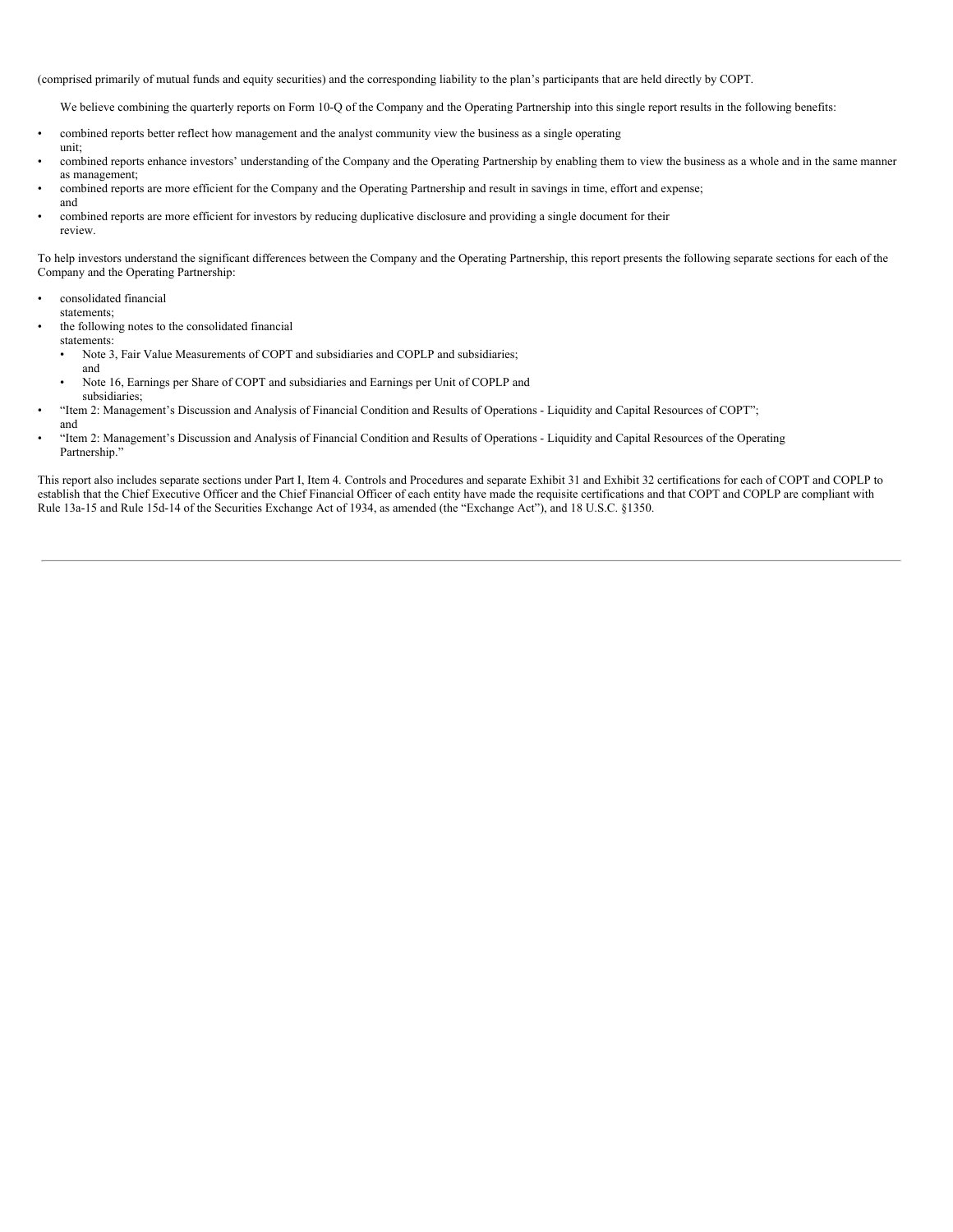(comprised primarily of mutual funds and equity securities) and the corresponding liability to the plan's participants that are held directly by COPT.

We believe combining the quarterly reports on Form 10-Q of the Company and the Operating Partnership into this single report results in the following benefits:

- combined reports better reflect how management and the analyst community view the business as a single operating unit;
- combined reports enhance investors' understanding of the Company and the Operating Partnership by enabling them to view the business as a whole and in the same manner as management;
- combined reports are more efficient for the Company and the Operating Partnership and result in savings in time, effort and expense; and
- combined reports are more efficient for investors by reducing duplicative disclosure and providing a single document for their review.

To help investors understand the significant differences between the Company and the Operating Partnership, this report presents the following separate sections for each of the Company and the Operating Partnership:

- consolidated financial statements;
- the following notes to the consolidated financial statements:
  - Note 3, Fair Value Measurements of COPT and subsidiaries and COPLP and subsidiaries; and
  - Note 16, Earnings per Share of COPT and subsidiaries and Earnings per Unit of COPLP and subsidiaries;
- "Item 2: Management's Discussion and Analysis of Financial Condition and Results of Operations - Liquidity and Capital Resources of COPT"; and
- "Item 2: Management's Discussion and Analysis of Financial Condition and Results of Operations - Liquidity and Capital Resources of the Operating Partnership."

This report also includes separate sections under Part I, Item 4. Controls and Procedures and separate Exhibit 31 and Exhibit 32 certifications for each of COPT and COPLP to establish that the Chief Executive Officer and the Chief Financial Officer of each entity have made the requisite certifications and that COPT and COPLP are compliant with Rule 13a-15 and Rule 15d-14 of the Securities Exchange Act of 1934, as amended (the "Exchange Act"), and 18 U.S.C. §1350.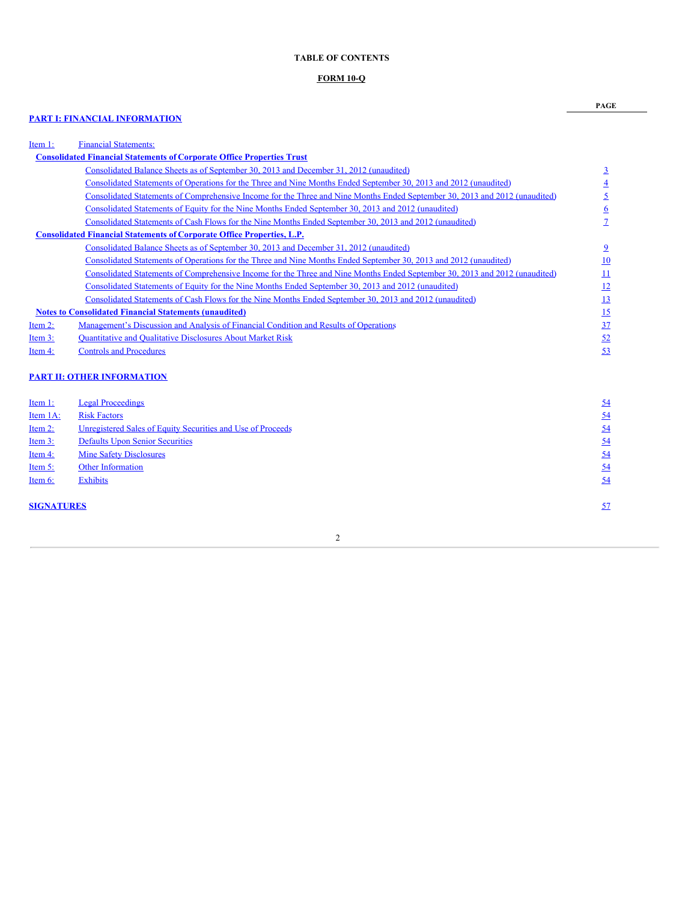# TABLE OF CONTENTS

## FORM 10-Q

| | | PAGE |
|---|---|---|
| **PART I: FINANCIAL INFORMATION** | | |
| Item 1: | Financial Statements: | |
| **Consolidated Financial Statements of Corporate Office Properties Trust** | | |
| | Consolidated Balance Sheets as of September 30, 2013 and December 31, 2012 (unaudited) | 3 |
| | Consolidated Statements of Operations for the Three and Nine Months Ended September 30, 2013 and 2012 (unaudited) | 4 |
| | Consolidated Statements of Comprehensive Income for the Three and Nine Months Ended September 30, 2013 and 2012 (unaudited) | 5 |
| | Consolidated Statements of Equity for the Nine Months Ended September 30, 2013 and 2012 (unaudited) | 6 |
| | Consolidated Statements of Cash Flows for the Nine Months Ended September 30, 2013 and 2012 (unaudited) | 7 |
| **Consolidated Financial Statements of Corporate Office Properties, L.P.** | | |
| | Consolidated Balance Sheets as of September 30, 2013 and December 31, 2012 (unaudited) | 9 |
| | Consolidated Statements of Operations for the Three and Nine Months Ended September 30, 2013 and 2012 (unaudited) | 10 |
| | Consolidated Statements of Comprehensive Income for the Three and Nine Months Ended September 30, 2013 and 2012 (unaudited) | 11 |
| | Consolidated Statements of Equity for the Nine Months Ended September 30, 2013 and 2012 (unaudited) | 12 |
| | Consolidated Statements of Cash Flows for the Nine Months Ended September 30, 2013 and 2012 (unaudited) | 13 |
| **Notes to Consolidated Financial Statements (unaudited)** | | 15 |
| Item 2: | Management's Discussion and Analysis of Financial Condition and Results of Operations | 37 |
| Item 3: | Quantitative and Qualitative Disclosures About Market Risk | 52 |
| Item 4: | Controls and Procedures | 53 |
| **PART II: OTHER INFORMATION** | | |
| Item 1: | Legal Proceedings | 54 |
| Item 1A: | Risk Factors | 54 |
| Item 2: | Unregistered Sales of Equity Securities and Use of Proceeds | 54 |
| Item 3: | Defaults Upon Senior Securities | 54 |
| Item 4: | Mine Safety Disclosures | 54 |
| Item 5: | Other Information | 54 |
| Item 6: | Exhibits | 54 |
| **SIGNATURES** | | 57 |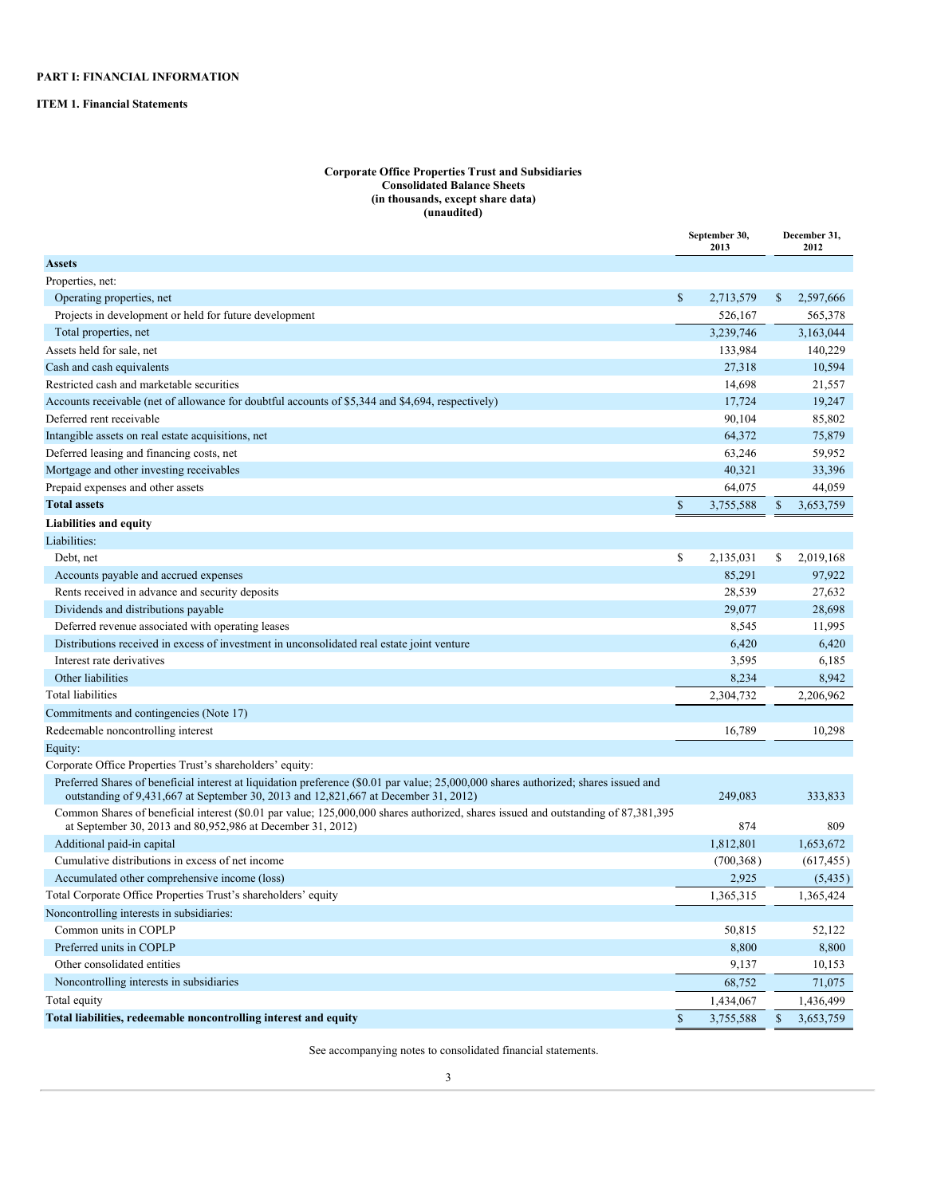**PART I: FINANCIAL INFORMATION**

**ITEM 1. Financial Statements**

**Corporate Office Properties Trust and Subsidiaries**
**Consolidated Balance Sheets**
**(in thousands, except share data)**
**(unaudited)**

| | September 30, 2013 | December 31, 2012 |
|---|---|---|
| **Assets** | | |
| Properties, net: | | |
| Operating properties, net | $ 2,713,579 | $ 2,597,666 |
| Projects in development or held for future development | 526,167 | 565,378 |
| Total properties, net | 3,239,746 | 3,163,044 |
| Assets held for sale, net | 133,984 | 140,229 |
| Cash and cash equivalents | 27,318 | 10,594 |
| Restricted cash and marketable securities | 14,698 | 21,557 |
| Accounts receivable (net of allowance for doubtful accounts of $5,344 and $4,694, respectively) | 17,724 | 19,247 |
| Deferred rent receivable | 90,104 | 85,802 |
| Intangible assets on real estate acquisitions, net | 64,372 | 75,879 |
| Deferred leasing and financing costs, net | 63,246 | 59,952 |
| Mortgage and other investing receivables | 40,321 | 33,396 |
| Prepaid expenses and other assets | 64,075 | 44,059 |
| **Total assets** | $ 3,755,588 | $ 3,653,759 |
| **Liabilities and equity** | | |
| Liabilities: | | |
| Debt, net | $ 2,135,031 | $ 2,019,168 |
| Accounts payable and accrued expenses | 85,291 | 97,922 |
| Rents received in advance and security deposits | 28,539 | 27,632 |
| Dividends and distributions payable | 29,077 | 28,698 |
| Deferred revenue associated with operating leases | 8,545 | 11,995 |
| Distributions received in excess of investment in unconsolidated real estate joint venture | 6,420 | 6,420 |
| Interest rate derivatives | 3,595 | 6,185 |
| Other liabilities | 8,234 | 8,942 |
| Total liabilities | 2,304,732 | 2,206,962 |
| Commitments and contingencies (Note 17) | | |
| Redeemable noncontrolling interest | 16,789 | 10,298 |
| Equity: | | |
| Corporate Office Properties Trust's shareholders' equity: | | |
| Preferred Shares of beneficial interest at liquidation preference ($0.01 par value; 25,000,000 shares authorized; shares issued and outstanding of 9,431,667 at September 30, 2013 and 12,821,667 at December 31, 2012) | 249,083 | 333,833 |
| Common Shares of beneficial interest ($0.01 par value; 125,000,000 shares authorized, shares issued and outstanding of 87,381,395 at September 30, 2013 and 80,952,986 at December 31, 2012) | 874 | 809 |
| Additional paid-in capital | 1,812,801 | 1,653,672 |
| Cumulative distributions in excess of net income | (700,368) | (617,455) |
| Accumulated other comprehensive income (loss) | 2,925 | (5,435) |
| Total Corporate Office Properties Trust's shareholders' equity | 1,365,315 | 1,365,424 |
| Noncontrolling interests in subsidiaries: | | |
| Common units in COPLP | 50,815 | 52,122 |
| Preferred units in COPLP | 8,800 | 8,800 |
| Other consolidated entities | 9,137 | 10,153 |
| Noncontrolling interests in subsidiaries | 68,752 | 71,075 |
| Total equity | 1,434,067 | 1,436,499 |
| **Total liabilities, redeemable noncontrolling interest and equity** | $ 3,755,588 | $ 3,653,759 |

See accompanying notes to consolidated financial statements.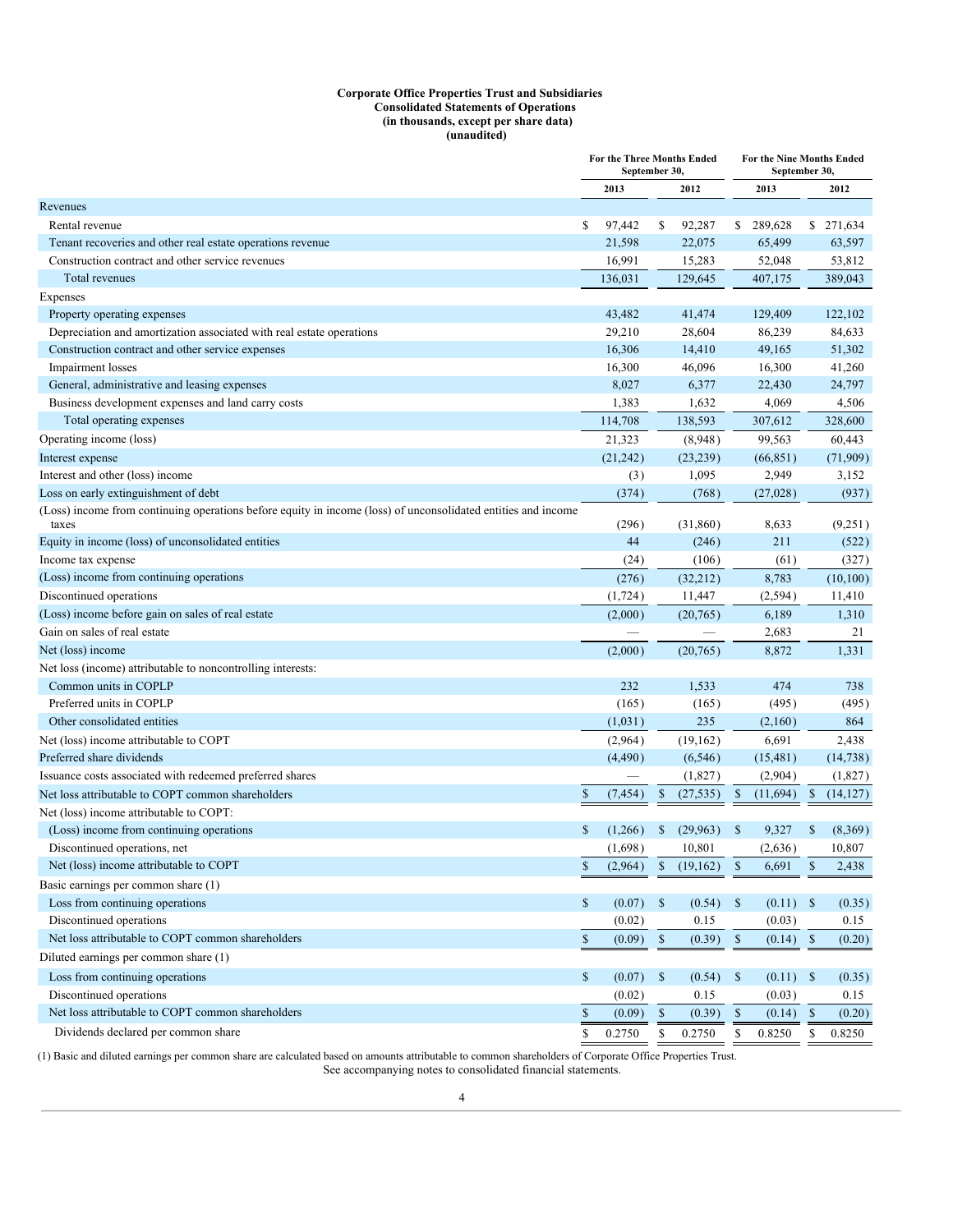**Corporate Office Properties Trust and Subsidiaries**
**Consolidated Statements of Operations**
**(in thousands, except per share data)**
**(unaudited)**

| | For the Three Months Ended September 30, | | For the Nine Months Ended September 30, | |
|---|---|---|---|---|
| | 2013 | 2012 | 2013 | 2012 |
| Revenues | | | | |
| Rental revenue | $ 97,442 | $ 92,287 | $ 289,628 | $ 271,634 |
| Tenant recoveries and other real estate operations revenue | 21,598 | 22,075 | 65,499 | 63,597 |
| Construction contract and other service revenues | 16,991 | 15,283 | 52,048 | 53,812 |
| Total revenues | 136,031 | 129,645 | 407,175 | 389,043 |
| Expenses | | | | |
| Property operating expenses | 43,482 | 41,474 | 129,409 | 122,102 |
| Depreciation and amortization associated with real estate operations | 29,210 | 28,604 | 86,239 | 84,633 |
| Construction contract and other service expenses | 16,306 | 14,410 | 49,165 | 51,302 |
| Impairment losses | 16,300 | 46,096 | 16,300 | 41,260 |
| General, administrative and leasing expenses | 8,027 | 6,377 | 22,430 | 24,797 |
| Business development expenses and land carry costs | 1,383 | 1,632 | 4,069 | 4,506 |
| Total operating expenses | 114,708 | 138,593 | 307,612 | 328,600 |
| Operating income (loss) | 21,323 | (8,948) | 99,563 | 60,443 |
| Interest expense | (21,242) | (23,239) | (66,851) | (71,909) |
| Interest and other (loss) income | (3) | 1,095 | 2,949 | 3,152 |
| Loss on early extinguishment of debt | (374) | (768) | (27,028) | (937) |
| (Loss) income from continuing operations before equity in income (loss) of unconsolidated entities and income taxes | (296) | (31,860) | 8,633 | (9,251) |
| Equity in income (loss) of unconsolidated entities | 44 | (246) | 211 | (522) |
| Income tax expense | (24) | (106) | (61) | (327) |
| (Loss) income from continuing operations | (276) | (32,212) | 8,783 | (10,100) |
| Discontinued operations | (1,724) | 11,447 | (2,594) | 11,410 |
| (Loss) income before gain on sales of real estate | (2,000) | (20,765) | 6,189 | 1,310 |
| Gain on sales of real estate | — | — | 2,683 | 21 |
| Net (loss) income | (2,000) | (20,765) | 8,872 | 1,331 |
| Net loss (income) attributable to noncontrolling interests: | | | | |
| Common units in COPLP | 232 | 1,533 | 474 | 738 |
| Preferred units in COPLP | (165) | (165) | (495) | (495) |
| Other consolidated entities | (1,031) | 235 | (2,160) | 864 |
| Net (loss) income attributable to COPT | (2,964) | (19,162) | 6,691 | 2,438 |
| Preferred share dividends | (4,490) | (6,546) | (15,481) | (14,738) |
| Issuance costs associated with redeemed preferred shares | — | (1,827) | (2,904) | (1,827) |
| Net loss attributable to COPT common shareholders | $ (7,454) | $ (27,535) | $ (11,694) | $ (14,127) |
| Net (loss) income attributable to COPT: | | | | |
| (Loss) income from continuing operations | $ (1,266) | $ (29,963) | $ 9,327 | $ (8,369) |
| Discontinued operations, net | (1,698) | 10,801 | (2,636) | 10,807 |
| Net (loss) income attributable to COPT | $ (2,964) | $ (19,162) | $ 6,691 | $ 2,438 |
| Basic earnings per common share (1) | | | | |
| Loss from continuing operations | $ (0.07) | $ (0.54) | $ (0.11) | $ (0.35) |
| Discontinued operations | (0.02) | 0.15 | (0.03) | 0.15 |
| Net loss attributable to COPT common shareholders | $ (0.09) | $ (0.39) | $ (0.14) | $ (0.20) |
| Diluted earnings per common share (1) | | | | |
| Loss from continuing operations | $ (0.07) | $ (0.54) | $ (0.11) | $ (0.35) |
| Discontinued operations | (0.02) | 0.15 | (0.03) | 0.15 |
| Net loss attributable to COPT common shareholders | $ (0.09) | $ (0.39) | $ (0.14) | $ (0.20) |
| Dividends declared per common share | $ 0.2750 | $ 0.2750 | $ 0.8250 | $ 0.8250 |

(1) Basic and diluted earnings per common share are calculated based on amounts attributable to common shareholders of Corporate Office Properties Trust.

See accompanying notes to consolidated financial statements.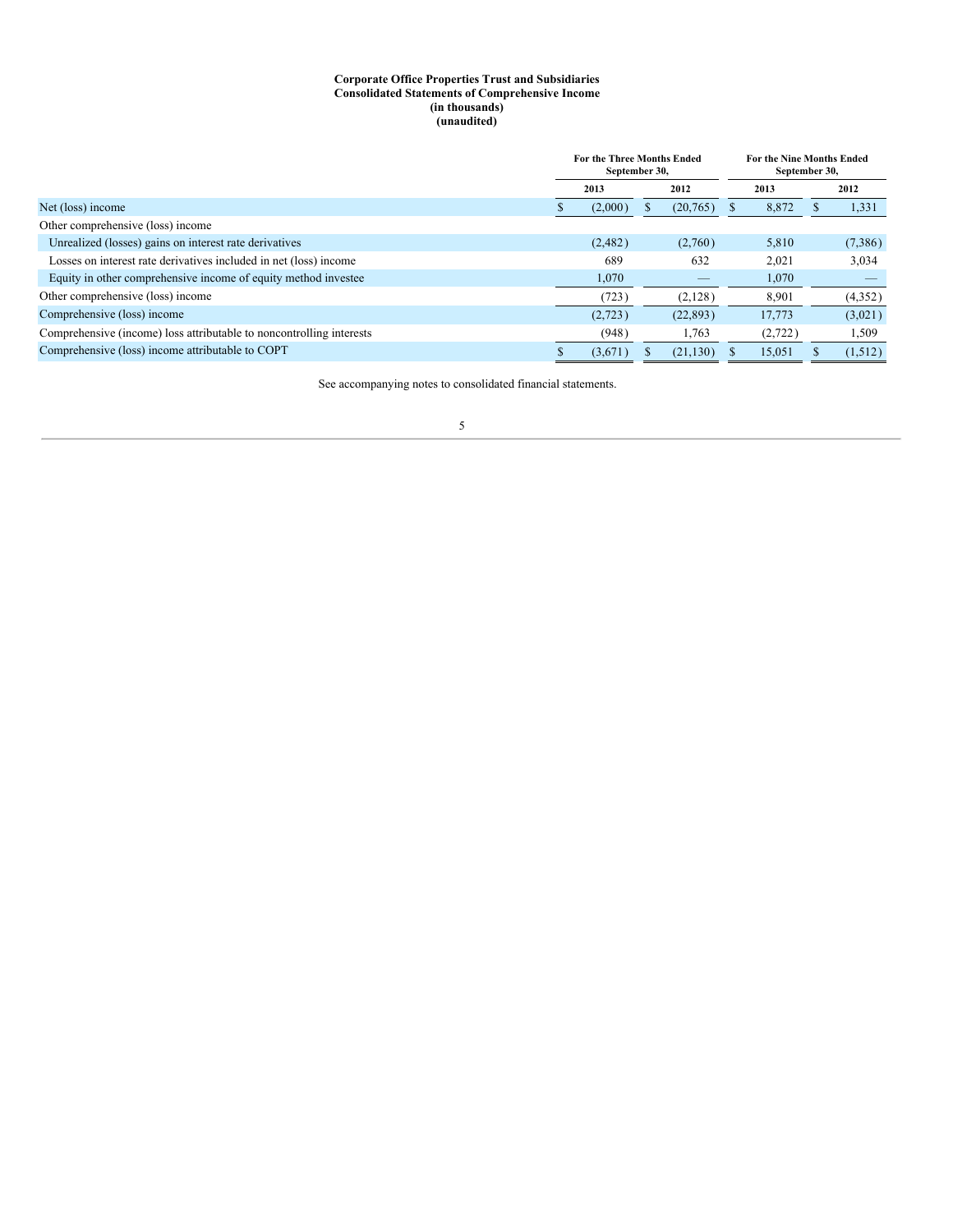**Corporate Office Properties Trust and Subsidiaries**
**Consolidated Statements of Comprehensive Income**
**(in thousands)**
**(unaudited)**

| | For the Three Months Ended September 30, | | For the Nine Months Ended September 30, | |
|---|---|---|---|---|
| | 2013 | 2012 | 2013 | 2012 |
| Net (loss) income | $ (2,000) | $ (20,765) | $ 8,872 | $ 1,331 |
| Other comprehensive (loss) income | | | | |
| Unrealized (losses) gains on interest rate derivatives | (2,482) | (2,760) | 5,810 | (7,386) |
| Losses on interest rate derivatives included in net (loss) income | 689 | 632 | 2,021 | 3,034 |
| Equity in other comprehensive income of equity method investee | 1,070 | — | 1,070 | — |
| Other comprehensive (loss) income | (723) | (2,128) | 8,901 | (4,352) |
| Comprehensive (loss) income | (2,723) | (22,893) | 17,773 | (3,021) |
| Comprehensive (income) loss attributable to noncontrolling interests | (948) | 1,763 | (2,722) | 1,509 |
| Comprehensive (loss) income attributable to COPT | $ (3,671) | $ (21,130) | $ 15,051 | $ (1,512) |

See accompanying notes to consolidated financial statements.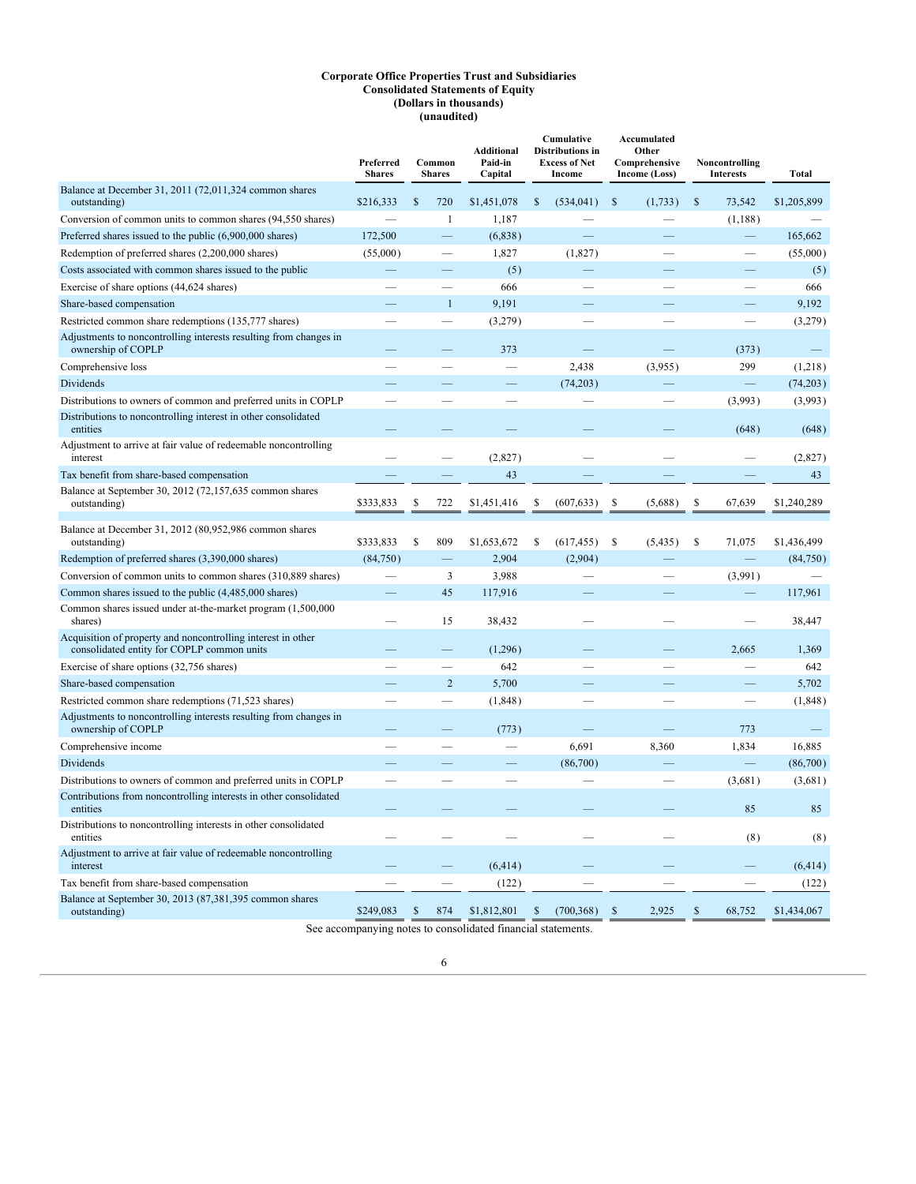**Corporate Office Properties Trust and Subsidiaries**
**Consolidated Statements of Equity**
**(Dollars in thousands)**
**(unaudited)**

| | Preferred Shares | Common Shares | Additional Paid-in Capital | Cumulative Distributions in Excess of Net Income | Accumulated Other Comprehensive Income (Loss) | Noncontrolling Interests | Total |
|---|---|---|---|---|---|---|---|
| Balance at December 31, 2011 (72,011,324 common shares outstanding) | $216,333 | $ 720 | $1,451,078 | $ (534,041) | $ (1,733) | $ 73,542 | $1,205,899 |
| Conversion of common units to common shares (94,550 shares) | — | 1 | 1,187 | — | — | (1,188) | — |
| Preferred shares issued to the public (6,900,000 shares) | 172,500 | — | (6,838) | — | — | — | 165,662 |
| Redemption of preferred shares (2,200,000 shares) | (55,000) | — | 1,827 | (1,827) | — | — | (55,000) |
| Costs associated with common shares issued to the public | — | — | (5) | — | — | — | (5) |
| Exercise of share options (44,624 shares) | — | — | 666 | — | — | — | 666 |
| Share-based compensation | — | 1 | 9,191 | — | — | — | 9,192 |
| Restricted common share redemptions (135,777 shares) | — | — | (3,279) | — | — | — | (3,279) |
| Adjustments to noncontrolling interests resulting from changes in ownership of COPLP | — | — | 373 | — | — | (373) | — |
| Comprehensive loss | — | — | — | 2,438 | (3,955) | 299 | (1,218) |
| Dividends | — | — | — | (74,203) | — | — | (74,203) |
| Distributions to owners of common and preferred units in COPLP | — | — | — | — | — | (3,993) | (3,993) |
| Distributions to noncontrolling interest in other consolidated entities | — | — | — | — | — | (648) | (648) |
| Adjustment to arrive at fair value of redeemable noncontrolling interest | — | — | (2,827) | — | — | — | (2,827) |
| Tax benefit from share-based compensation | — | — | 43 | — | — | — | 43 |
| Balance at September 30, 2012 (72,157,635 common shares outstanding) | $333,833 | $ 722 | $1,451,416 | $ (607,633) | $ (5,688) | $ 67,639 | $1,240,289 |
| | | | | | | | |
| Balance at December 31, 2012 (80,952,986 common shares outstanding) | $333,833 | $ 809 | $1,653,672 | $ (617,455) | $ (5,435) | $ 71,075 | $1,436,499 |
| Redemption of preferred shares (3,390,000 shares) | (84,750) | — | 2,904 | (2,904) | — | — | (84,750) |
| Conversion of common units to common shares (310,889 shares) | — | 3 | 3,988 | — | — | (3,991) | — |
| Common shares issued to the public (4,485,000 shares) | — | 45 | 117,916 | — | — | — | 117,961 |
| Common shares issued under at-the-market program (1,500,000 shares) | — | 15 | 38,432 | — | — | — | 38,447 |
| Acquisition of property and noncontrolling interest in other consolidated entity for COPLP common units | — | — | (1,296) | — | — | 2,665 | 1,369 |
| Exercise of share options (32,756 shares) | — | — | 642 | — | — | — | 642 |
| Share-based compensation | — | 2 | 5,700 | — | — | — | 5,702 |
| Restricted common share redemptions (71,523 shares) | — | — | (1,848) | — | — | — | (1,848) |
| Adjustments to noncontrolling interests resulting from changes in ownership of COPLP | — | — | (773) | — | — | 773 | — |
| Comprehensive income | — | — | — | 6,691 | 8,360 | 1,834 | 16,885 |
| Dividends | — | — | — | (86,700) | — | — | (86,700) |
| Distributions to owners of common and preferred units in COPLP | — | — | — | — | — | (3,681) | (3,681) |
| Contributions from noncontrolling interests in other consolidated entities | — | — | — | — | — | 85 | 85 |
| Distributions to noncontrolling interests in other consolidated entities | — | — | — | — | — | (8) | (8) |
| Adjustment to arrive at fair value of redeemable noncontrolling interest | — | — | (6,414) | — | — | — | (6,414) |
| Tax benefit from share-based compensation | — | — | (122) | — | — | — | (122) |
| Balance at September 30, 2013 (87,381,395 common shares outstanding) | $249,083 | $ 874 | $1,812,801 | $ (700,368) | $ 2,925 | $ 68,752 | $1,434,067 |

See accompanying notes to consolidated financial statements.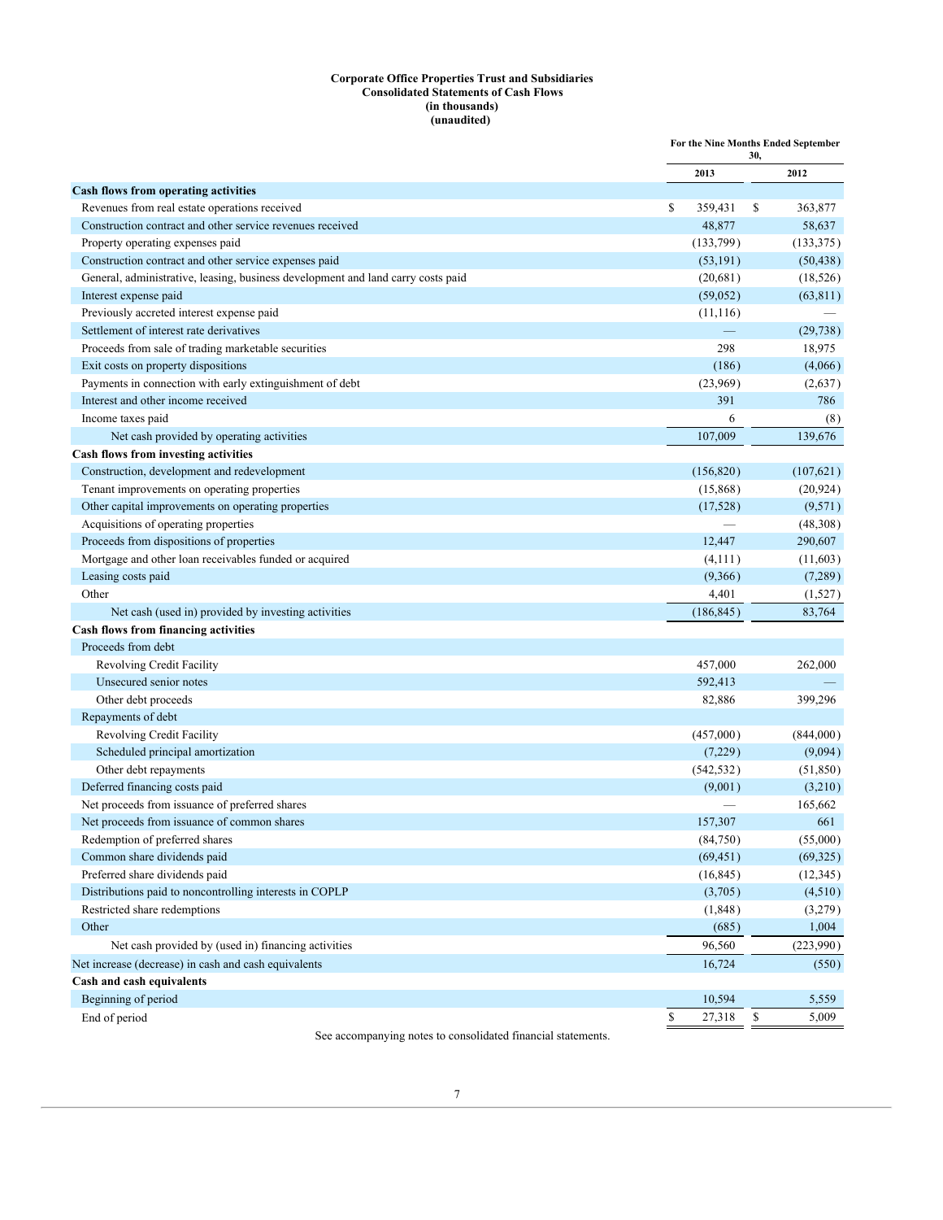**Corporate Office Properties Trust and Subsidiaries**
**Consolidated Statements of Cash Flows**
**(in thousands)**
**(unaudited)**

| | For the Nine Months Ended September 30, | |
|---|---|---|
| | 2013 | 2012 |
| **Cash flows from operating activities** | | |
| Revenues from real estate operations received | $ 359,431 | $ 363,877 |
| Construction contract and other service revenues received | 48,877 | 58,637 |
| Property operating expenses paid | (133,799) | (133,375) |
| Construction contract and other service expenses paid | (53,191) | (50,438) |
| General, administrative, leasing, business development and land carry costs paid | (20,681) | (18,526) |
| Interest expense paid | (59,052) | (63,811) |
| Previously accreted interest expense paid | (11,116) | — |
| Settlement of interest rate derivatives | — | (29,738) |
| Proceeds from sale of trading marketable securities | 298 | 18,975 |
| Exit costs on property dispositions | (186) | (4,066) |
| Payments in connection with early extinguishment of debt | (23,969) | (2,637) |
| Interest and other income received | 391 | 786 |
| Income taxes paid | 6 | (8) |
| Net cash provided by operating activities | 107,009 | 139,676 |
| **Cash flows from investing activities** | | |
| Construction, development and redevelopment | (156,820) | (107,621) |
| Tenant improvements on operating properties | (15,868) | (20,924) |
| Other capital improvements on operating properties | (17,528) | (9,571) |
| Acquisitions of operating properties | — | (48,308) |
| Proceeds from dispositions of properties | 12,447 | 290,607 |
| Mortgage and other loan receivables funded or acquired | (4,111) | (11,603) |
| Leasing costs paid | (9,366) | (7,289) |
| Other | 4,401 | (1,527) |
| Net cash (used in) provided by investing activities | (186,845) | 83,764 |
| **Cash flows from financing activities** | | |
| Proceeds from debt | | |
| Revolving Credit Facility | 457,000 | 262,000 |
| Unsecured senior notes | 592,413 | — |
| Other debt proceeds | 82,886 | 399,296 |
| Repayments of debt | | |
| Revolving Credit Facility | (457,000) | (844,000) |
| Scheduled principal amortization | (7,229) | (9,094) |
| Other debt repayments | (542,532) | (51,850) |
| Deferred financing costs paid | (9,001) | (3,210) |
| Net proceeds from issuance of preferred shares | — | 165,662 |
| Net proceeds from issuance of common shares | 157,307 | 661 |
| Redemption of preferred shares | (84,750) | (55,000) |
| Common share dividends paid | (69,451) | (69,325) |
| Preferred share dividends paid | (16,845) | (12,345) |
| Distributions paid to noncontrolling interests in COPLP | (3,705) | (4,510) |
| Restricted share redemptions | (1,848) | (3,279) |
| Other | (685) | 1,004 |
| Net cash provided by (used in) financing activities | 96,560 | (223,990) |
| Net increase (decrease) in cash and cash equivalents | 16,724 | (550) |
| **Cash and cash equivalents** | | |
| Beginning of period | 10,594 | 5,559 |
| End of period | $ 27,318 | $ 5,009 |

See accompanying notes to consolidated financial statements.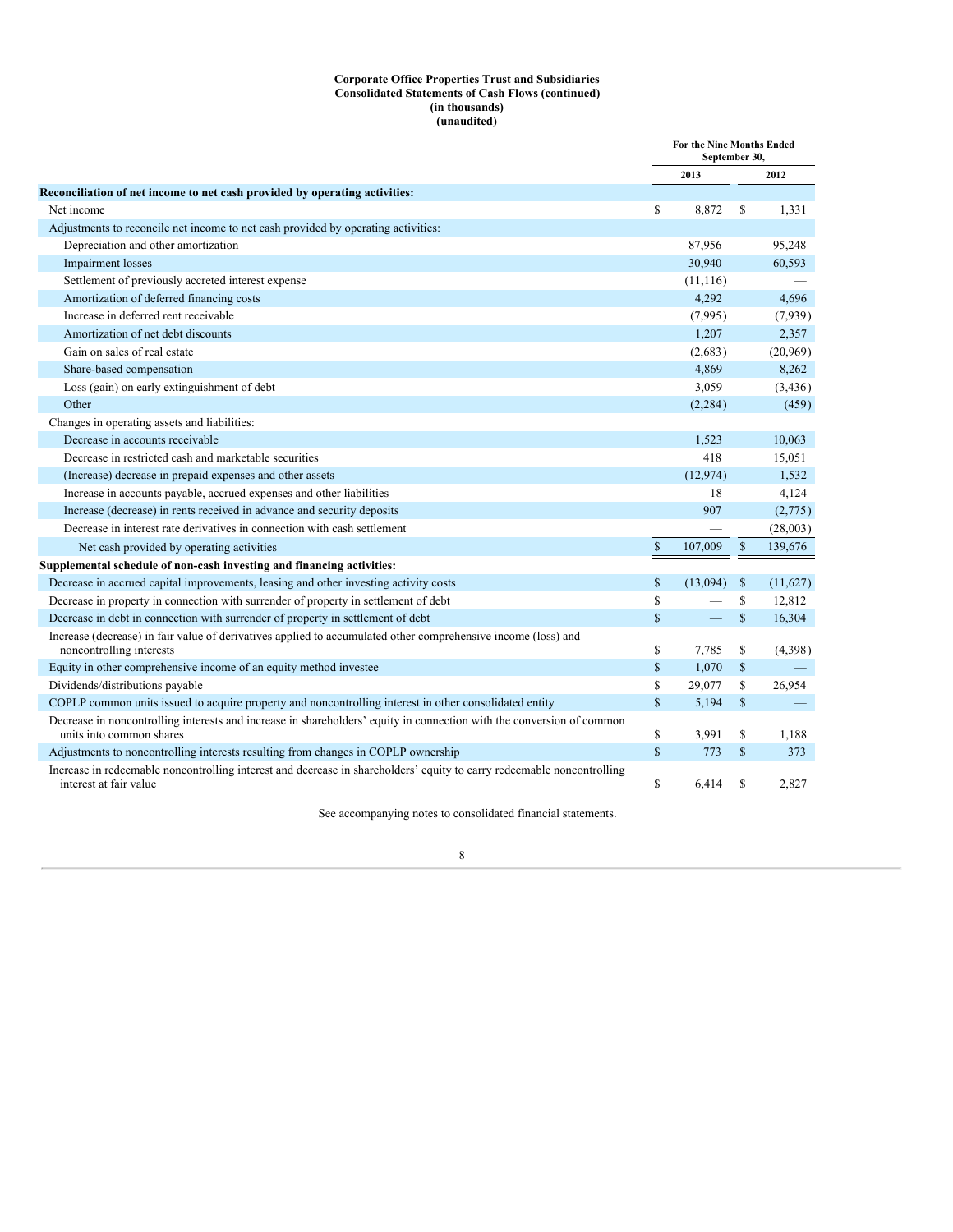**Corporate Office Properties Trust and Subsidiaries**
**Consolidated Statements of Cash Flows (continued)**
**(in thousands)**
**(unaudited)**

| | For the Nine Months Ended September 30, | |
|---|---|---|
| | 2013 | 2012 |
| **Reconciliation of net income to net cash provided by operating activities:** | | |
| Net income | $ 8,872 | $ 1,331 |
| Adjustments to reconcile net income to net cash provided by operating activities: | | |
| Depreciation and other amortization | 87,956 | 95,248 |
| Impairment losses | 30,940 | 60,593 |
| Settlement of previously accreted interest expense | (11,116) | — |
| Amortization of deferred financing costs | 4,292 | 4,696 |
| Increase in deferred rent receivable | (7,995) | (7,939) |
| Amortization of net debt discounts | 1,207 | 2,357 |
| Gain on sales of real estate | (2,683) | (20,969) |
| Share-based compensation | 4,869 | 8,262 |
| Loss (gain) on early extinguishment of debt | 3,059 | (3,436) |
| Other | (2,284) | (459) |
| Changes in operating assets and liabilities: | | |
| Decrease in accounts receivable | 1,523 | 10,063 |
| Decrease in restricted cash and marketable securities | 418 | 15,051 |
| (Increase) decrease in prepaid expenses and other assets | (12,974) | 1,532 |
| Increase in accounts payable, accrued expenses and other liabilities | 18 | 4,124 |
| Increase (decrease) in rents received in advance and security deposits | 907 | (2,775) |
| Decrease in interest rate derivatives in connection with cash settlement | — | (28,003) |
| Net cash provided by operating activities | $ 107,009 | $ 139,676 |
| **Supplemental schedule of non-cash investing and financing activities:** | | |
| Decrease in accrued capital improvements, leasing and other investing activity costs | $ (13,094) | $ (11,627) |
| Decrease in property in connection with surrender of property in settlement of debt | $ — | $ 12,812 |
| Decrease in debt in connection with surrender of property in settlement of debt | $ — | $ 16,304 |
| Increase (decrease) in fair value of derivatives applied to accumulated other comprehensive income (loss) and noncontrolling interests | $ 7,785 | $ (4,398) |
| Equity in other comprehensive income of an equity method investee | $ 1,070 | $ — |
| Dividends/distributions payable | $ 29,077 | $ 26,954 |
| COPLP common units issued to acquire property and noncontrolling interest in other consolidated entity | $ 5,194 | $ — |
| Decrease in noncontrolling interests and increase in shareholders' equity in connection with the conversion of common units into common shares | $ 3,991 | $ 1,188 |
| Adjustments to noncontrolling interests resulting from changes in COPLP ownership | $ 773 | $ 373 |
| Increase in redeemable noncontrolling interest and decrease in shareholders' equity to carry redeemable noncontrolling interest at fair value | $ 6,414 | $ 2,827 |

See accompanying notes to consolidated financial statements.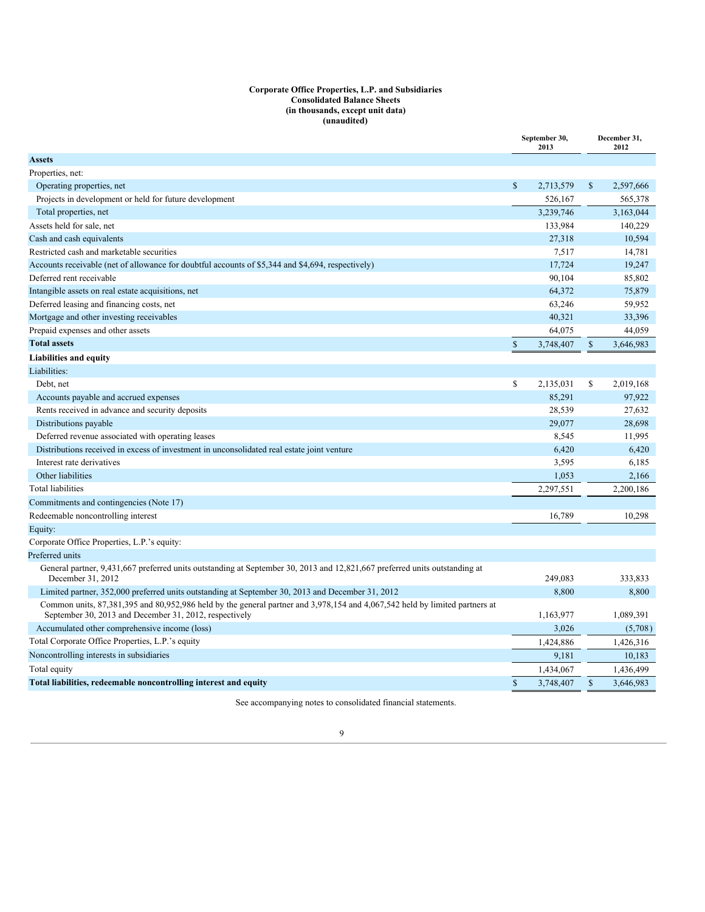**Corporate Office Properties, L.P. and Subsidiaries**
**Consolidated Balance Sheets**
**(in thousands, except unit data)**
**(unaudited)**

| | September 30, 2013 | December 31, 2012 |
|---|---|---|
| **Assets** | | |
| Properties, net: | | |
| Operating properties, net | $ 2,713,579 | $ 2,597,666 |
| Projects in development or held for future development | 526,167 | 565,378 |
| Total properties, net | 3,239,746 | 3,163,044 |
| Assets held for sale, net | 133,984 | 140,229 |
| Cash and cash equivalents | 27,318 | 10,594 |
| Restricted cash and marketable securities | 7,517 | 14,781 |
| Accounts receivable (net of allowance for doubtful accounts of $5,344 and $4,694, respectively) | 17,724 | 19,247 |
| Deferred rent receivable | 90,104 | 85,802 |
| Intangible assets on real estate acquisitions, net | 64,372 | 75,879 |
| Deferred leasing and financing costs, net | 63,246 | 59,952 |
| Mortgage and other investing receivables | 40,321 | 33,396 |
| Prepaid expenses and other assets | 64,075 | 44,059 |
| **Total assets** | $ 3,748,407 | $ 3,646,983 |
| **Liabilities and equity** | | |
| Liabilities: | | |
| Debt, net | $ 2,135,031 | $ 2,019,168 |
| Accounts payable and accrued expenses | 85,291 | 97,922 |
| Rents received in advance and security deposits | 28,539 | 27,632 |
| Distributions payable | 29,077 | 28,698 |
| Deferred revenue associated with operating leases | 8,545 | 11,995 |
| Distributions received in excess of investment in unconsolidated real estate joint venture | 6,420 | 6,420 |
| Interest rate derivatives | 3,595 | 6,185 |
| Other liabilities | 1,053 | 2,166 |
| Total liabilities | 2,297,551 | 2,200,186 |
| Commitments and contingencies (Note 17) | | |
| Redeemable noncontrolling interest | 16,789 | 10,298 |
| Equity: | | |
| Corporate Office Properties, L.P.'s equity: | | |
| Preferred units | | |
| General partner, 9,431,667 preferred units outstanding at September 30, 2013 and 12,821,667 preferred units outstanding at December 31, 2012 | 249,083 | 333,833 |
| Limited partner, 352,000 preferred units outstanding at September 30, 2013 and December 31, 2012 | 8,800 | 8,800 |
| Common units, 87,381,395 and 80,952,986 held by the general partner and 3,978,154 and 4,067,542 held by limited partners at September 30, 2013 and December 31, 2012, respectively | 1,163,977 | 1,089,391 |
| Accumulated other comprehensive income (loss) | 3,026 | (5,708) |
| Total Corporate Office Properties, L.P.'s equity | 1,424,886 | 1,426,316 |
| Noncontrolling interests in subsidiaries | 9,181 | 10,183 |
| Total equity | 1,434,067 | 1,436,499 |
| **Total liabilities, redeemable noncontrolling interest and equity** | $ 3,748,407 | $ 3,646,983 |

See accompanying notes to consolidated financial statements.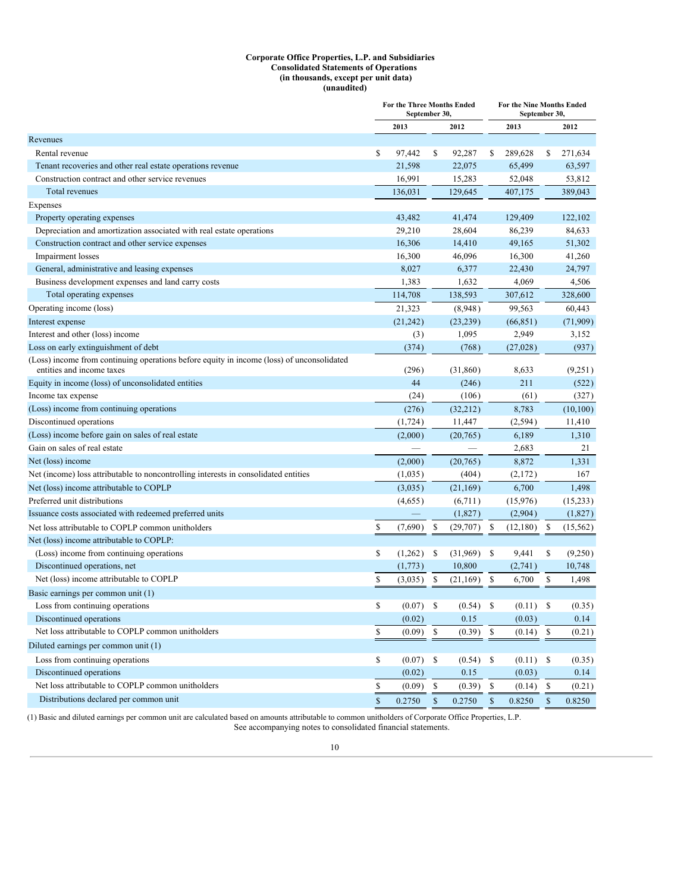**Corporate Office Properties, L.P. and Subsidiaries**
**Consolidated Statements of Operations**
**(in thousands, except per unit data)**
**(unaudited)**

| | For the Three Months Ended September 30, | | For the Nine Months Ended September 30, | |
|---|---|---|---|---|
| | 2013 | 2012 | 2013 | 2012 |
| Revenues | | | | |
| Rental revenue | $ 97,442 | $ 92,287 | $ 289,628 | $ 271,634 |
| Tenant recoveries and other real estate operations revenue | 21,598 | 22,075 | 65,499 | 63,597 |
| Construction contract and other service revenues | 16,991 | 15,283 | 52,048 | 53,812 |
| Total revenues | 136,031 | 129,645 | 407,175 | 389,043 |
| Expenses | | | | |
| Property operating expenses | 43,482 | 41,474 | 129,409 | 122,102 |
| Depreciation and amortization associated with real estate operations | 29,210 | 28,604 | 86,239 | 84,633 |
| Construction contract and other service expenses | 16,306 | 14,410 | 49,165 | 51,302 |
| Impairment losses | 16,300 | 46,096 | 16,300 | 41,260 |
| General, administrative and leasing expenses | 8,027 | 6,377 | 22,430 | 24,797 |
| Business development expenses and land carry costs | 1,383 | 1,632 | 4,069 | 4,506 |
| Total operating expenses | 114,708 | 138,593 | 307,612 | 328,600 |
| Operating income (loss) | 21,323 | (8,948) | 99,563 | 60,443 |
| Interest expense | (21,242) | (23,239) | (66,851) | (71,909) |
| Interest and other (loss) income | (3) | 1,095 | 2,949 | 3,152 |
| Loss on early extinguishment of debt | (374) | (768) | (27,028) | (937) |
| (Loss) income from continuing operations before equity in income (loss) of unconsolidated entities and income taxes | (296) | (31,860) | 8,633 | (9,251) |
| Equity in income (loss) of unconsolidated entities | 44 | (246) | 211 | (522) |
| Income tax expense | (24) | (106) | (61) | (327) |
| (Loss) income from continuing operations | (276) | (32,212) | 8,783 | (10,100) |
| Discontinued operations | (1,724) | 11,447 | (2,594) | 11,410 |
| (Loss) income before gain on sales of real estate | (2,000) | (20,765) | 6,189 | 1,310 |
| Gain on sales of real estate | — | — | 2,683 | 21 |
| Net (loss) income | (2,000) | (20,765) | 8,872 | 1,331 |
| Net (income) loss attributable to noncontrolling interests in consolidated entities | (1,035) | (404) | (2,172) | 167 |
| Net (loss) income attributable to COPLP | (3,035) | (21,169) | 6,700 | 1,498 |
| Preferred unit distributions | (4,655) | (6,711) | (15,976) | (15,233) |
| Issuance costs associated with redeemed preferred units | — | (1,827) | (2,904) | (1,827) |
| Net loss attributable to COPLP common unitholders | $ (7,690) | $ (29,707) | $ (12,180) | $ (15,562) |
| Net (loss) income attributable to COPLP: | | | | |
| (Loss) income from continuing operations | $ (1,262) | $ (31,969) | $ 9,441 | $ (9,250) |
| Discontinued operations, net | (1,773) | 10,800 | (2,741) | 10,748 |
| Net (loss) income attributable to COPLP | $ (3,035) | $ (21,169) | $ 6,700 | $ 1,498 |
| Basic earnings per common unit (1) | | | | |
| Loss from continuing operations | $ (0.07) | $ (0.54) | $ (0.11) | $ (0.35) |
| Discontinued operations | (0.02) | 0.15 | (0.03) | 0.14 |
| Net loss attributable to COPLP common unitholders | $ (0.09) | $ (0.39) | $ (0.14) | $ (0.21) |
| Diluted earnings per common unit (1) | | | | |
| Loss from continuing operations | $ (0.07) | $ (0.54) | $ (0.11) | $ (0.35) |
| Discontinued operations | (0.02) | 0.15 | (0.03) | 0.14 |
| Net loss attributable to COPLP common unitholders | $ (0.09) | $ (0.39) | $ (0.14) | $ (0.21) |
| Distributions declared per common unit | $ 0.2750 | $ 0.2750 | $ 0.8250 | $ 0.8250 |

(1) Basic and diluted earnings per common unit are calculated based on amounts attributable to common unitholders of Corporate Office Properties, L.P.

See accompanying notes to consolidated financial statements.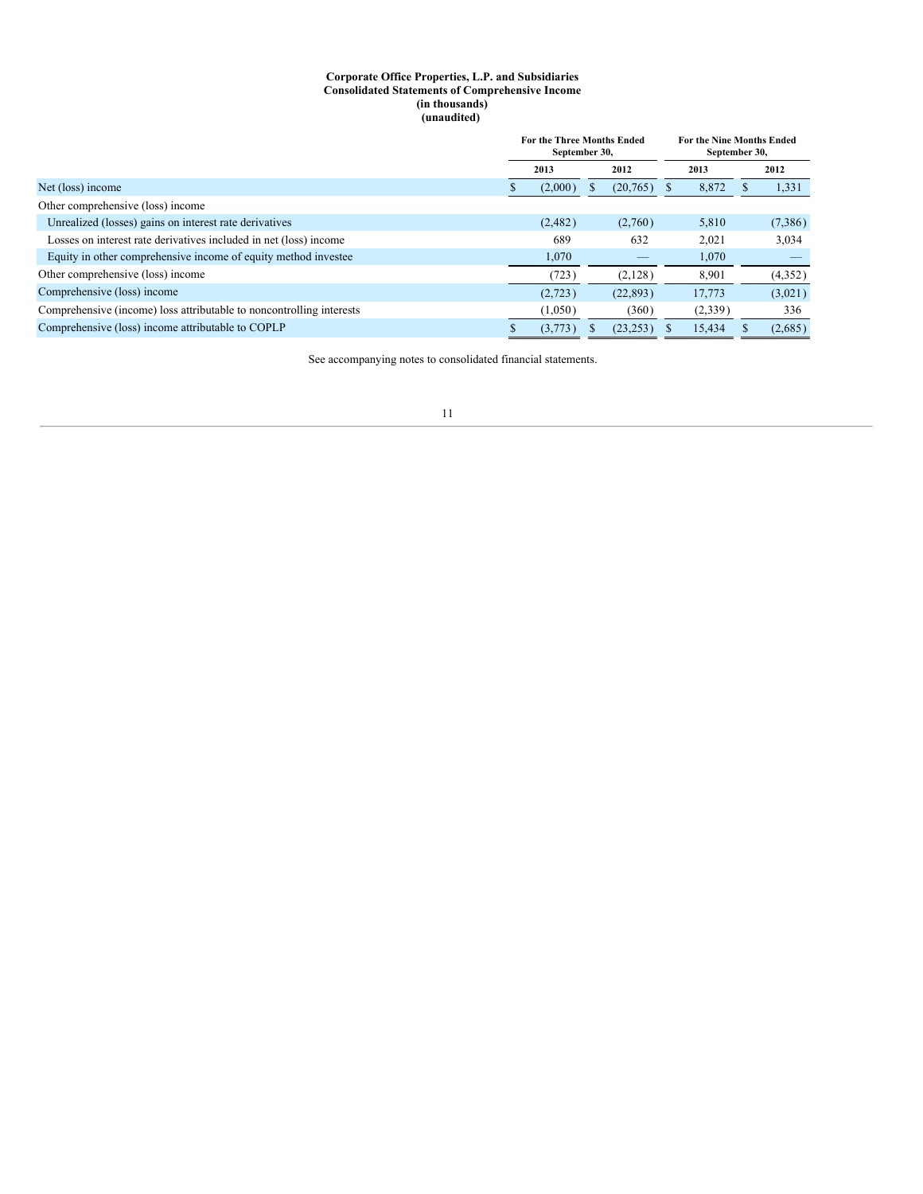**Corporate Office Properties, L.P. and Subsidiaries**
**Consolidated Statements of Comprehensive Income**
**(in thousands)**
**(unaudited)**

| | For the Three Months Ended September 30, | | For the Nine Months Ended September 30, | |
|---|---|---|---|---|
| | 2013 | 2012 | 2013 | 2012 |
| Net (loss) income | $ (2,000) | $ (20,765) | $ 8,872 | $ 1,331 |
| Other comprehensive (loss) income | | | | |
| Unrealized (losses) gains on interest rate derivatives | (2,482) | (2,760) | 5,810 | (7,386) |
| Losses on interest rate derivatives included in net (loss) income | 689 | 632 | 2,021 | 3,034 |
| Equity in other comprehensive income of equity method investee | 1,070 | — | 1,070 | — |
| Other comprehensive (loss) income | (723) | (2,128) | 8,901 | (4,352) |
| Comprehensive (loss) income | (2,723) | (22,893) | 17,773 | (3,021) |
| Comprehensive (income) loss attributable to noncontrolling interests | (1,050) | (360) | (2,339) | 336 |
| Comprehensive (loss) income attributable to COPLP | $ (3,773) | $ (23,253) | $ 15,434 | $ (2,685) |

See accompanying notes to consolidated financial statements.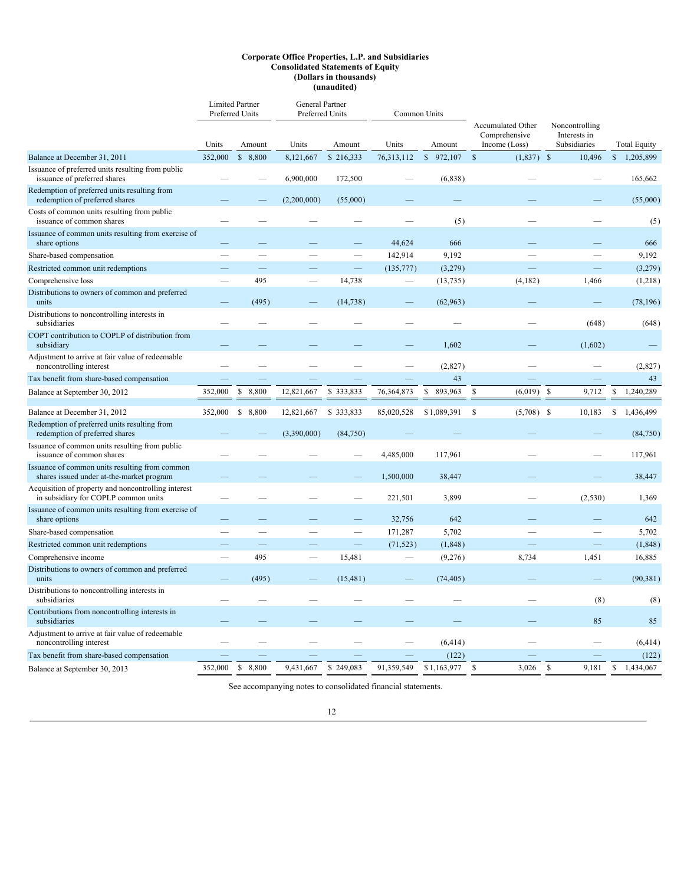**Corporate Office Properties, L.P. and Subsidiaries**
**Consolidated Statements of Equity**
**(Dollars in thousands)**
**(unaudited)**

| | Limited Partner Preferred Units | | General Partner Preferred Units | | Common Units | | | | |
|---|---|---|---|---|---|---|---|---|---|
| | Units | Amount | Units | Amount | Units | Amount | Accumulated Other Comprehensive Income (Loss) | Noncontrolling Interests in Subsidiaries | Total Equity |
| Balance at December 31, 2011 | 352,000 | $ 8,800 | 8,121,667 | $ 216,333 | 76,313,112 | $ 972,107 | $ (1,837) | $ 10,496 | $ 1,205,899 |
| Issuance of preferred units resulting from public issuance of preferred shares | — | — | 6,900,000 | 172,500 | — | (6,838) | — | — | 165,662 |
| Redemption of preferred units resulting from redemption of preferred shares | — | — | (2,200,000) | (55,000) | — | — | — | — | (55,000) |
| Costs of common units resulting from public issuance of common shares | — | — | — | — | — | (5) | — | — | (5) |
| Issuance of common units resulting from exercise of share options | — | — | — | — | 44,624 | 666 | — | — | 666 |
| Share-based compensation | — | — | — | — | 142,914 | 9,192 | — | — | 9,192 |
| Restricted common unit redemptions | — | — | — | — | (135,777) | (3,279) | — | — | (3,279) |
| Comprehensive loss | — | 495 | — | 14,738 | — | (13,735) | (4,182) | 1,466 | (1,218) |
| Distributions to owners of common and preferred units | — | (495) | — | (14,738) | — | (62,963) | — | — | (78,196) |
| Distributions to noncontrolling interests in subsidiaries | — | — | — | — | — | — | — | (648) | (648) |
| COPT contribution to COPLP of distribution from subsidiary | — | — | — | — | — | 1,602 | — | (1,602) | — |
| Adjustment to arrive at fair value of redeemable noncontrolling interest | — | — | — | — | — | (2,827) | — | — | (2,827) |
| Tax benefit from share-based compensation | — | — | — | — | — | 43 | — | — | 43 |
| Balance at September 30, 2012 | 352,000 | $ 8,800 | 12,821,667 | $ 333,833 | 76,364,873 | $ 893,963 | $ (6,019) | $ 9,712 | $ 1,240,289 |
| | | | | | | | | | |
| Balance at December 31, 2012 | 352,000 | $ 8,800 | 12,821,667 | $ 333,833 | 85,020,528 | $ 1,089,391 | $ (5,708) | $ 10,183 | $ 1,436,499 |
| Redemption of preferred units resulting from redemption of preferred shares | — | — | (3,390,000) | (84,750) | — | — | — | — | (84,750) |
| Issuance of common units resulting from public issuance of common shares | — | — | — | — | 4,485,000 | 117,961 | — | — | 117,961 |
| Issuance of common units resulting from common shares issued under at-the-market program | — | — | — | — | 1,500,000 | 38,447 | — | — | 38,447 |
| Acquisition of property and noncontrolling interest in subsidiary for COPLP common units | — | — | — | — | 221,501 | 3,899 | — | (2,530) | 1,369 |
| Issuance of common units resulting from exercise of share options | — | — | — | — | 32,756 | 642 | — | — | 642 |
| Share-based compensation | — | — | — | — | 171,287 | 5,702 | — | — | 5,702 |
| Restricted common unit redemptions | — | — | — | — | (71,523) | (1,848) | — | — | (1,848) |
| Comprehensive income | — | 495 | — | 15,481 | — | (9,276) | 8,734 | 1,451 | 16,885 |
| Distributions to owners of common and preferred units | — | (495) | — | (15,481) | — | (74,405) | — | — | (90,381) |
| Distributions to noncontrolling interests in subsidiaries | — | — | — | — | — | — | — | (8) | (8) |
| Contributions from noncontrolling interests in subsidiaries | — | — | — | — | — | — | — | 85 | 85 |
| Adjustment to arrive at fair value of redeemable noncontrolling interest | — | — | — | — | — | (6,414) | — | — | (6,414) |
| Tax benefit from share-based compensation | — | — | — | — | — | (122) | — | — | (122) |
| Balance at September 30, 2013 | 352,000 | $ 8,800 | 9,431,667 | $ 249,083 | 91,359,549 | $ 1,163,977 | $ 3,026 | $ 9,181 | $ 1,434,067 |

See accompanying notes to consolidated financial statements.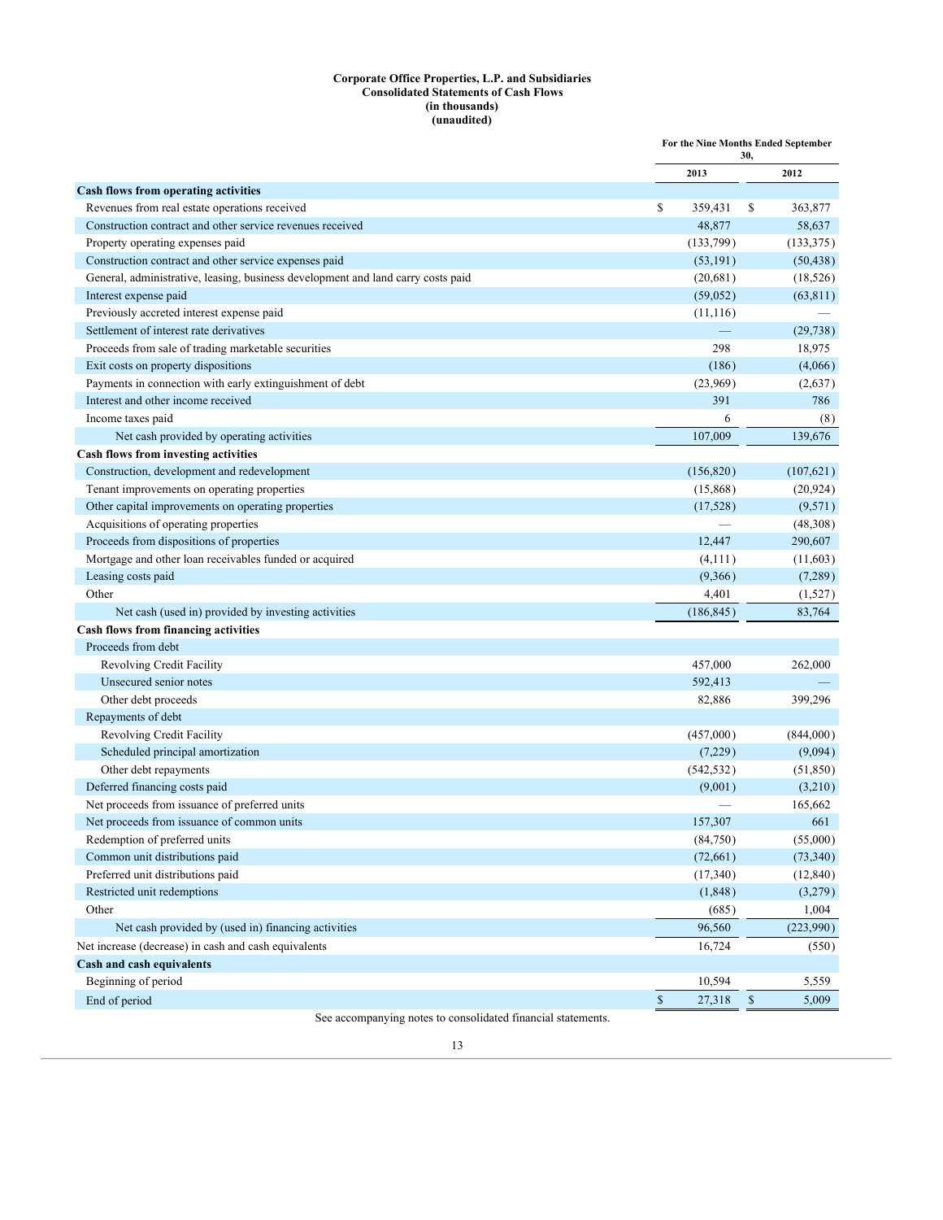**Corporate Office Properties, L.P. and Subsidiaries**
**Consolidated Statements of Cash Flows**
**(in thousands)**
**(unaudited)**

| | For the Nine Months Ended September 30, | |
|---|---|---|
| | 2013 | 2012 |
| **Cash flows from operating activities** | | |
| Revenues from real estate operations received | $ 359,431 | $ 363,877 |
| Construction contract and other service revenues received | 48,877 | 58,637 |
| Property operating expenses paid | (133,799) | (133,375) |
| Construction contract and other service expenses paid | (53,191) | (50,438) |
| General, administrative, leasing, business development and land carry costs paid | (20,681) | (18,526) |
| Interest expense paid | (59,052) | (63,811) |
| Previously accreted interest expense paid | (11,116) | — |
| Settlement of interest rate derivatives | — | (29,738) |
| Proceeds from sale of trading marketable securities | 298 | 18,975 |
| Exit costs on property dispositions | (186) | (4,066) |
| Payments in connection with early extinguishment of debt | (23,969) | (2,637) |
| Interest and other income received | 391 | 786 |
| Income taxes paid | 6 | (8) |
| Net cash provided by operating activities | 107,009 | 139,676 |
| **Cash flows from investing activities** | | |
| Construction, development and redevelopment | (156,820) | (107,621) |
| Tenant improvements on operating properties | (15,868) | (20,924) |
| Other capital improvements on operating properties | (17,528) | (9,571) |
| Acquisitions of operating properties | — | (48,308) |
| Proceeds from dispositions of properties | 12,447 | 290,607 |
| Mortgage and other loan receivables funded or acquired | (4,111) | (11,603) |
| Leasing costs paid | (9,366) | (7,289) |
| Other | 4,401 | (1,527) |
| Net cash (used in) provided by investing activities | (186,845) | 83,764 |
| **Cash flows from financing activities** | | |
| Proceeds from debt | | |
| Revolving Credit Facility | 457,000 | 262,000 |
| Unsecured senior notes | 592,413 | — |
| Other debt proceeds | 82,886 | 399,296 |
| Repayments of debt | | |
| Revolving Credit Facility | (457,000) | (844,000) |
| Scheduled principal amortization | (7,229) | (9,094) |
| Other debt repayments | (542,532) | (51,850) |
| Deferred financing costs paid | (9,001) | (3,210) |
| Net proceeds from issuance of preferred units | — | 165,662 |
| Net proceeds from issuance of common units | 157,307 | 661 |
| Redemption of preferred units | (84,750) | (55,000) |
| Common unit distributions paid | (72,661) | (73,340) |
| Preferred unit distributions paid | (17,340) | (12,840) |
| Restricted unit redemptions | (1,848) | (3,279) |
| Other | (685) | 1,004 |
| Net cash provided by (used in) financing activities | 96,560 | (223,990) |
| Net increase (decrease) in cash and cash equivalents | 16,724 | (550) |
| **Cash and cash equivalents** | | |
| Beginning of period | 10,594 | 5,559 |
| End of period | $ 27,318 | $ 5,009 |

See accompanying notes to consolidated financial statements.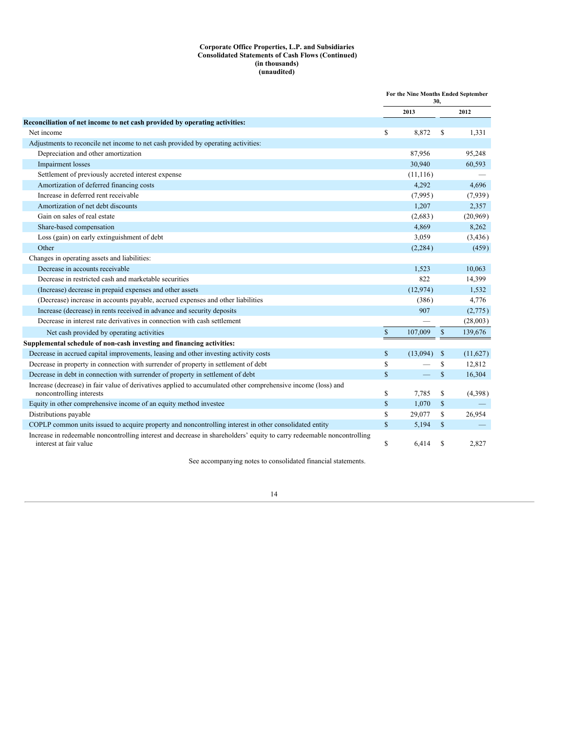**Corporate Office Properties, L.P. and Subsidiaries**
**Consolidated Statements of Cash Flows (Continued)**
**(in thousands)**
**(unaudited)**

| | For the Nine Months Ended September 30, | |
|---|---|---|
| | 2013 | 2012 |
| **Reconciliation of net income to net cash provided by operating activities:** | | |
| Net income | $ 8,872 | $ 1,331 |
| Adjustments to reconcile net income to net cash provided by operating activities: | | |
| Depreciation and other amortization | 87,956 | 95,248 |
| Impairment losses | 30,940 | 60,593 |
| Settlement of previously accreted interest expense | (11,116) | — |
| Amortization of deferred financing costs | 4,292 | 4,696 |
| Increase in deferred rent receivable | (7,995) | (7,939) |
| Amortization of net debt discounts | 1,207 | 2,357 |
| Gain on sales of real estate | (2,683) | (20,969) |
| Share-based compensation | 4,869 | 8,262 |
| Loss (gain) on early extinguishment of debt | 3,059 | (3,436) |
| Other | (2,284) | (459) |
| Changes in operating assets and liabilities: | | |
| Decrease in accounts receivable | 1,523 | 10,063 |
| Decrease in restricted cash and marketable securities | 822 | 14,399 |
| (Increase) decrease in prepaid expenses and other assets | (12,974) | 1,532 |
| (Decrease) increase in accounts payable, accrued expenses and other liabilities | (386) | 4,776 |
| Increase (decrease) in rents received in advance and security deposits | 907 | (2,775) |
| Decrease in interest rate derivatives in connection with cash settlement | — | (28,003) |
| Net cash provided by operating activities | $ 107,009 | $ 139,676 |
| **Supplemental schedule of non-cash investing and financing activities:** | | |
| Decrease in accrued capital improvements, leasing and other investing activity costs | $ (13,094) | $ (11,627) |
| Decrease in property in connection with surrender of property in settlement of debt | $ — | $ 12,812 |
| Decrease in debt in connection with surrender of property in settlement of debt | $ — | $ 16,304 |
| Increase (decrease) in fair value of derivatives applied to accumulated other comprehensive income (loss) and noncontrolling interests | $ 7,785 | $ (4,398) |
| Equity in other comprehensive income of an equity method investee | $ 1,070 | $ — |
| Distributions payable | $ 29,077 | $ 26,954 |
| COPLP common units issued to acquire property and noncontrolling interest in other consolidated entity | $ 5,194 | $ — |
| Increase in redeemable noncontrolling interest and decrease in shareholders' equity to carry redeemable noncontrolling interest at fair value | $ 6,414 | $ 2,827 |

See accompanying notes to consolidated financial statements.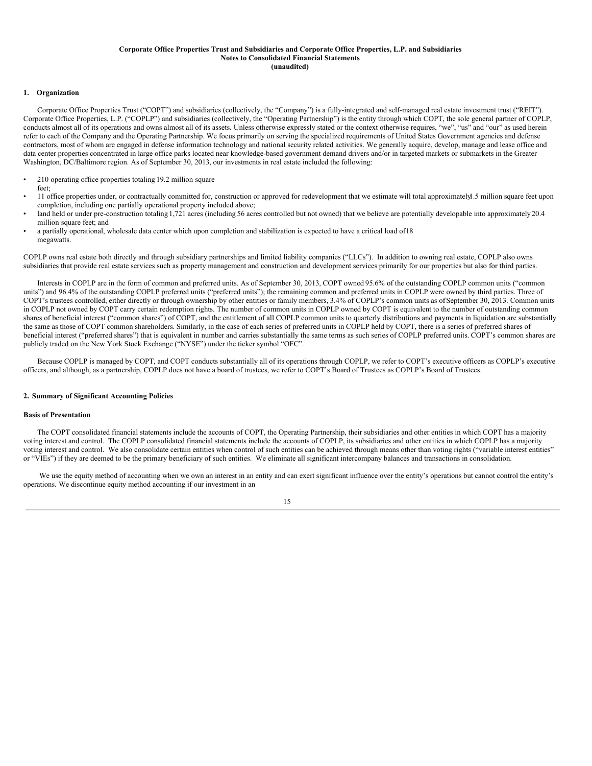**Corporate Office Properties Trust and Subsidiaries and Corporate Office Properties, L.P. and Subsidiaries**
**Notes to Consolidated Financial Statements**
**(unaudited)**

## 1. Organization

Corporate Office Properties Trust ("COPT") and subsidiaries (collectively, the "Company") is a fully-integrated and self-managed real estate investment trust ("REIT"). Corporate Office Properties, L.P. ("COPLP") and subsidiaries (collectively, the "Operating Partnership") is the entity through which COPT, the sole general partner of COPLP, conducts almost all of its operations and owns almost all of its assets. Unless otherwise expressly stated or the context otherwise requires, "we", "us" and "our" as used herein refer to each of the Company and the Operating Partnership. We focus primarily on serving the specialized requirements of United States Government agencies and defense contractors, most of whom are engaged in defense information technology and national security related activities. We generally acquire, develop, manage and lease office and data center properties concentrated in large office parks located near knowledge-based government demand drivers and/or in targeted markets or submarkets in the Greater Washington, DC/Baltimore region. As of September 30, 2013, our investments in real estate included the following:

- 210 operating office properties totaling 19.2 million square feet;
- 11 office properties under, or contractually committed for, construction or approved for redevelopment that we estimate will total approximately 1.5 million square feet upon completion, including one partially operational property included above;
- land held or under pre-construction totaling 1,721 acres (including 56 acres controlled but not owned) that we believe are potentially developable into approximately 20.4 million square feet; and
- a partially operational, wholesale data center which upon completion and stabilization is expected to have a critical load of 18 megawatts.

COPLP owns real estate both directly and through subsidiary partnerships and limited liability companies ("LLCs"). In addition to owning real estate, COPLP also owns subsidiaries that provide real estate services such as property management and construction and development services primarily for our properties but also for third parties.

Interests in COPLP are in the form of common and preferred units. As of September 30, 2013, COPT owned 95.6% of the outstanding COPLP common units ("common units") and 96.4% of the outstanding COPLP preferred units ("preferred units"); the remaining common and preferred units in COPLP were owned by third parties. Three of COPT's trustees controlled, either directly or through ownership by other entities or family members, 3.4% of COPLP's common units as of September 30, 2013. Common units in COPLP not owned by COPT carry certain redemption rights. The number of common units in COPLP owned by COPT is equivalent to the number of outstanding common shares of beneficial interest ("common shares") of COPT, and the entitlement of all COPLP common units to quarterly distributions and payments in liquidation are substantially the same as those of COPT common shareholders. Similarly, in the case of each series of preferred units in COPLP held by COPT, there is a series of preferred shares of beneficial interest ("preferred shares") that is equivalent in number and carries substantially the same terms as such series of COPLP preferred units. COPT's common shares are publicly traded on the New York Stock Exchange ("NYSE") under the ticker symbol "OFC".

Because COPLP is managed by COPT, and COPT conducts substantially all of its operations through COPLP, we refer to COPT's executive officers as COPLP's executive officers, and although, as a partnership, COPLP does not have a board of trustees, we refer to COPT's Board of Trustees as COPLP's Board of Trustees.

## 2. Summary of Significant Accounting Policies

### Basis of Presentation

The COPT consolidated financial statements include the accounts of COPT, the Operating Partnership, their subsidiaries and other entities in which COPT has a majority voting interest and control. The COPLP consolidated financial statements include the accounts of COPLP, its subsidiaries and other entities in which COPLP has a majority voting interest and control. We also consolidate certain entities when control of such entities can be achieved through means other than voting rights ("variable interest entities" or "VIEs") if they are deemed to be the primary beneficiary of such entities. We eliminate all significant intercompany balances and transactions in consolidation.

We use the equity method of accounting when we own an interest in an entity and can exert significant influence over the entity's operations but cannot control the entity's operations. We discontinue equity method accounting if our investment in an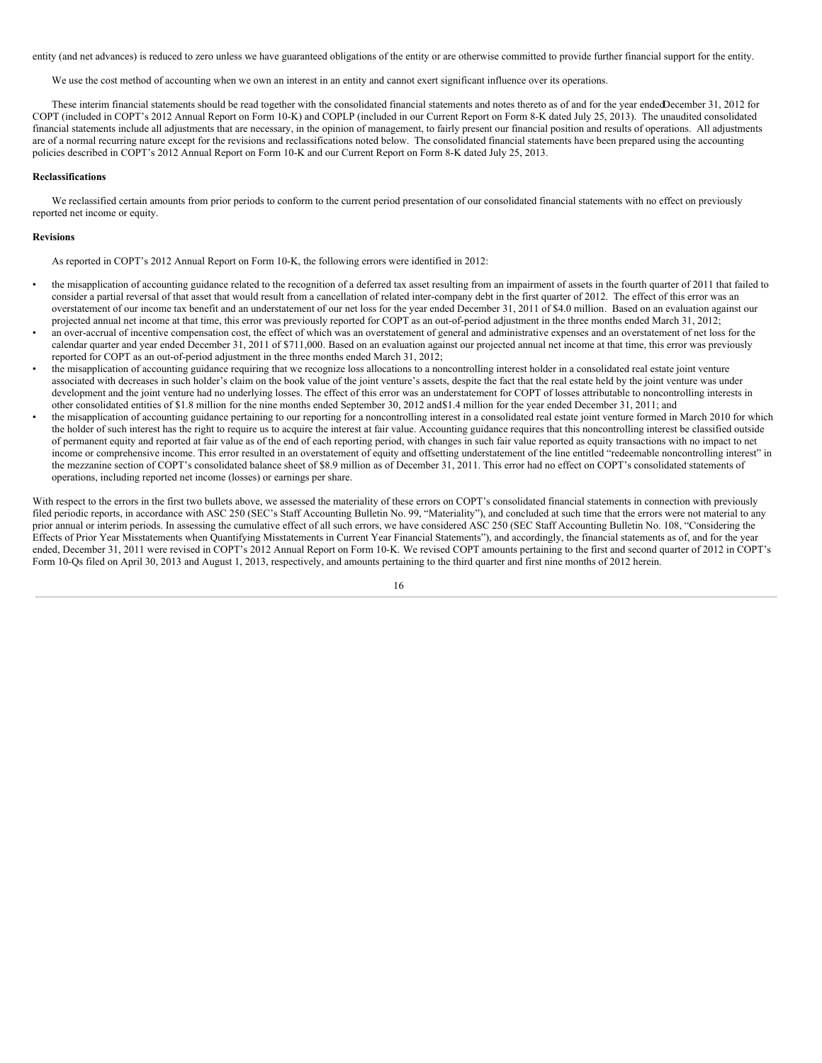entity (and net advances) is reduced to zero unless we have guaranteed obligations of the entity or are otherwise committed to provide further financial support for the entity.

We use the cost method of accounting when we own an interest in an entity and cannot exert significant influence over its operations.

These interim financial statements should be read together with the consolidated financial statements and notes thereto as of and for the year ended December 31, 2012 for COPT (included in COPT's 2012 Annual Report on Form 10-K) and COPLP (included in our Current Report on Form 8-K dated July 25, 2013). The unaudited consolidated financial statements include all adjustments that are necessary, in the opinion of management, to fairly present our financial position and results of operations. All adjustments are of a normal recurring nature except for the revisions and reclassifications noted below. The consolidated financial statements have been prepared using the accounting policies described in COPT's 2012 Annual Report on Form 10-K and our Current Report on Form 8-K dated July 25, 2013.

**Reclassifications**

We reclassified certain amounts from prior periods to conform to the current period presentation of our consolidated financial statements with no effect on previously reported net income or equity.

**Revisions**

As reported in COPT's 2012 Annual Report on Form 10-K, the following errors were identified in 2012:

- the misapplication of accounting guidance related to the recognition of a deferred tax asset resulting from an impairment of assets in the fourth quarter of 2011 that failed to consider a partial reversal of that asset that would result from a cancellation of related inter-company debt in the first quarter of 2012. The effect of this error was an overstatement of our income tax benefit and an understatement of our net loss for the year ended December 31, 2011 of $4.0 million. Based on an evaluation against our projected annual net income at that time, this error was previously reported for COPT as an out-of-period adjustment in the three months ended March 31, 2012;
- an over-accrual of incentive compensation cost, the effect of which was an overstatement of general and administrative expenses and an overstatement of net loss for the calendar quarter and year ended December 31, 2011 of $711,000. Based on an evaluation against our projected annual net income at that time, this error was previously reported for COPT as an out-of-period adjustment in the three months ended March 31, 2012;
- the misapplication of accounting guidance requiring that we recognize loss allocations to a noncontrolling interest holder in a consolidated real estate joint venture associated with decreases in such holder's claim on the book value of the joint venture's assets, despite the fact that the real estate held by the joint venture was under development and the joint venture had no underlying losses. The effect of this error was an understatement for COPT of losses attributable to noncontrolling interests in other consolidated entities of $1.8 million for the nine months ended September 30, 2012 and $1.4 million for the year ended December 31, 2011; and
- the misapplication of accounting guidance pertaining to our reporting for a noncontrolling interest in a consolidated real estate joint venture formed in March 2010 for which the holder of such interest has the right to require us to acquire the interest at fair value. Accounting guidance requires that this noncontrolling interest be classified outside of permanent equity and reported at fair value as of the end of each reporting period, with changes in such fair value reported as equity transactions with no impact to net income or comprehensive income. This error resulted in an overstatement of equity and offsetting understatement of the line entitled "redeemable noncontrolling interest" in the mezzanine section of COPT's consolidated balance sheet of $8.9 million as of December 31, 2011. This error had no effect on COPT's consolidated statements of operations, including reported net income (losses) or earnings per share.

With respect to the errors in the first two bullets above, we assessed the materiality of these errors on COPT's consolidated financial statements in connection with previously filed periodic reports, in accordance with ASC 250 (SEC's Staff Accounting Bulletin No. 99, "Materiality"), and concluded at such time that the errors were not material to any prior annual or interim periods. In assessing the cumulative effect of all such errors, we have considered ASC 250 (SEC Staff Accounting Bulletin No. 108, "Considering the Effects of Prior Year Misstatements when Quantifying Misstatements in Current Year Financial Statements"), and accordingly, the financial statements as of, and for the year ended, December 31, 2011 were revised in COPT's 2012 Annual Report on Form 10-K. We revised COPT amounts pertaining to the first and second quarter of 2012 in COPT's Form 10-Qs filed on April 30, 2013 and August 1, 2013, respectively, and amounts pertaining to the third quarter and first nine months of 2012 herein.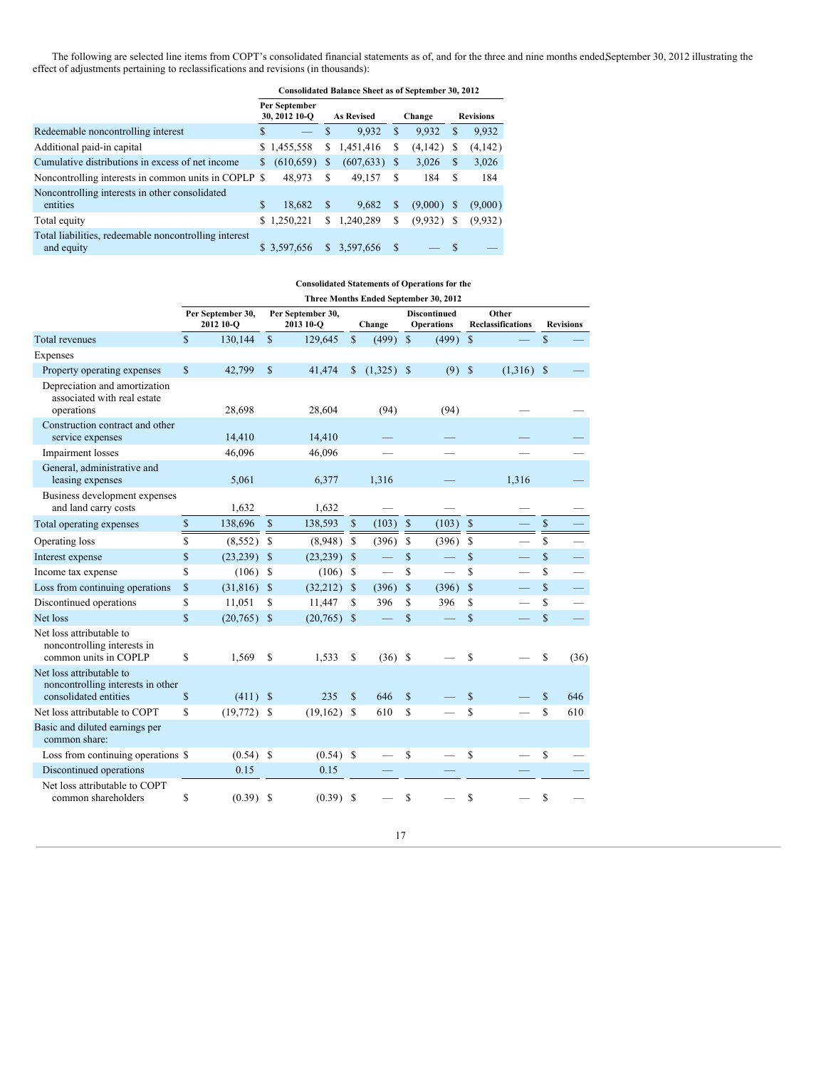The following are selected line items from COPT's consolidated financial statements as of, and for the three and nine months ended September 30, 2012 illustrating the effect of adjustments pertaining to reclassifications and revisions (in thousands):

| | Consolidated Balance Sheet as of September 30, 2012 | | | |
|---|---|---|---|---|
| | Per September 30, 2012 10-Q | As Revised | Change | Revisions |
| Redeemable noncontrolling interest | $ — | $ 9,932 | $ 9,932 | $ 9,932 |
| Additional paid-in capital | $ 1,455,558 | $ 1,451,416 | $ (4,142) | $ (4,142) |
| Cumulative distributions in excess of net income | $ (610,659) | $ (607,633) | $ 3,026 | $ 3,026 |
| Noncontrolling interests in common units in COPLP | $ 48,973 | $ 49,157 | $ 184 | $ 184 |
| Noncontrolling interests in other consolidated entities | $ 18,682 | $ 9,682 | $ (9,000) | $ (9,000) |
| Total equity | $ 1,250,221 | $ 1,240,289 | $ (9,932) | $ (9,932) |
| Total liabilities, redeemable noncontrolling interest and equity | $ 3,597,656 | $ 3,597,656 | $ — | $ — |

| | Consolidated Statements of Operations for the Three Months Ended September 30, 2012 | | | | | |
|---|---|---|---|---|---|---|
| | Per September 30, 2012 10-Q | Per September 30, 2013 10-Q | Change | Discontinued Operations | Other Reclassifications | Revisions |
| Total revenues | $ 130,144 | $ 129,645 | $ (499) | $ (499) | $ — | $ — |
| Expenses | | | | | | |
| Property operating expenses | $ 42,799 | $ 41,474 | $ (1,325) | $ (9) | $ (1,316) | $ — |
| Depreciation and amortization associated with real estate operations | 28,698 | 28,604 | (94) | (94) | — | — |
| Construction contract and other service expenses | 14,410 | 14,410 | — | — | — | — |
| Impairment losses | 46,096 | 46,096 | — | — | — | — |
| General, administrative and leasing expenses | 5,061 | 6,377 | 1,316 | — | 1,316 | — |
| Business development expenses and land carry costs | 1,632 | 1,632 | — | — | — | — |
| Total operating expenses | $ 138,696 | $ 138,593 | $ (103) | $ (103) | $ — | $ — |
| Operating loss | $ (8,552) | $ (8,948) | $ (396) | $ (396) | $ — | $ — |
| Interest expense | $ (23,239) | $ (23,239) | $ — | $ — | $ — | $ — |
| Income tax expense | $ (106) | $ (106) | $ — | $ — | $ — | $ — |
| Loss from continuing operations | $ (31,816) | $ (32,212) | $ (396) | $ (396) | $ — | $ — |
| Discontinued operations | $ 11,051 | $ 11,447 | $ 396 | $ 396 | $ — | $ — |
| Net loss | $ (20,765) | $ (20,765) | $ — | $ — | $ — | $ — |
| Net loss attributable to noncontrolling interests in common units in COPLP | $ 1,569 | $ 1,533 | $ (36) | $ — | $ — | $ (36) |
| Net loss attributable to noncontrolling interests in other consolidated entities | $ (411) | $ 235 | $ 646 | $ — | $ — | $ 646 |
| Net loss attributable to COPT | $ (19,772) | $ (19,162) | $ 610 | $ — | $ — | $ 610 |
| Basic and diluted earnings per common share: | | | | | | |
| Loss from continuing operations | $ (0.54) | $ (0.54) | $ — | $ — | $ — | $ — |
| Discontinued operations | 0.15 | 0.15 | — | — | — | — |
| Net loss attributable to COPT common shareholders | $ (0.39) | $ (0.39) | $ — | $ — | $ — | $ — |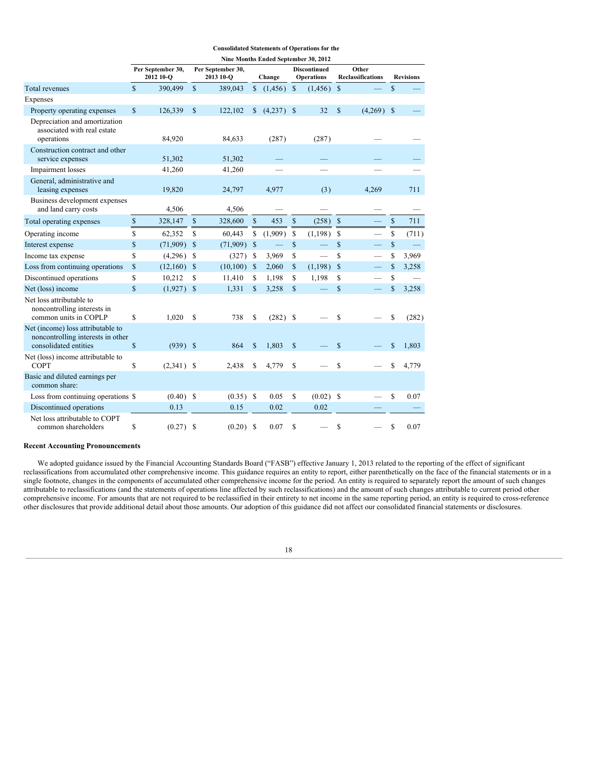| Consolidated Statements of Operations for the Nine Months Ended September 30, 2012 | | | | | | |
|---|---|---|---|---|---|---|
| | Per September 30, 2012 10-Q | Per September 30, 2013 10-Q | Change | Discontinued Operations | Other Reclassifications | Revisions |
| Total revenues | $ 390,499 | $ 389,043 | $ (1,456) | $ (1,456) | $ — | $ — |
| Expenses | | | | | | |
| Property operating expenses | $ 126,339 | $ 122,102 | $ (4,237) | $ 32 | $ (4,269) | $ — |
| Depreciation and amortization associated with real estate operations | 84,920 | 84,633 | (287) | (287) | — | — |
| Construction contract and other service expenses | 51,302 | 51,302 | — | — | — | — |
| Impairment losses | 41,260 | 41,260 | — | — | — | — |
| General, administrative and leasing expenses | 19,820 | 24,797 | 4,977 | (3) | 4,269 | 711 |
| Business development expenses and land carry costs | 4,506 | 4,506 | — | — | — | — |
| Total operating expenses | $ 328,147 | $ 328,600 | $ 453 | $ (258) | $ — | $ 711 |
| Operating income | $ 62,352 | $ 60,443 | $ (1,909) | $ (1,198) | $ — | $ (711) |
| Interest expense | $ (71,909) | $ (71,909) | $ — | $ — | $ — | $ — |
| Income tax expense | $ (4,296) | $ (327) | $ 3,969 | $ — | $ — | $ 3,969 |
| Loss from continuing operations | $ (12,160) | $ (10,100) | $ 2,060 | $ (1,198) | $ — | $ 3,258 |
| Discontinued operations | $ 10,212 | $ 11,410 | $ 1,198 | $ 1,198 | $ — | $ — |
| Net (loss) income | $ (1,927) | $ 1,331 | $ 3,258 | $ — | $ — | $ 3,258 |
| Net loss attributable to noncontrolling interests in common units in COPLP | $ 1,020 | $ 738 | $ (282) | $ — | $ — | $ (282) |
| Net (income) loss attributable to noncontrolling interests in other consolidated entities | $ (939) | $ 864 | $ 1,803 | $ — | $ — | $ 1,803 |
| Net (loss) income attributable to COPT | $ (2,341) | $ 2,438 | $ 4,779 | $ — | $ — | $ 4,779 |
| Basic and diluted earnings per common share: | | | | | | |
| Loss from continuing operations | $ (0.40) | $ (0.35) | $ 0.05 | $ (0.02) | $ — | $ 0.07 |
| Discontinued operations | 0.13 | 0.15 | 0.02 | 0.02 | — | — |
| Net loss attributable to COPT common shareholders | $ (0.27) | $ (0.20) | $ 0.07 | $ — | $ — | $ 0.07 |

### Recent Accounting Pronouncements

We adopted guidance issued by the Financial Accounting Standards Board ("FASB") effective January 1, 2013 related to the reporting of the effect of significant reclassifications from accumulated other comprehensive income. This guidance requires an entity to report, either parenthetically on the face of the financial statements or in a single footnote, changes in the components of accumulated other comprehensive income for the period. An entity is required to separately report the amount of such changes attributable to reclassifications (and the statements of operations line affected by such reclassifications) and the amount of such changes attributable to current period other comprehensive income. For amounts that are not required to be reclassified in their entirety to net income in the same reporting period, an entity is required to cross-reference other disclosures that provide additional detail about those amounts. Our adoption of this guidance did not affect our consolidated financial statements or disclosures.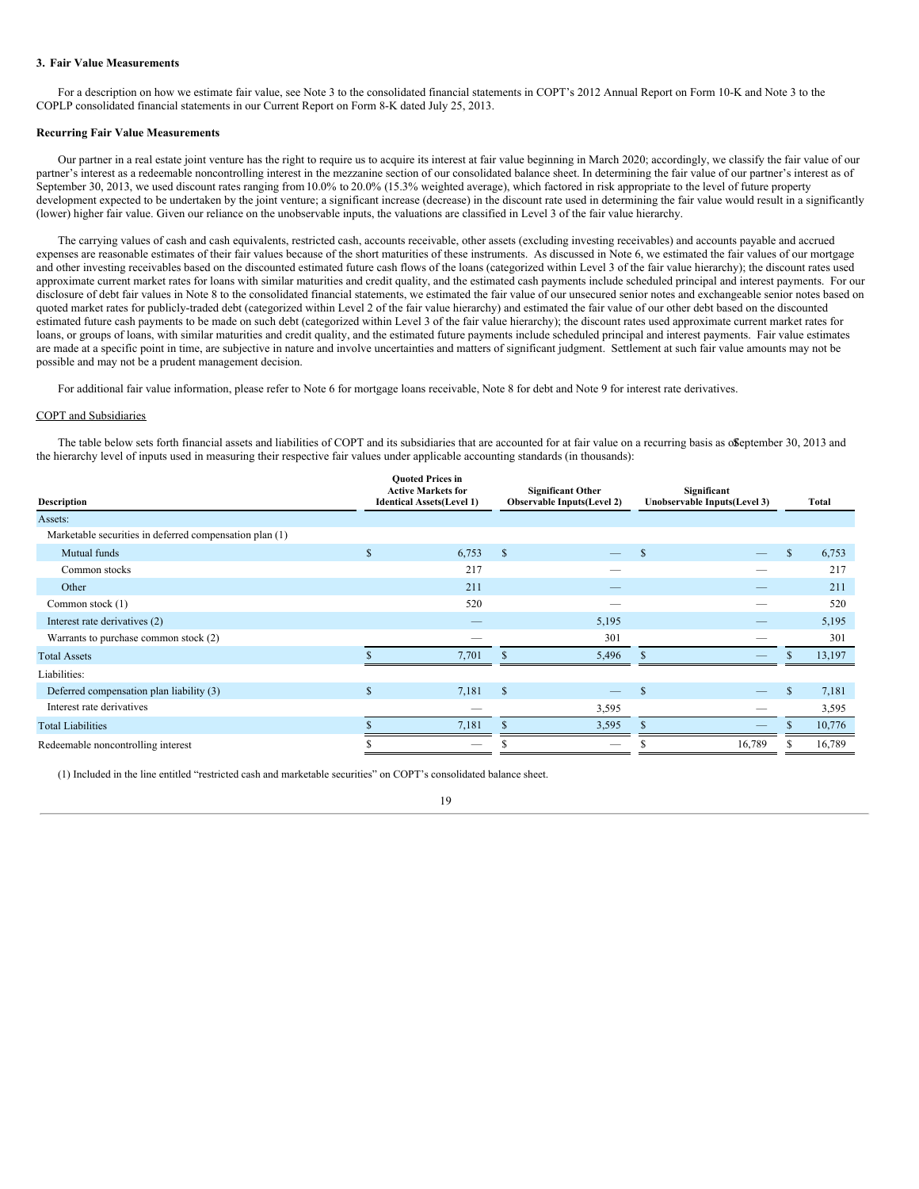### 3. Fair Value Measurements

For a description on how we estimate fair value, see Note 3 to the consolidated financial statements in COPT's 2012 Annual Report on Form 10-K and Note 3 to the COPLP consolidated financial statements in our Current Report on Form 8-K dated July 25, 2013.

#### Recurring Fair Value Measurements

Our partner in a real estate joint venture has the right to require us to acquire its interest at fair value beginning in March 2020; accordingly, we classify the fair value of our partner's interest as a redeemable noncontrolling interest in the mezzanine section of our consolidated balance sheet. In determining the fair value of our partner's interest as of September 30, 2013, we used discount rates ranging from 10.0% to 20.0% (15.3% weighted average), which factored in risk appropriate to the level of future property development expected to be undertaken by the joint venture; a significant increase (decrease) in the discount rate used in determining the fair value would result in a significantly (lower) higher fair value. Given our reliance on the unobservable inputs, the valuations are classified in Level 3 of the fair value hierarchy.

The carrying values of cash and cash equivalents, restricted cash, accounts receivable, other assets (excluding investing receivables) and accounts payable and accrued expenses are reasonable estimates of their fair values because of the short maturities of these instruments. As discussed in Note 6, we estimated the fair values of our mortgage and other investing receivables based on the discounted estimated future cash flows of the loans (categorized within Level 3 of the fair value hierarchy); the discount rates used approximate current market rates for loans with similar maturities and credit quality, and the estimated cash payments include scheduled principal and interest payments. For our disclosure of debt fair values in Note 8 to the consolidated financial statements, we estimated the fair value of our unsecured senior notes and exchangeable senior notes based on quoted market rates for publicly-traded debt (categorized within Level 2 of the fair value hierarchy) and estimated the fair value of our other debt based on the discounted estimated future cash payments to be made on such debt (categorized within Level 3 of the fair value hierarchy); the discount rates used approximate current market rates for loans, or groups of loans, with similar maturities and credit quality, and the estimated future payments include scheduled principal and interest payments. Fair value estimates are made at a specific point in time, are subjective in nature and involve uncertainties and matters of significant judgment. Settlement at such fair value amounts may not be possible and may not be a prudent management decision.

For additional fair value information, please refer to Note 6 for mortgage loans receivable, Note 8 for debt and Note 9 for interest rate derivatives.

COPT and Subsidiaries

The table below sets forth financial assets and liabilities of COPT and its subsidiaries that are accounted for at fair value on a recurring basis as of September 30, 2013 and the hierarchy level of inputs used in measuring their respective fair values under applicable accounting standards (in thousands):

| Description | Quoted Prices in Active Markets for Identical Assets(Level 1) | Significant Other Observable Inputs(Level 2) | Significant Unobservable Inputs(Level 3) | Total |
|---|---|---|---|---|
| Assets: | | | | |
| Marketable securities in deferred compensation plan (1) | | | | |
| Mutual funds | $ 6,753 | $ — | $ — | $ 6,753 |
| Common stocks | 217 | — | — | 217 |
| Other | 211 | — | — | 211 |
| Common stock (1) | 520 | — | — | 520 |
| Interest rate derivatives (2) | — | 5,195 | — | 5,195 |
| Warrants to purchase common stock (2) | — | 301 | — | 301 |
| Total Assets | $ 7,701 | $ 5,496 | $ — | $ 13,197 |
| Liabilities: | | | | |
| Deferred compensation plan liability (3) | $ 7,181 | $ — | $ — | $ 7,181 |
| Interest rate derivatives | — | 3,595 | — | 3,595 |
| Total Liabilities | $ 7,181 | $ 3,595 | $ — | $ 10,776 |
| Redeemable noncontrolling interest | $ — | $ — | $ 16,789 | $ 16,789 |

(1) Included in the line entitled "restricted cash and marketable securities" on COPT's consolidated balance sheet.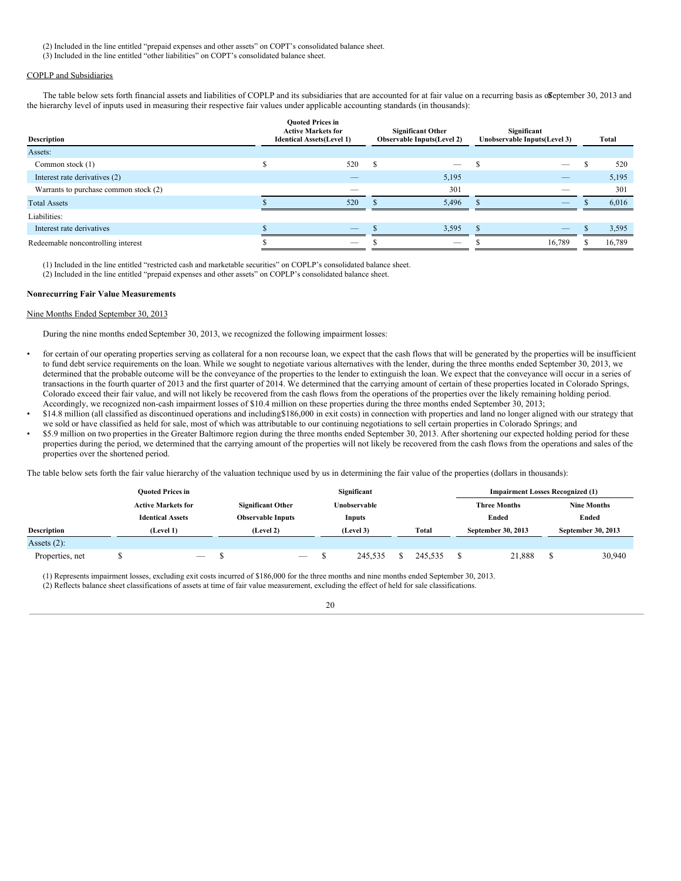(2) Included in the line entitled "prepaid expenses and other assets" on COPT's consolidated balance sheet.
(3) Included in the line entitled "other liabilities" on COPT's consolidated balance sheet.

COPLP and Subsidiaries

The table below sets forth financial assets and liabilities of COPLP and its subsidiaries that are accounted for at fair value on a recurring basis as of September 30, 2013 and the hierarchy level of inputs used in measuring their respective fair values under applicable accounting standards (in thousands):

| Description | Quoted Prices in Active Markets for Identical Assets(Level 1) | Significant Other Observable Inputs(Level 2) | Significant Unobservable Inputs(Level 3) | Total |
|---|---|---|---|---|
| Assets: | | | | |
| Common stock (1) | $ 520 | $ — | $ — | $ 520 |
| Interest rate derivatives (2) | — | 5,195 | — | 5,195 |
| Warrants to purchase common stock (2) | — | 301 | — | 301 |
| Total Assets | $ 520 | $ 5,496 | $ — | $ 6,016 |
| Liabilities: | | | | |
| Interest rate derivatives | $ — | $ 3,595 | $ — | $ 3,595 |
| Redeemable noncontrolling interest | $ — | $ — | $ 16,789 | $ 16,789 |

(1) Included in the line entitled "restricted cash and marketable securities" on COPLP's consolidated balance sheet.
(2) Included in the line entitled "prepaid expenses and other assets" on COPLP's consolidated balance sheet.

**Nonrecurring Fair Value Measurements**

Nine Months Ended September 30, 2013

During the nine months ended September 30, 2013, we recognized the following impairment losses:

- for certain of our operating properties serving as collateral for a non recourse loan, we expect that the cash flows that will be generated by the properties will be insufficient to fund debt service requirements on the loan. While we sought to negotiate various alternatives with the lender, during the three months ended September 30, 2013, we determined that the probable outcome will be the conveyance of the properties to the lender to extinguish the loan. We expect that the conveyance will occur in a series of transactions in the fourth quarter of 2013 and the first quarter of 2014. We determined that the carrying amount of certain of these properties located in Colorado Springs, Colorado exceed their fair value, and will not likely be recovered from the cash flows from the operations of the properties over the likely remaining holding period. Accordingly, we recognized non-cash impairment losses of $10.4 million on these properties during the three months ended September 30, 2013;
- $14.8 million (all classified as discontinued operations and including $186,000 in exit costs) in connection with properties and land no longer aligned with our strategy that we sold or have classified as held for sale, most of which was attributable to our continuing negotiations to sell certain properties in Colorado Springs; and
- $5.9 million on two properties in the Greater Baltimore region during the three months ended September 30, 2013. After shortening our expected holding period for these properties during the period, we determined that the carrying amount of the properties will not likely be recovered from the cash flows from the operations and sales of the properties over the shortened period.

The table below sets forth the fair value hierarchy of the valuation technique used by us in determining the fair value of the properties (dollars in thousands):

| Description | Quoted Prices in Active Markets for Identical Assets (Level 1) | Significant Other Observable Inputs (Level 2) | Significant Unobservable Inputs (Level 3) | Total | Impairment Losses Recognized (1) | |
|---|---|---|---|---|---|---|
| | | | | | Three Months Ended September 30, 2013 | Nine Months Ended September 30, 2013 |
| Assets (2): | | | | | | |
| Properties, net | $ — | $ — | $ 245,535 | $ 245,535 | $ 21,888 | $ 30,940 |

(1) Represents impairment losses, excluding exit costs incurred of $186,000 for the three months and nine months ended September 30, 2013.
(2) Reflects balance sheet classifications of assets at time of fair value measurement, excluding the effect of held for sale classifications.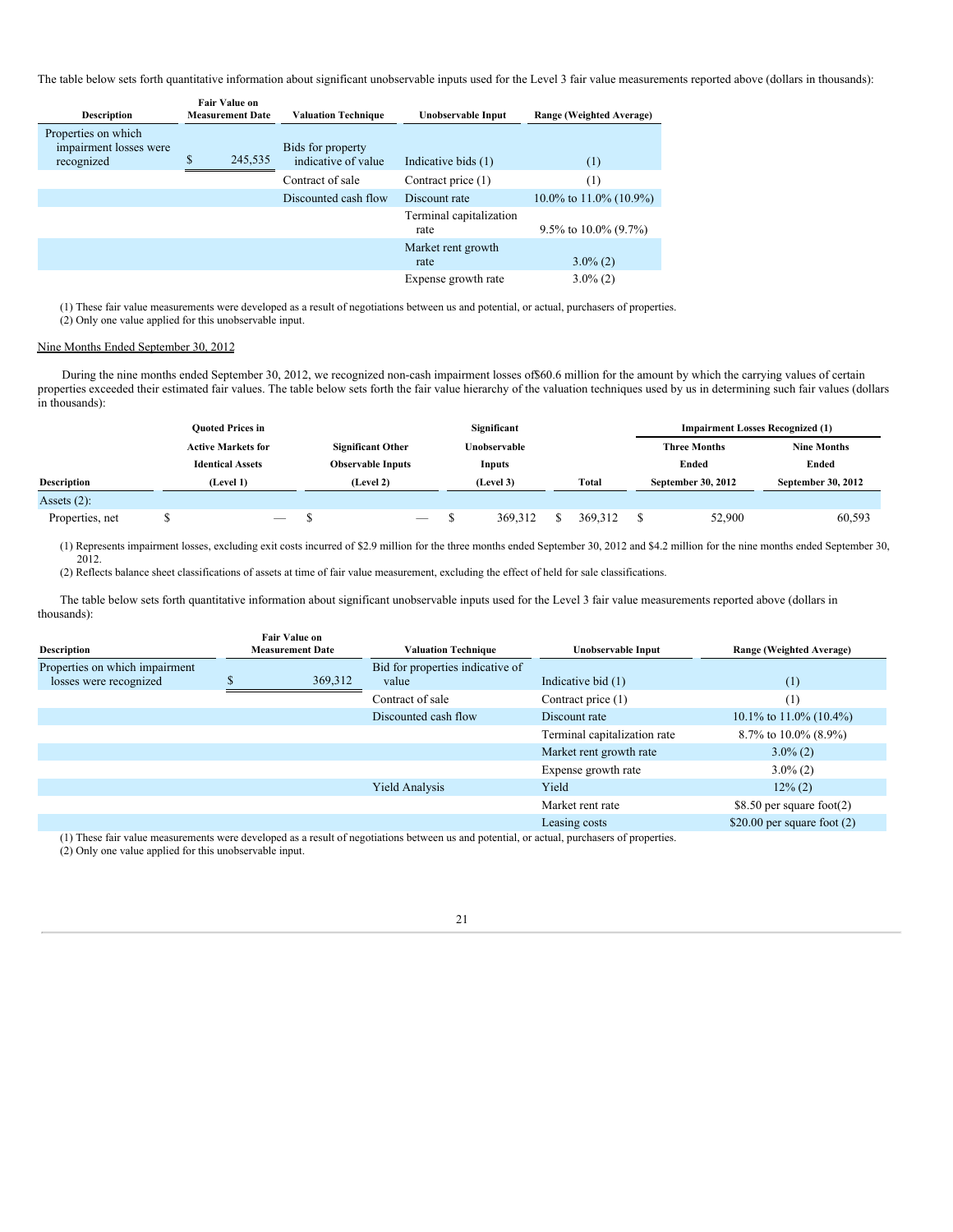The table below sets forth quantitative information about significant unobservable inputs used for the Level 3 fair value measurements reported above (dollars in thousands):

| Description | Fair Value on Measurement Date | Valuation Technique | Unobservable Input | Range (Weighted Average) |
|---|---|---|---|---|
| Properties on which impairment losses were recognized | $ 245,535 | Bids for property indicative of value | Indicative bids (1) | (1) |
| | | Contract of sale | Contract price (1) | (1) |
| | | Discounted cash flow | Discount rate | 10.0% to 11.0% (10.9%) |
| | | | Terminal capitalization rate | 9.5% to 10.0% (9.7%) |
| | | | Market rent growth rate | 3.0% (2) |
| | | | Expense growth rate | 3.0% (2) |

(1) These fair value measurements were developed as a result of negotiations between us and potential, or actual, purchasers of properties.
(2) Only one value applied for this unobservable input.

Nine Months Ended September 30, 2012

During the nine months ended September 30, 2012, we recognized non-cash impairment losses of$60.6 million for the amount by which the carrying values of certain properties exceeded their estimated fair values. The table below sets forth the fair value hierarchy of the valuation techniques used by us in determining such fair values (dollars in thousands):

| Description | Quoted Prices in Active Markets for Identical Assets (Level 1) | Significant Other Observable Inputs (Level 2) | Significant Unobservable Inputs (Level 3) | Total | Impairment Losses Recognized (1) Three Months Ended September 30, 2012 | Impairment Losses Recognized (1) Nine Months Ended September 30, 2012 |
|---|---|---|---|---|---|---|
| Assets (2): | | | | | | |
| Properties, net | $ — | $ — | $ 369,312 | $ 369,312 | $ 52,900 | 60,593 |

(1) Represents impairment losses, excluding exit costs incurred of $2.9 million for the three months ended September 30, 2012 and $4.2 million for the nine months ended September 30, 2012.
(2) Reflects balance sheet classifications of assets at time of fair value measurement, excluding the effect of held for sale classifications.

The table below sets forth quantitative information about significant unobservable inputs used for the Level 3 fair value measurements reported above (dollars in thousands):

| Description | Fair Value on Measurement Date | Valuation Technique | Unobservable Input | Range (Weighted Average) |
|---|---|---|---|---|
| Properties on which impairment losses were recognized | $ 369,312 | Bid for properties indicative of value | Indicative bid (1) | (1) |
| | | Contract of sale | Contract price (1) | (1) |
| | | Discounted cash flow | Discount rate | 10.1% to 11.0% (10.4%) |
| | | | Terminal capitalization rate | 8.7% to 10.0% (8.9%) |
| | | | Market rent growth rate | 3.0% (2) |
| | | | Expense growth rate | 3.0% (2) |
| | | Yield Analysis | Yield | 12% (2) |
| | | | Market rent rate | $8.50 per square foot(2) |
| | | | Leasing costs | $20.00 per square foot (2) |

(1) These fair value measurements were developed as a result of negotiations between us and potential, or actual, purchasers of properties.
(2) Only one value applied for this unobservable input.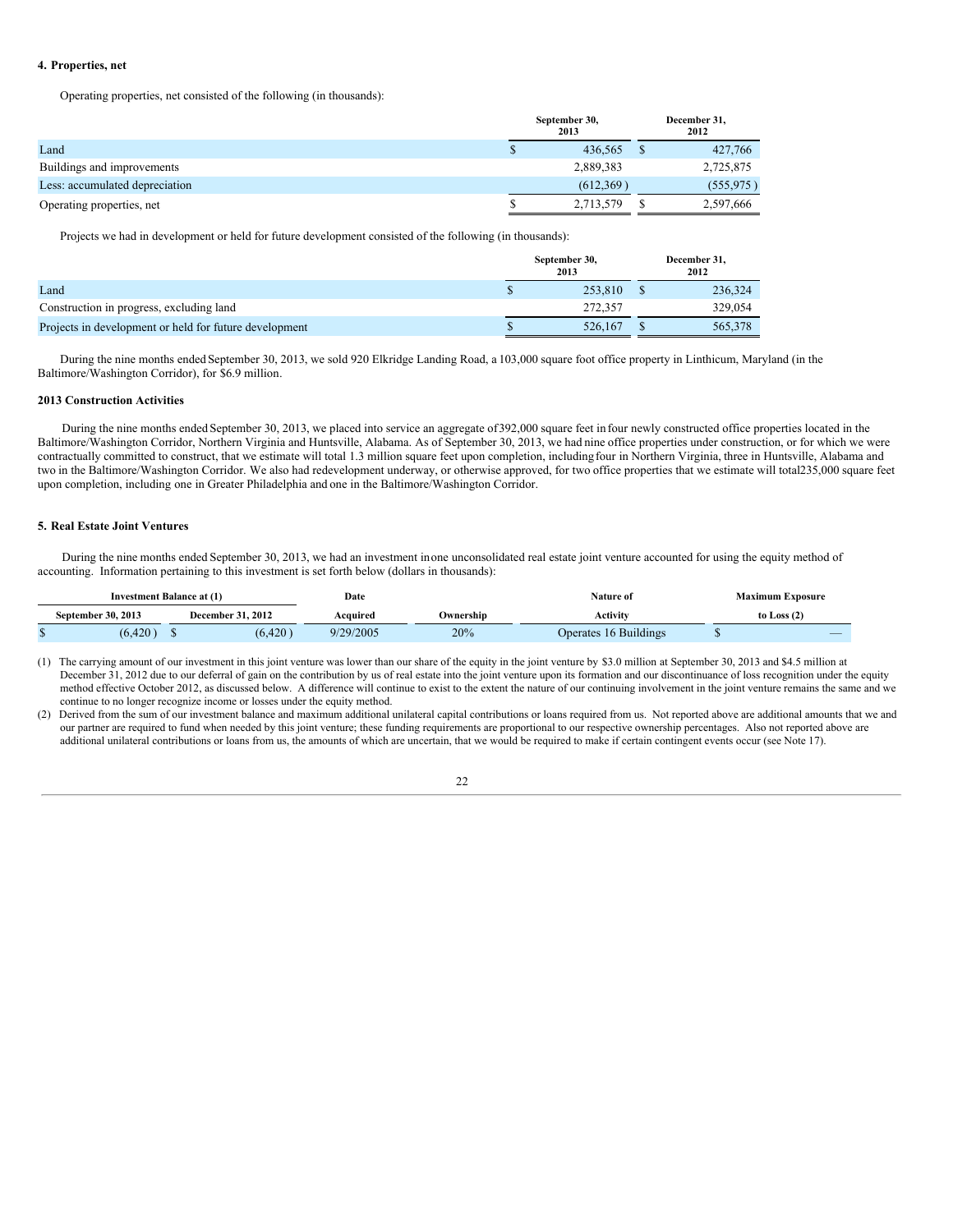### 4. Properties, net

Operating properties, net consisted of the following (in thousands):

| | September 30, 2013 | December 31, 2012 |
|---|---|---|
| Land | $ 436,565 | $ 427,766 |
| Buildings and improvements | 2,889,383 | 2,725,875 |
| Less: accumulated depreciation | (612,369) | (555,975) |
| Operating properties, net | $ 2,713,579 | $ 2,597,666 |

Projects we had in development or held for future development consisted of the following (in thousands):

| | September 30, 2013 | December 31, 2012 |
|---|---|---|
| Land | $ 253,810 | $ 236,324 |
| Construction in progress, excluding land | 272,357 | 329,054 |
| Projects in development or held for future development | $ 526,167 | $ 565,378 |

During the nine months ended September 30, 2013, we sold 920 Elkridge Landing Road, a 103,000 square foot office property in Linthicum, Maryland (in the Baltimore/Washington Corridor), for $6.9 million.

### 2013 Construction Activities

During the nine months ended September 30, 2013, we placed into service an aggregate of 392,000 square feet in four newly constructed office properties located in the Baltimore/Washington Corridor, Northern Virginia and Huntsville, Alabama. As of September 30, 2013, we had nine office properties under construction, or for which we were contractually committed to construct, that we estimate will total 1.3 million square feet upon completion, including four in Northern Virginia, three in Huntsville, Alabama and two in the Baltimore/Washington Corridor. We also had redevelopment underway, or otherwise approved, for two office properties that we estimate will total 235,000 square feet upon completion, including one in Greater Philadelphia and one in the Baltimore/Washington Corridor.

### 5. Real Estate Joint Ventures

During the nine months ended September 30, 2013, we had an investment in one unconsolidated real estate joint venture accounted for using the equity method of accounting. Information pertaining to this investment is set forth below (dollars in thousands):

| Investment Balance at (1) | | Date | | Nature of | Maximum Exposure |
|---|---|---|---|---|---|
| September 30, 2013 | December 31, 2012 | Acquired | Ownership | Activity | to Loss (2) |
| $ (6,420) | $ (6,420) | 9/29/2005 | 20% | Operates 16 Buildings | $ — |

(1) The carrying amount of our investment in this joint venture was lower than our share of the equity in the joint venture by $3.0 million at September 30, 2013 and $4.5 million at December 31, 2012 due to our deferral of gain on the contribution by us of real estate into the joint venture upon its formation and our discontinuance of loss recognition under the equity method effective October 2012, as discussed below. A difference will continue to exist to the extent the nature of our continuing involvement in the joint venture remains the same and we continue to no longer recognize income or losses under the equity method.

(2) Derived from the sum of our investment balance and maximum additional unilateral capital contributions or loans required from us. Not reported above are additional amounts that we and our partner are required to fund when needed by this joint venture; these funding requirements are proportional to our respective ownership percentages. Also not reported above are additional unilateral contributions or loans from us, the amounts of which are uncertain, that we would be required to make if certain contingent events occur (see Note 17).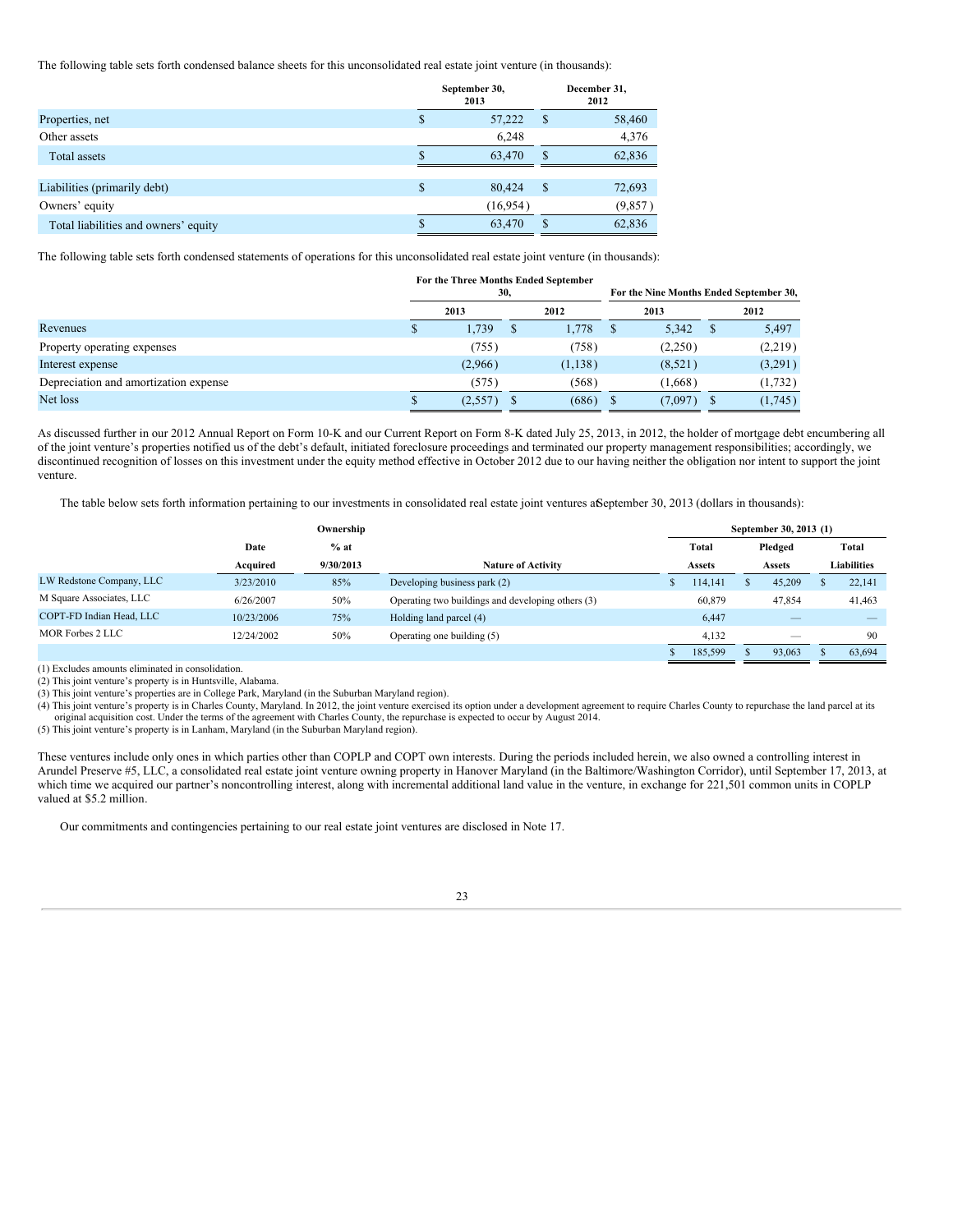The following table sets forth condensed balance sheets for this unconsolidated real estate joint venture (in thousands):

| | September 30, 2013 | December 31, 2012 |
|---|---|---|
| Properties, net | $ 57,222 | $ 58,460 |
| Other assets | 6,248 | 4,376 |
| Total assets | $ 63,470 | $ 62,836 |
| | | |
| Liabilities (primarily debt) | $ 80,424 | $ 72,693 |
| Owners' equity | (16,954) | (9,857) |
| Total liabilities and owners' equity | $ 63,470 | $ 62,836 |

The following table sets forth condensed statements of operations for this unconsolidated real estate joint venture (in thousands):

| | For the Three Months Ended September 30, | | For the Nine Months Ended September 30, | |
|---|---|---|---|---|
| | 2013 | 2012 | 2013 | 2012 |
| Revenues | $ 1,739 | $ 1,778 | $ 5,342 | $ 5,497 |
| Property operating expenses | (755) | (758) | (2,250) | (2,219) |
| Interest expense | (2,966) | (1,138) | (8,521) | (3,291) |
| Depreciation and amortization expense | (575) | (568) | (1,668) | (1,732) |
| Net loss | $ (2,557) | $ (686) | $ (7,097) | $ (1,745) |

As discussed further in our 2012 Annual Report on Form 10-K and our Current Report on Form 8-K dated July 25, 2013, in 2012, the holder of mortgage debt encumbering all of the joint venture's properties notified us of the debt's default, initiated foreclosure proceedings and terminated our property management responsibilities; accordingly, we discontinued recognition of losses on this investment under the equity method effective in October 2012 due to our having neither the obligation nor intent to support the joint venture.

The table below sets forth information pertaining to our investments in consolidated real estate joint ventures at September 30, 2013 (dollars in thousands):

| | Date Acquired | Ownership % at 9/30/2013 | Nature of Activity | September 30, 2013 (1) Total Assets | Pledged Assets | Total Liabilities |
|---|---|---|---|---|---|---|
| LW Redstone Company, LLC | 3/23/2010 | 85% | Developing business park (2) | $ 114,141 | $ 45,209 | $ 22,141 |
| M Square Associates, LLC | 6/26/2007 | 50% | Operating two buildings and developing others (3) | 60,879 | 47,854 | 41,463 |
| COPT-FD Indian Head, LLC | 10/23/2006 | 75% | Holding land parcel (4) | 6,447 | — | — |
| MOR Forbes 2 LLC | 12/24/2002 | 50% | Operating one building (5) | 4,132 | — | 90 |
| | | | | $ 185,599 | $ 93,063 | $ 63,694 |

(1) Excludes amounts eliminated in consolidation.
(2) This joint venture's property is in Huntsville, Alabama.
(3) This joint venture's properties are in College Park, Maryland (in the Suburban Maryland region).
(4) This joint venture's property is in Charles County, Maryland. In 2012, the joint venture exercised its option under a development agreement to require Charles County to repurchase the land parcel at its original acquisition cost. Under the terms of the agreement with Charles County, the repurchase is expected to occur by August 2014.
(5) This joint venture's property is in Lanham, Maryland (in the Suburban Maryland region).

These ventures include only ones in which parties other than COPLP and COPT own interests. During the periods included herein, we also owned a controlling interest in Arundel Preserve #5, LLC, a consolidated real estate joint venture owning property in Hanover Maryland (in the Baltimore/Washington Corridor), until September 17, 2013, at which time we acquired our partner's noncontrolling interest, along with incremental additional land value in the venture, in exchange for 221,501 common units in COPLP valued at $5.2 million.

Our commitments and contingencies pertaining to our real estate joint ventures are disclosed in Note 17.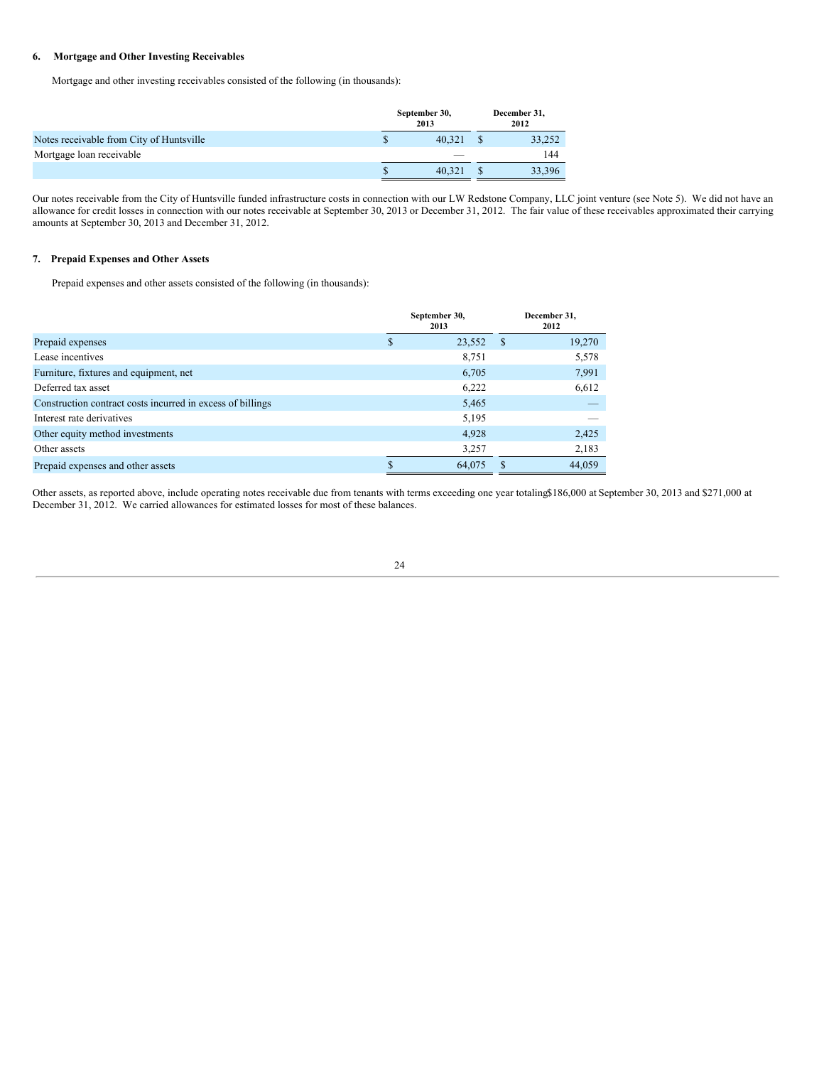### 6. Mortgage and Other Investing Receivables

Mortgage and other investing receivables consisted of the following (in thousands):

| | September 30, 2013 | December 31, 2012 |
|---|---|---|
| Notes receivable from City of Huntsville | $ 40,321 | $ 33,252 |
| Mortgage loan receivable | — | 144 |
| | $ 40,321 | $ 33,396 |

Our notes receivable from the City of Huntsville funded infrastructure costs in connection with our LW Redstone Company, LLC joint venture (see Note 5). We did not have an allowance for credit losses in connection with our notes receivable at September 30, 2013 or December 31, 2012. The fair value of these receivables approximated their carrying amounts at September 30, 2013 and December 31, 2012.

### 7. Prepaid Expenses and Other Assets

Prepaid expenses and other assets consisted of the following (in thousands):

| | September 30, 2013 | December 31, 2012 |
|---|---|---|
| Prepaid expenses | $ 23,552 | $ 19,270 |
| Lease incentives | 8,751 | 5,578 |
| Furniture, fixtures and equipment, net | 6,705 | 7,991 |
| Deferred tax asset | 6,222 | 6,612 |
| Construction contract costs incurred in excess of billings | 5,465 | — |
| Interest rate derivatives | 5,195 | — |
| Other equity method investments | 4,928 | 2,425 |
| Other assets | 3,257 | 2,183 |
| Prepaid expenses and other assets | $ 64,075 | $ 44,059 |

Other assets, as reported above, include operating notes receivable due from tenants with terms exceeding one year totaling $186,000 at September 30, 2013 and $271,000 at December 31, 2012. We carried allowances for estimated losses for most of these balances.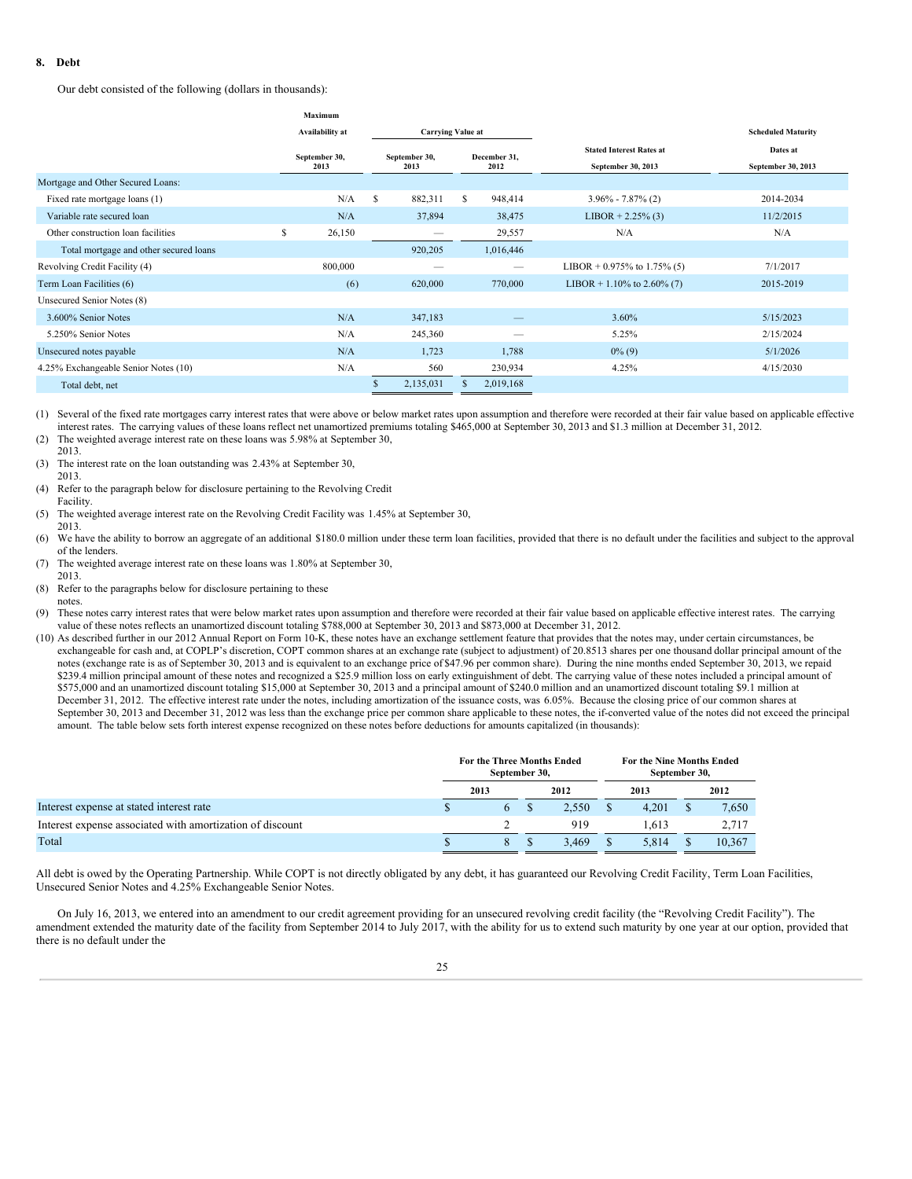**8. Debt**

Our debt consisted of the following (dollars in thousands):

| | Maximum Availability at September 30, 2013 | Carrying Value at September 30, 2013 | Carrying Value at December 31, 2012 | Stated Interest Rates at September 30, 2013 | Scheduled Maturity Dates at September 30, 2013 |
|---|---|---|---|---|---|
| Mortgage and Other Secured Loans: | | | | | |
| Fixed rate mortgage loans (1) | N/A | $ 882,311 | $ 948,414 | 3.96% - 7.87% (2) | 2014-2034 |
| Variable rate secured loan | N/A | 37,894 | 38,475 | LIBOR + 2.25% (3) | 11/2/2015 |
| Other construction loan facilities | $ 26,150 | — | 29,557 | N/A | N/A |
| Total mortgage and other secured loans | | 920,205 | 1,016,446 | | |
| Revolving Credit Facility (4) | 800,000 | — | — | LIBOR + 0.975% to 1.75% (5) | 7/1/2017 |
| Term Loan Facilities (6) | (6) | 620,000 | 770,000 | LIBOR + 1.10% to 2.60% (7) | 2015-2019 |
| Unsecured Senior Notes (8) | | | | | |
| 3.600% Senior Notes | N/A | 347,183 | — | 3.60% | 5/15/2023 |
| 5.250% Senior Notes | N/A | 245,360 | — | 5.25% | 2/15/2024 |
| Unsecured notes payable | N/A | 1,723 | 1,788 | 0% (9) | 5/1/2026 |
| 4.25% Exchangeable Senior Notes (10) | N/A | 560 | 230,934 | 4.25% | 4/15/2030 |
| Total debt, net | | $ 2,135,031 | $ 2,019,168 | | |

(1) Several of the fixed rate mortgages carry interest rates that were above or below market rates upon assumption and therefore were recorded at their fair value based on applicable effective interest rates. The carrying values of these loans reflect net unamortized premiums totaling $465,000 at September 30, 2013 and $1.3 million at December 31, 2012.
(2) The weighted average interest rate on these loans was 5.98% at September 30, 2013.
(3) The interest rate on the loan outstanding was 2.43% at September 30, 2013.
(4) Refer to the paragraph below for disclosure pertaining to the Revolving Credit Facility.
(5) The weighted average interest rate on the Revolving Credit Facility was 1.45% at September 30, 2013.
(6) We have the ability to borrow an aggregate of an additional $180.0 million under these term loan facilities, provided that there is no default under the facilities and subject to the approval of the lenders.
(7) The weighted average interest rate on these loans was 1.80% at September 30, 2013.
(8) Refer to the paragraphs below for disclosure pertaining to these notes.
(9) These notes carry interest rates that were below market rates upon assumption and therefore were recorded at their fair value based on applicable effective interest rates. The carrying value of these notes reflects an unamortized discount totaling $788,000 at September 30, 2013 and $873,000 at December 31, 2012.
(10) As described further in our 2012 Annual Report on Form 10-K, these notes have an exchange settlement feature that provides that the notes may, under certain circumstances, be exchangeable for cash and, at COPLP's discretion, COPT common shares at an exchange rate (subject to adjustment) of 20.8513 shares per one thousand dollar principal amount of the notes (exchange rate is as of September 30, 2013 and is equivalent to an exchange price of $47.96 per common share). During the nine months ended September 30, 2013, we repaid $239.4 million principal amount of these notes and recognized a $25.9 million loss on early extinguishment of debt. The carrying value of these notes included a principal amount of $575,000 and an unamortized discount totaling $15,000 at September 30, 2013 and a principal amount of $240.0 million and an unamortized discount totaling $9.1 million at December 31, 2012. The effective interest rate under the notes, including amortization of the issuance costs, was 6.05%. Because the closing price of our common shares at September 30, 2013 and December 31, 2012 was less than the exchange price per common share applicable to these notes, the if-converted value of the notes did not exceed the principal amount. The table below sets forth interest expense recognized on these notes before deductions for amounts capitalized (in thousands):

| | For the Three Months Ended September 30, 2013 | For the Three Months Ended September 30, 2012 | For the Nine Months Ended September 30, 2013 | For the Nine Months Ended September 30, 2012 |
|---|---|---|---|---|
| Interest expense at stated interest rate | $ 6 | $ 2,550 | $ 4,201 | $ 7,650 |
| Interest expense associated with amortization of discount | 2 | 919 | 1,613 | 2,717 |
| Total | $ 8 | $ 3,469 | $ 5,814 | $ 10,367 |

All debt is owed by the Operating Partnership. While COPT is not directly obligated by any debt, it has guaranteed our Revolving Credit Facility, Term Loan Facilities, Unsecured Senior Notes and 4.25% Exchangeable Senior Notes.

On July 16, 2013, we entered into an amendment to our credit agreement providing for an unsecured revolving credit facility (the "Revolving Credit Facility"). The amendment extended the maturity date of the facility from September 2014 to July 2017, with the ability for us to extend such maturity by one year at our option, provided that there is no default under the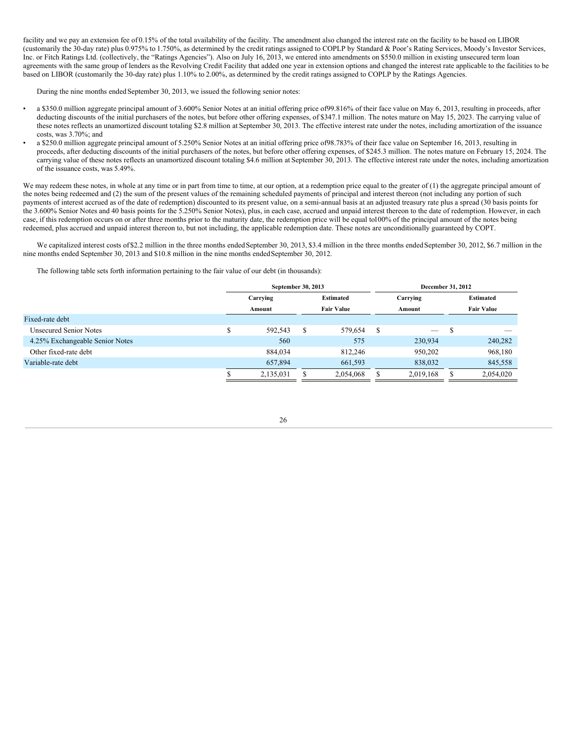facility and we pay an extension fee of 0.15% of the total availability of the facility. The amendment also changed the interest rate on the facility to be based on LIBOR (customarily the 30-day rate) plus 0.975% to 1.750%, as determined by the credit ratings assigned to COPLP by Standard & Poor's Rating Services, Moody's Investor Services, Inc. or Fitch Ratings Ltd. (collectively, the "Ratings Agencies"). Also on July 16, 2013, we entered into amendments on $550.0 million in existing unsecured term loan agreements with the same group of lenders as the Revolving Credit Facility that added one year in extension options and changed the interest rate applicable to the facilities to be based on LIBOR (customarily the 30-day rate) plus 1.10% to 2.00%, as determined by the credit ratings assigned to COPLP by the Ratings Agencies.

During the nine months ended September 30, 2013, we issued the following senior notes:

- a $350.0 million aggregate principal amount of 3.600% Senior Notes at an initial offering price of 99.816% of their face value on May 6, 2013, resulting in proceeds, after deducting discounts of the initial purchasers of the notes, but before other offering expenses, of $347.1 million. The notes mature on May 15, 2023. The carrying value of these notes reflects an unamortized discount totaling $2.8 million at September 30, 2013. The effective interest rate under the notes, including amortization of the issuance costs, was 3.70%; and
- a $250.0 million aggregate principal amount of 5.250% Senior Notes at an initial offering price of 98.783% of their face value on September 16, 2013, resulting in proceeds, after deducting discounts of the initial purchasers of the notes, but before other offering expenses, of $245.3 million. The notes mature on February 15, 2024. The carrying value of these notes reflects an unamortized discount totaling $4.6 million at September 30, 2013. The effective interest rate under the notes, including amortization of the issuance costs, was 5.49%.

We may redeem these notes, in whole at any time or in part from time to time, at our option, at a redemption price equal to the greater of (1) the aggregate principal amount of the notes being redeemed and (2) the sum of the present values of the remaining scheduled payments of principal and interest thereon (not including any portion of such payments of interest accrued as of the date of redemption) discounted to its present value, on a semi-annual basis at an adjusted treasury rate plus a spread (30 basis points for the 3.600% Senior Notes and 40 basis points for the 5.250% Senior Notes), plus, in each case, accrued and unpaid interest thereon to the date of redemption. However, in each case, if this redemption occurs on or after three months prior to the maturity date, the redemption price will be equal to 100% of the principal amount of the notes being redeemed, plus accrued and unpaid interest thereon to, but not including, the applicable redemption date. These notes are unconditionally guaranteed by COPT.

We capitalized interest costs of $2.2 million in the three months ended September 30, 2013, $3.4 million in the three months ended September 30, 2012, $6.7 million in the nine months ended September 30, 2013 and $10.8 million in the nine months ended September 30, 2012.

The following table sets forth information pertaining to the fair value of our debt (in thousands):

| | September 30, 2013 | | December 31, 2012 | |
|---|---|---|---|---|
| | Carrying Amount | Estimated Fair Value | Carrying Amount | Estimated Fair Value |
| Fixed-rate debt | | | | |
| Unsecured Senior Notes | $ 592,543 | $ 579,654 | $ — | $ — |
| 4.25% Exchangeable Senior Notes | 560 | 575 | 230,934 | 240,282 |
| Other fixed-rate debt | 884,034 | 812,246 | 950,202 | 968,180 |
| Variable-rate debt | 657,894 | 661,593 | 838,032 | 845,558 |
| | $ 2,135,031 | $ 2,054,068 | $ 2,019,168 | $ 2,054,020 |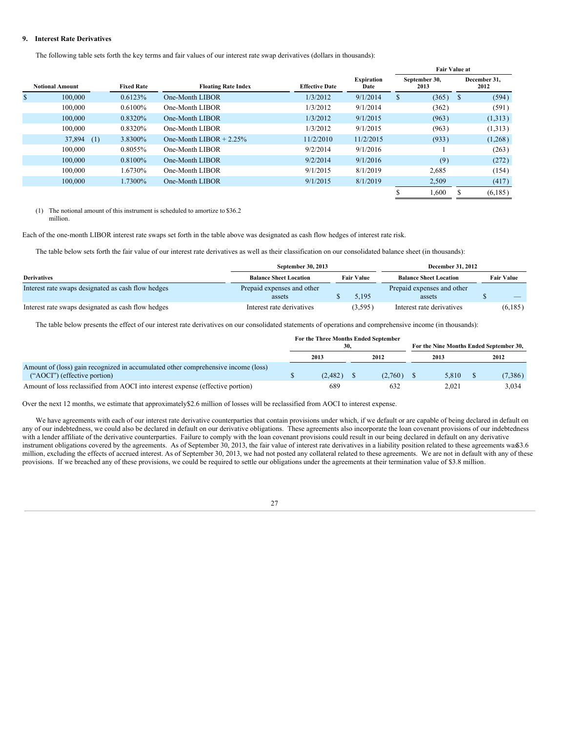### 9. Interest Rate Derivatives

The following table sets forth the key terms and fair values of our interest rate swap derivatives (dollars in thousands):

| Notional Amount | Fixed Rate | Floating Rate Index | Effective Date | Expiration Date | Fair Value at September 30, 2013 | Fair Value at December 31, 2012 |
|---|---|---|---|---|---|---|
| $ 100,000 | 0.6123% | One-Month LIBOR | 1/3/2012 | 9/1/2014 | $ (365) | $ (594) |
| 100,000 | 0.6100% | One-Month LIBOR | 1/3/2012 | 9/1/2014 | (362) | (591) |
| 100,000 | 0.8320% | One-Month LIBOR | 1/3/2012 | 9/1/2015 | (963) | (1,313) |
| 100,000 | 0.8320% | One-Month LIBOR | 1/3/2012 | 9/1/2015 | (963) | (1,313) |
| 37,894 (1) | 3.8300% | One-Month LIBOR + 2.25% | 11/2/2010 | 11/2/2015 | (933) | (1,268) |
| 100,000 | 0.8055% | One-Month LIBOR | 9/2/2014 | 9/1/2016 | 1 | (263) |
| 100,000 | 0.8100% | One-Month LIBOR | 9/2/2014 | 9/1/2016 | (9) | (272) |
| 100,000 | 1.6730% | One-Month LIBOR | 9/1/2015 | 8/1/2019 | 2,685 | (154) |
| 100,000 | 1.7300% | One-Month LIBOR | 9/1/2015 | 8/1/2019 | 2,509 | (417) |
| | | | | | $ 1,600 | $ (6,185) |

(1) The notional amount of this instrument is scheduled to amortize to $36.2 million.

Each of the one-month LIBOR interest rate swaps set forth in the table above was designated as cash flow hedges of interest rate risk.

The table below sets forth the fair value of our interest rate derivatives as well as their classification on our consolidated balance sheet (in thousands):

| | September 30, 2013 | | December 31, 2012 | |
|---|---|---|---|---|
| Derivatives | Balance Sheet Location | Fair Value | Balance Sheet Location | Fair Value |
| Interest rate swaps designated as cash flow hedges | Prepaid expenses and other assets | $ 5,195 | Prepaid expenses and other assets | $ — |
| Interest rate swaps designated as cash flow hedges | Interest rate derivatives | (3,595) | Interest rate derivatives | (6,185) |

The table below presents the effect of our interest rate derivatives on our consolidated statements of operations and comprehensive income (in thousands):

| | For the Three Months Ended September 30, | | For the Nine Months Ended September 30, | |
|---|---|---|---|---|
| | 2013 | 2012 | 2013 | 2012 |
| Amount of (loss) gain recognized in accumulated other comprehensive income (loss) ("AOCI") (effective portion) | $ (2,482) | $ (2,760) | $ 5,810 | $ (7,386) |
| Amount of loss reclassified from AOCI into interest expense (effective portion) | 689 | 632 | 2,021 | 3,034 |

Over the next 12 months, we estimate that approximately $2.6 million of losses will be reclassified from AOCI to interest expense.

We have agreements with each of our interest rate derivative counterparties that contain provisions under which, if we default or are capable of being declared in default on any of our indebtedness, we could also be declared in default on our derivative obligations. These agreements also incorporate the loan covenant provisions of our indebtedness with a lender affiliate of the derivative counterparties. Failure to comply with the loan covenant provisions could result in our being declared in default on any derivative instrument obligations covered by the agreements. As of September 30, 2013, the fair value of interest rate derivatives in a liability position related to these agreements was $3.6 million, excluding the effects of accrued interest. As of September 30, 2013, we had not posted any collateral related to these agreements. We are not in default with any of these provisions. If we breached any of these provisions, we could be required to settle our obligations under the agreements at their termination value of $3.8 million.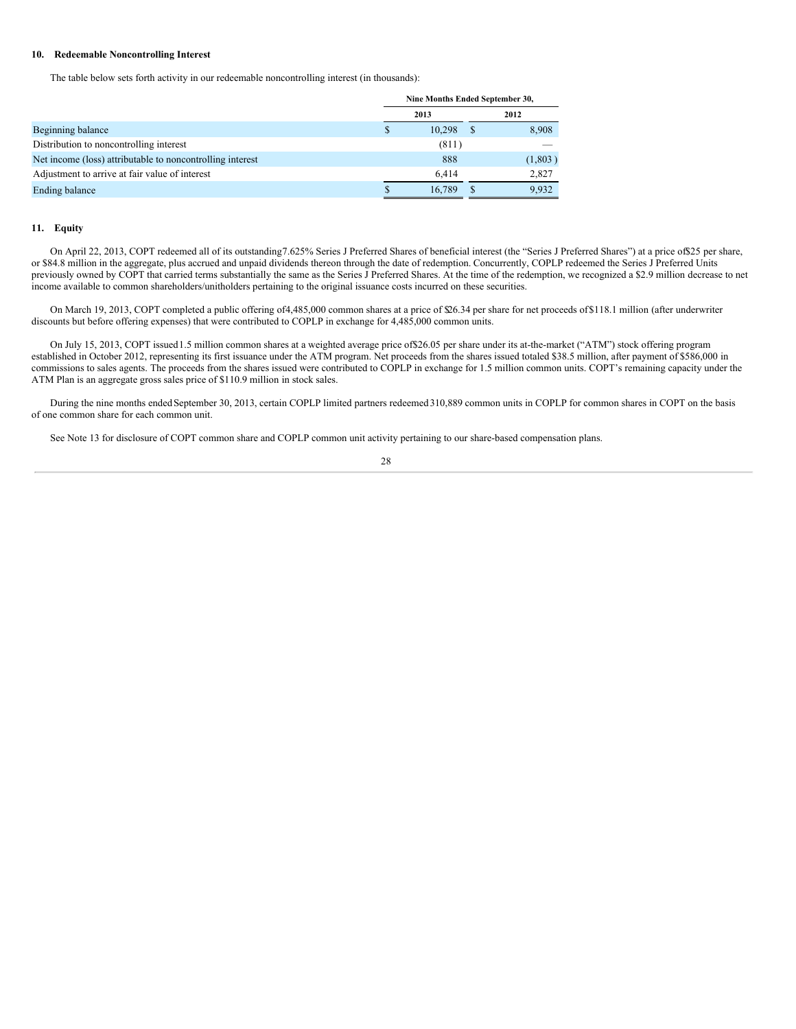## 10. Redeemable Noncontrolling Interest

The table below sets forth activity in our redeemable noncontrolling interest (in thousands):

| | Nine Months Ended September 30, | |
|---|---|---|
| | 2013 | 2012 |
| Beginning balance | $ 10,298 | $ 8,908 |
| Distribution to noncontrolling interest | (811) | — |
| Net income (loss) attributable to noncontrolling interest | 888 | (1,803) |
| Adjustment to arrive at fair value of interest | 6,414 | 2,827 |
| Ending balance | $ 16,789 | $ 9,932 |

## 11. Equity

On April 22, 2013, COPT redeemed all of its outstanding 7.625% Series J Preferred Shares of beneficial interest (the "Series J Preferred Shares") at a price of $25 per share, or $84.8 million in the aggregate, plus accrued and unpaid dividends thereon through the date of redemption. Concurrently, COPLP redeemed the Series J Preferred Units previously owned by COPT that carried terms substantially the same as the Series J Preferred Shares. At the time of the redemption, we recognized a $2.9 million decrease to net income available to common shareholders/unitholders pertaining to the original issuance costs incurred on these securities.

On March 19, 2013, COPT completed a public offering of 4,485,000 common shares at a price of $26.34 per share for net proceeds of $118.1 million (after underwriter discounts but before offering expenses) that were contributed to COPLP in exchange for 4,485,000 common units.

On July 15, 2013, COPT issued 1.5 million common shares at a weighted average price of $26.05 per share under its at-the-market ("ATM") stock offering program established in October 2012, representing its first issuance under the ATM program. Net proceeds from the shares issued totaled $38.5 million, after payment of $586,000 in commissions to sales agents. The proceeds from the shares issued were contributed to COPLP in exchange for 1.5 million common units. COPT's remaining capacity under the ATM Plan is an aggregate gross sales price of $110.9 million in stock sales.

During the nine months ended September 30, 2013, certain COPLP limited partners redeemed 310,889 common units in COPLP for common shares in COPT on the basis of one common share for each common unit.

See Note 13 for disclosure of COPT common share and COPLP common unit activity pertaining to our share-based compensation plans.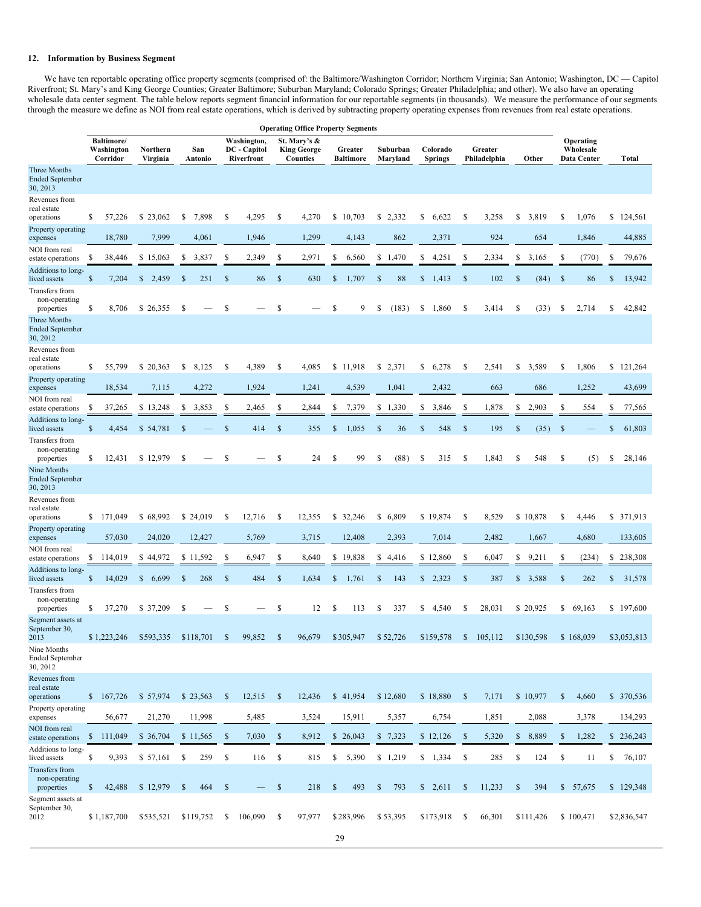## 12. Information by Business Segment

We have ten reportable operating office property segments (comprised of: the Baltimore/Washington Corridor; Northern Virginia; San Antonio; Washington, DC — Capitol Riverfront; St. Mary's and King George Counties; Greater Baltimore; Suburban Maryland; Colorado Springs; Greater Philadelphia; and other). We also have an operating wholesale data center segment. The table below reports segment financial information for our reportable segments (in thousands). We measure the performance of our segments through the measure we define as NOI from real estate operations, which is derived by subtracting property operating expenses from revenues from real estate operations.

| | Operating Office Property Segments | | | | | | | | | | | |
|---|---|---|---|---|---|---|---|---|---|---|---|---|
| | Baltimore/ Washington Corridor | Northern Virginia | San Antonio | Washington, DC - Capitol Riverfront | St. Mary's & King George Counties | Greater Baltimore | Suburban Maryland | Colorado Springs | Greater Philadelphia | Other | Operating Wholesale Data Center | Total |
| **Three Months Ended September 30, 2013** | | | | | | | | | | | | |
| Revenues from real estate operations | $ 57,226 | $ 23,062 | $ 7,898 | $ 4,295 | $ 4,270 | $ 10,703 | $ 2,332 | $ 6,622 | $ 3,258 | $ 3,819 | $ 1,076 | $ 124,561 |
| Property operating expenses | 18,780 | 7,999 | 4,061 | 1,946 | 1,299 | 4,143 | 862 | 2,371 | 924 | 654 | 1,846 | 44,885 |
| NOI from real estate operations | $ 38,446 | $ 15,063 | $ 3,837 | $ 2,349 | $ 2,971 | $ 6,560 | $ 1,470 | $ 4,251 | $ 2,334 | $ 3,165 | $ (770) | $ 79,676 |
| Additions to long-lived assets | $ 7,204 | $ 2,459 | $ 251 | $ 86 | $ 630 | $ 1,707 | $ 88 | $ 1,413 | $ 102 | $ (84) | $ 86 | $ 13,942 |
| Transfers from non-operating properties | $ 8,706 | $ 26,355 | $ — | $ — | $ — | $ 9 | $ (183) | $ 1,860 | $ 3,414 | $ (33) | $ 2,714 | $ 42,842 |
| **Three Months Ended September 30, 2012** | | | | | | | | | | | | |
| Revenues from real estate operations | $ 55,799 | $ 20,363 | $ 8,125 | $ 4,389 | $ 4,085 | $ 11,918 | $ 2,371 | $ 6,278 | $ 2,541 | $ 3,589 | $ 1,806 | $ 121,264 |
| Property operating expenses | 18,534 | 7,115 | 4,272 | 1,924 | 1,241 | 4,539 | 1,041 | 2,432 | 663 | 686 | 1,252 | 43,699 |
| NOI from real estate operations | $ 37,265 | $ 13,248 | $ 3,853 | $ 2,465 | $ 2,844 | $ 7,379 | $ 1,330 | $ 3,846 | $ 1,878 | $ 2,903 | $ 554 | $ 77,565 |
| Additions to long-lived assets | $ 4,454 | $ 54,781 | $ — | $ 414 | $ 355 | $ 1,055 | $ 36 | $ 548 | $ 195 | $ (35) | $ — | $ 61,803 |
| Transfers from non-operating properties | $ 12,431 | $ 12,979 | $ — | $ — | $ 24 | $ 99 | $ (88) | $ 315 | $ 1,843 | $ 548 | $ (5) | $ 28,146 |
| **Nine Months Ended September 30, 2013** | | | | | | | | | | | | |
| Revenues from real estate operations | $ 171,049 | $ 68,992 | $ 24,019 | $ 12,716 | $ 12,355 | $ 32,246 | $ 6,809 | $ 19,874 | $ 8,529 | $ 10,878 | $ 4,446 | $ 371,913 |
| Property operating expenses | 57,030 | 24,020 | 12,427 | 5,769 | 3,715 | 12,408 | 2,393 | 7,014 | 2,482 | 1,667 | 4,680 | 133,605 |
| NOI from real estate operations | $ 114,019 | $ 44,972 | $ 11,592 | $ 6,947 | $ 8,640 | $ 19,838 | $ 4,416 | $ 12,860 | $ 6,047 | $ 9,211 | $ (234) | $ 238,308 |
| Additions to long-lived assets | $ 14,029 | $ 6,699 | $ 268 | $ 484 | $ 1,634 | $ 1,761 | $ 143 | $ 2,323 | $ 387 | $ 3,588 | $ 262 | $ 31,578 |
| Transfers from non-operating properties | $ 37,270 | $ 37,209 | $ — | $ — | $ 12 | $ 113 | $ 337 | $ 4,540 | $ 28,031 | $ 20,925 | $ 69,163 | $ 197,600 |
| Segment assets at September 30, 2013 | $ 1,223,246 | $593,335 | $118,701 | $ 99,852 | $ 96,679 | $305,947 | $ 52,726 | $159,578 | $ 105,112 | $130,598 | $ 168,039 | $3,053,813 |
| **Nine Months Ended September 30, 2012** | | | | | | | | | | | | |
| Revenues from real estate operations | $ 167,726 | $ 57,974 | $ 23,563 | $ 12,515 | $ 12,436 | $ 41,954 | $ 12,680 | $ 18,880 | $ 7,171 | $ 10,977 | $ 4,660 | $ 370,536 |
| Property operating expenses | 56,677 | 21,270 | 11,998 | 5,485 | 3,524 | 15,911 | 5,357 | 6,754 | 1,851 | 2,088 | 3,378 | 134,293 |
| NOI from real estate operations | $ 111,049 | $ 36,704 | $ 11,565 | $ 7,030 | $ 8,912 | $ 26,043 | $ 7,323 | $ 12,126 | $ 5,320 | $ 8,889 | $ 1,282 | $ 236,243 |
| Additions to long-lived assets | $ 9,393 | $ 57,161 | $ 259 | $ 116 | $ 815 | $ 5,390 | $ 1,219 | $ 1,334 | $ 285 | $ 124 | $ 11 | $ 76,107 |
| Transfers from non-operating properties | $ 42,488 | $ 12,979 | $ 464 | $ — | $ 218 | $ 493 | $ 793 | $ 2,611 | $ 11,233 | $ 394 | $ 57,675 | $ 129,348 |
| Segment assets at September 30, 2012 | $ 1,187,700 | $535,521 | $119,752 | $ 106,090 | $ 97,977 | $283,996 | $ 53,395 | $173,918 | $ 66,301 | $111,426 | $ 100,471 | $2,836,547 |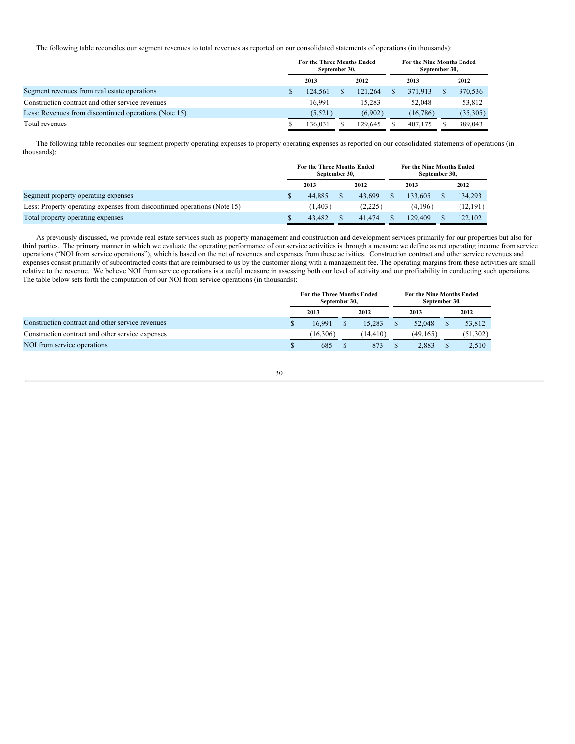The following table reconciles our segment revenues to total revenues as reported on our consolidated statements of operations (in thousands):

| | For the Three Months Ended September 30, | | For the Nine Months Ended September 30, | |
|---|---|---|---|---|
| | 2013 | 2012 | 2013 | 2012 |
| Segment revenues from real estate operations | $ 124,561 | $ 121,264 | $ 371,913 | $ 370,536 |
| Construction contract and other service revenues | 16,991 | 15,283 | 52,048 | 53,812 |
| Less: Revenues from discontinued operations (Note 15) | (5,521) | (6,902) | (16,786) | (35,305) |
| Total revenues | $ 136,031 | $ 129,645 | $ 407,175 | $ 389,043 |

The following table reconciles our segment property operating expenses to property operating expenses as reported on our consolidated statements of operations (in thousands):

| | For the Three Months Ended September 30, | | For the Nine Months Ended September 30, | |
|---|---|---|---|---|
| | 2013 | 2012 | 2013 | 2012 |
| Segment property operating expenses | $ 44,885 | $ 43,699 | $ 133,605 | $ 134,293 |
| Less: Property operating expenses from discontinued operations (Note 15) | (1,403) | (2,225) | (4,196) | (12,191) |
| Total property operating expenses | $ 43,482 | $ 41,474 | $ 129,409 | $ 122,102 |

As previously discussed, we provide real estate services such as property management and construction and development services primarily for our properties but also for third parties. The primary manner in which we evaluate the operating performance of our service activities is through a measure we define as net operating income from service operations ("NOI from service operations"), which is based on the net of revenues and expenses from these activities. Construction contract and other service revenues and expenses consist primarily of subcontracted costs that are reimbursed to us by the customer along with a management fee. The operating margins from these activities are small relative to the revenue. We believe NOI from service operations is a useful measure in assessing both our level of activity and our profitability in conducting such operations. The table below sets forth the computation of our NOI from service operations (in thousands):

| | For the Three Months Ended September 30, | | For the Nine Months Ended September 30, | |
|---|---|---|---|---|
| | 2013 | 2012 | 2013 | 2012 |
| Construction contract and other service revenues | $ 16,991 | $ 15,283 | $ 52,048 | $ 53,812 |
| Construction contract and other service expenses | (16,306) | (14,410) | (49,165) | (51,302) |
| NOI from service operations | $ 685 | $ 873 | $ 2,883 | $ 2,510 |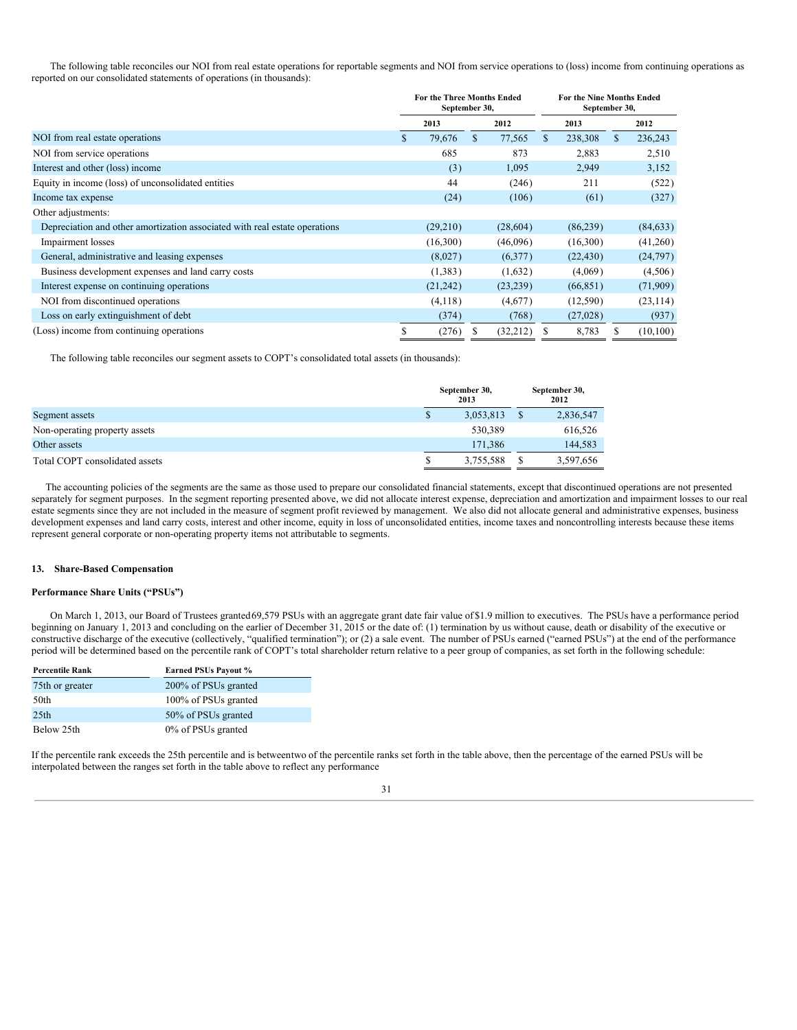The following table reconciles our NOI from real estate operations for reportable segments and NOI from service operations to (loss) income from continuing operations as reported on our consolidated statements of operations (in thousands):

| | For the Three Months Ended September 30, | | For the Nine Months Ended September 30, | |
|---|---|---|---|---|
| | 2013 | 2012 | 2013 | 2012 |
| NOI from real estate operations | $ 79,676 | $ 77,565 | $ 238,308 | $ 236,243 |
| NOI from service operations | 685 | 873 | 2,883 | 2,510 |
| Interest and other (loss) income | (3) | 1,095 | 2,949 | 3,152 |
| Equity in income (loss) of unconsolidated entities | 44 | (246) | 211 | (522) |
| Income tax expense | (24) | (106) | (61) | (327) |
| Other adjustments: | | | | |
| Depreciation and other amortization associated with real estate operations | (29,210) | (28,604) | (86,239) | (84,633) |
| Impairment losses | (16,300) | (46,096) | (16,300) | (41,260) |
| General, administrative and leasing expenses | (8,027) | (6,377) | (22,430) | (24,797) |
| Business development expenses and land carry costs | (1,383) | (1,632) | (4,069) | (4,506) |
| Interest expense on continuing operations | (21,242) | (23,239) | (66,851) | (71,909) |
| NOI from discontinued operations | (4,118) | (4,677) | (12,590) | (23,114) |
| Loss on early extinguishment of debt | (374) | (768) | (27,028) | (937) |
| (Loss) income from continuing operations | $ (276) | $ (32,212) | $ 8,783 | $ (10,100) |

The following table reconciles our segment assets to COPT's consolidated total assets (in thousands):

| | September 30, 2013 | September 30, 2012 |
|---|---|---|
| Segment assets | $ 3,053,813 | $ 2,836,547 |
| Non-operating property assets | 530,389 | 616,526 |
| Other assets | 171,386 | 144,583 |
| Total COPT consolidated assets | $ 3,755,588 | $ 3,597,656 |

The accounting policies of the segments are the same as those used to prepare our consolidated financial statements, except that discontinued operations are not presented separately for segment purposes. In the segment reporting presented above, we did not allocate interest expense, depreciation and amortization and impairment losses to our real estate segments since they are not included in the measure of segment profit reviewed by management. We also did not allocate general and administrative expenses, business development expenses and land carry costs, interest and other income, equity in loss of unconsolidated entities, income taxes and noncontrolling interests because these items represent general corporate or non-operating property items not attributable to segments.

## 13. Share-Based Compensation

### Performance Share Units ("PSUs")

On March 1, 2013, our Board of Trustees granted 69,579 PSUs with an aggregate grant date fair value of $1.9 million to executives. The PSUs have a performance period beginning on January 1, 2013 and concluding on the earlier of December 31, 2015 or the date of: (1) termination by us without cause, death or disability of the executive or constructive discharge of the executive (collectively, "qualified termination"); or (2) a sale event. The number of PSUs earned ("earned PSUs") at the end of the performance period will be determined based on the percentile rank of COPT's total shareholder return relative to a peer group of companies, as set forth in the following schedule:

| Percentile Rank | Earned PSUs Payout % |
|---|---|
| 75th or greater | 200% of PSUs granted |
| 50th | 100% of PSUs granted |
| 25th | 50% of PSUs granted |
| Below 25th | 0% of PSUs granted |

If the percentile rank exceeds the 25th percentile and is between two of the percentile ranks set forth in the table above, then the percentage of the earned PSUs will be interpolated between the ranges set forth in the table above to reflect any performance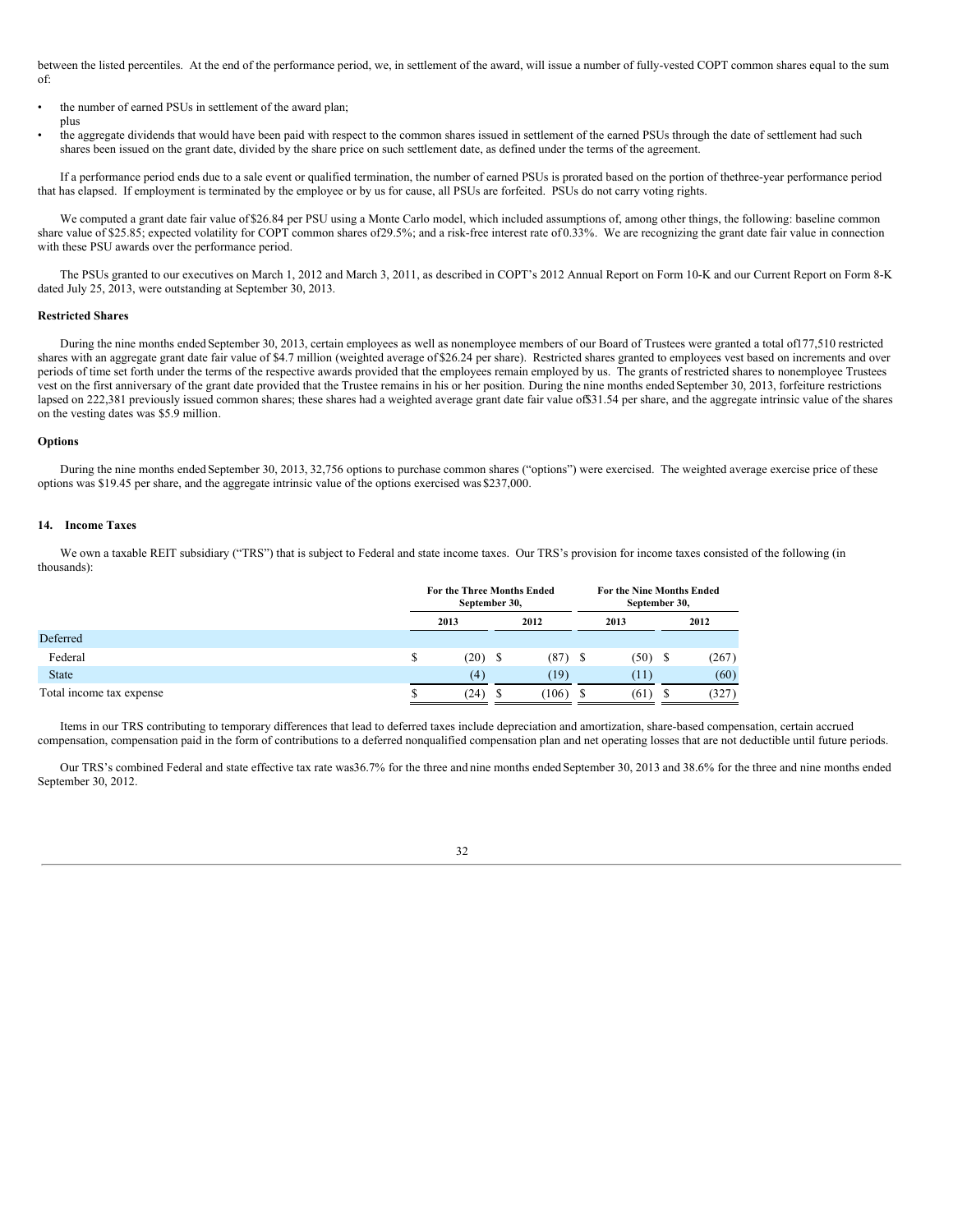between the listed percentiles. At the end of the performance period, we, in settlement of the award, will issue a number of fully-vested COPT common shares equal to the sum of:

- the number of earned PSUs in settlement of the award plan;
  plus
- the aggregate dividends that would have been paid with respect to the common shares issued in settlement of the earned PSUs through the date of settlement had such shares been issued on the grant date, divided by the share price on such settlement date, as defined under the terms of the agreement.

If a performance period ends due to a sale event or qualified termination, the number of earned PSUs is prorated based on the portion of the three-year performance period that has elapsed. If employment is terminated by the employee or by us for cause, all PSUs are forfeited. PSUs do not carry voting rights.

We computed a grant date fair value of $26.84 per PSU using a Monte Carlo model, which included assumptions of, among other things, the following: baseline common share value of $25.85; expected volatility for COPT common shares of 29.5%; and a risk-free interest rate of 0.33%. We are recognizing the grant date fair value in connection with these PSU awards over the performance period.

The PSUs granted to our executives on March 1, 2012 and March 3, 2011, as described in COPT's 2012 Annual Report on Form 10-K and our Current Report on Form 8-K dated July 25, 2013, were outstanding at September 30, 2013.

### Restricted Shares

During the nine months ended September 30, 2013, certain employees as well as nonemployee members of our Board of Trustees were granted a total of 177,510 restricted shares with an aggregate grant date fair value of $4.7 million (weighted average of $26.24 per share). Restricted shares granted to employees vest based on increments and over periods of time set forth under the terms of the respective awards provided that the employees remain employed by us. The grants of restricted shares to nonemployee Trustees vest on the first anniversary of the grant date provided that the Trustee remains in his or her position. During the nine months ended September 30, 2013, forfeiture restrictions lapsed on 222,381 previously issued common shares; these shares had a weighted average grant date fair value of $31.54 per share, and the aggregate intrinsic value of the shares on the vesting dates was $5.9 million.

### Options

During the nine months ended September 30, 2013, 32,756 options to purchase common shares ("options") were exercised. The weighted average exercise price of these options was $19.45 per share, and the aggregate intrinsic value of the options exercised was $237,000.

## 14. Income Taxes

We own a taxable REIT subsidiary ("TRS") that is subject to Federal and state income taxes. Our TRS's provision for income taxes consisted of the following (in thousands):

| | For the Three Months Ended September 30, | | For the Nine Months Ended September 30, | |
|---|---|---|---|---|
| | 2013 | 2012 | 2013 | 2012 |
| Deferred | | | | |
| Federal | $ (20) | $ (87) | $ (50) | $ (267) |
| State | (4) | (19) | (11) | (60) |
| Total income tax expense | $ (24) | $ (106) | $ (61) | $ (327) |

Items in our TRS contributing to temporary differences that lead to deferred taxes include depreciation and amortization, share-based compensation, certain accrued compensation, compensation paid in the form of contributions to a deferred nonqualified compensation plan and net operating losses that are not deductible until future periods.

Our TRS's combined Federal and state effective tax rate was 36.7% for the three and nine months ended September 30, 2013 and 38.6% for the three and nine months ended September 30, 2012.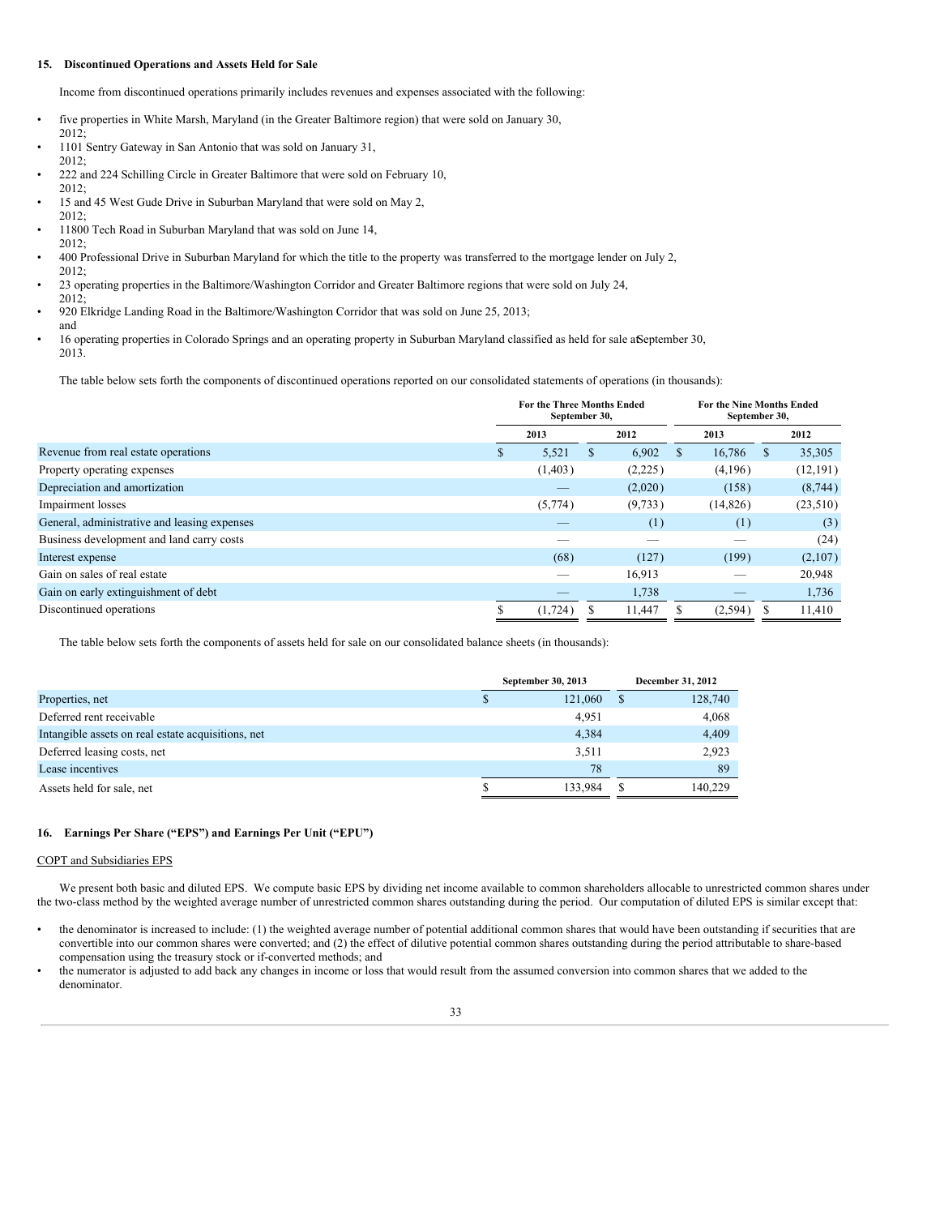## 15. Discontinued Operations and Assets Held for Sale

Income from discontinued operations primarily includes revenues and expenses associated with the following:

- five properties in White Marsh, Maryland (in the Greater Baltimore region) that were sold on January 30, 2012;
- 1101 Sentry Gateway in San Antonio that was sold on January 31, 2012;
- 222 and 224 Schilling Circle in Greater Baltimore that were sold on February 10, 2012;
- 15 and 45 West Gude Drive in Suburban Maryland that were sold on May 2, 2012;
- 11800 Tech Road in Suburban Maryland that was sold on June 14, 2012;
- 400 Professional Drive in Suburban Maryland for which the title to the property was transferred to the mortgage lender on July 2, 2012;
- 23 operating properties in the Baltimore/Washington Corridor and Greater Baltimore regions that were sold on July 24, 2012;
- 920 Elkridge Landing Road in the Baltimore/Washington Corridor that was sold on June 25, 2013; and
- 16 operating properties in Colorado Springs and an operating property in Suburban Maryland classified as held for sale at September 30, 2013.

The table below sets forth the components of discontinued operations reported on our consolidated statements of operations (in thousands):

| | For the Three Months Ended September 30, | | For the Nine Months Ended September 30, | |
|---|---|---|---|---|
| | 2013 | 2012 | 2013 | 2012 |
| Revenue from real estate operations | $ 5,521 | $ 6,902 | $ 16,786 | $ 35,305 |
| Property operating expenses | (1,403) | (2,225) | (4,196) | (12,191) |
| Depreciation and amortization | — | (2,020) | (158) | (8,744) |
| Impairment losses | (5,774) | (9,733) | (14,826) | (23,510) |
| General, administrative and leasing expenses | — | (1) | (1) | (3) |
| Business development and land carry costs | — | — | — | (24) |
| Interest expense | (68) | (127) | (199) | (2,107) |
| Gain on sales of real estate | — | 16,913 | — | 20,948 |
| Gain on early extinguishment of debt | — | 1,738 | — | 1,736 |
| Discontinued operations | $ (1,724) | $ 11,447 | $ (2,594) | $ 11,410 |

The table below sets forth the components of assets held for sale on our consolidated balance sheets (in thousands):

| | September 30, 2013 | December 31, 2012 |
|---|---|---|
| Properties, net | $ 121,060 | $ 128,740 |
| Deferred rent receivable | 4,951 | 4,068 |
| Intangible assets on real estate acquisitions, net | 4,384 | 4,409 |
| Deferred leasing costs, net | 3,511 | 2,923 |
| Lease incentives | 78 | 89 |
| Assets held for sale, net | $ 133,984 | $ 140,229 |

## 16. Earnings Per Share ("EPS") and Earnings Per Unit ("EPU")

COPT and Subsidiaries EPS

We present both basic and diluted EPS. We compute basic EPS by dividing net income available to common shareholders allocable to unrestricted common shares under the two-class method by the weighted average number of unrestricted common shares outstanding during the period. Our computation of diluted EPS is similar except that:

- the denominator is increased to include: (1) the weighted average number of potential additional common shares that would have been outstanding if securities that are convertible into our common shares were converted; and (2) the effect of dilutive potential common shares outstanding during the period attributable to share-based compensation using the treasury stock or if-converted methods; and
- the numerator is adjusted to add back any changes in income or loss that would result from the assumed conversion into common shares that we added to the denominator.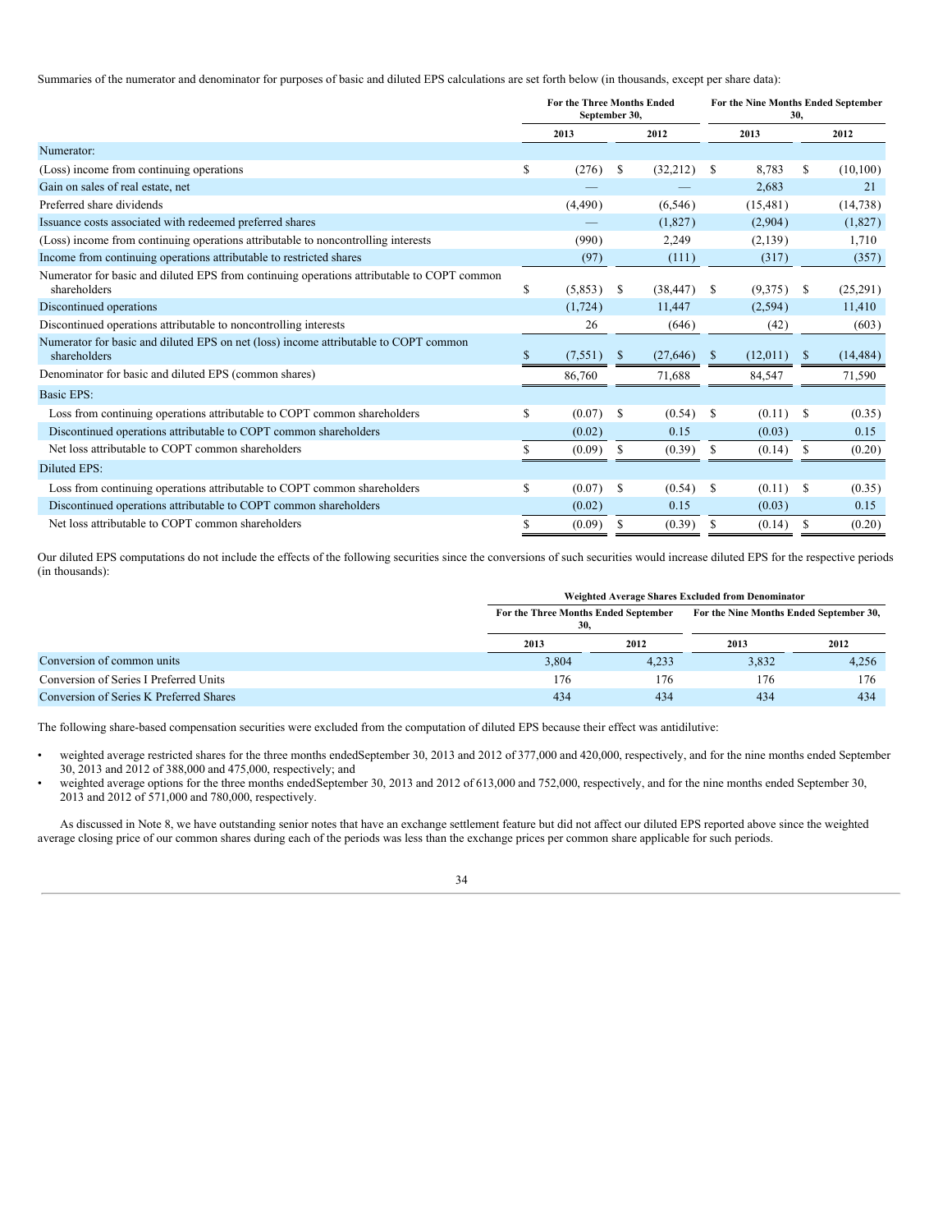Summaries of the numerator and denominator for purposes of basic and diluted EPS calculations are set forth below (in thousands, except per share data):

| | For the Three Months Ended September 30, | | For the Nine Months Ended September 30, | |
|---|---|---|---|---|
| | 2013 | 2012 | 2013 | 2012 |
| Numerator: | | | | |
| (Loss) income from continuing operations | $ (276) | $ (32,212) | $ 8,783 | $ (10,100) |
| Gain on sales of real estate, net | — | — | 2,683 | 21 |
| Preferred share dividends | (4,490) | (6,546) | (15,481) | (14,738) |
| Issuance costs associated with redeemed preferred shares | — | (1,827) | (2,904) | (1,827) |
| (Loss) income from continuing operations attributable to noncontrolling interests | (990) | 2,249 | (2,139) | 1,710 |
| Income from continuing operations attributable to restricted shares | (97) | (111) | (317) | (357) |
| Numerator for basic and diluted EPS from continuing operations attributable to COPT common shareholders | $ (5,853) | $ (38,447) | $ (9,375) | $ (25,291) |
| Discontinued operations | (1,724) | 11,447 | (2,594) | 11,410 |
| Discontinued operations attributable to noncontrolling interests | 26 | (646) | (42) | (603) |
| Numerator for basic and diluted EPS on net (loss) income attributable to COPT common shareholders | $ (7,551) | $ (27,646) | $ (12,011) | $ (14,484) |
| Denominator for basic and diluted EPS (common shares) | 86,760 | 71,688 | 84,547 | 71,590 |
| Basic EPS: | | | | |
| Loss from continuing operations attributable to COPT common shareholders | $ (0.07) | $ (0.54) | $ (0.11) | $ (0.35) |
| Discontinued operations attributable to COPT common shareholders | (0.02) | 0.15 | (0.03) | 0.15 |
| Net loss attributable to COPT common shareholders | $ (0.09) | $ (0.39) | $ (0.14) | $ (0.20) |
| Diluted EPS: | | | | |
| Loss from continuing operations attributable to COPT common shareholders | $ (0.07) | $ (0.54) | $ (0.11) | $ (0.35) |
| Discontinued operations attributable to COPT common shareholders | (0.02) | 0.15 | (0.03) | 0.15 |
| Net loss attributable to COPT common shareholders | $ (0.09) | $ (0.39) | $ (0.14) | $ (0.20) |

Our diluted EPS computations do not include the effects of the following securities since the conversions of such securities would increase diluted EPS for the respective periods (in thousands):

| | Weighted Average Shares Excluded from Denominator | | | |
|---|---|---|---|---|
| | For the Three Months Ended September 30, | | For the Nine Months Ended September 30, | |
| | 2013 | 2012 | 2013 | 2012 |
| Conversion of common units | 3,804 | 4,233 | 3,832 | 4,256 |
| Conversion of Series I Preferred Units | 176 | 176 | 176 | 176 |
| Conversion of Series K Preferred Shares | 434 | 434 | 434 | 434 |

The following share-based compensation securities were excluded from the computation of diluted EPS because their effect was antidilutive:

- weighted average restricted shares for the three months endedSeptember 30, 2013 and 2012 of 377,000 and 420,000, respectively, and for the nine months ended September 30, 2013 and 2012 of 388,000 and 475,000, respectively; and
- weighted average options for the three months endedSeptember 30, 2013 and 2012 of 613,000 and 752,000, respectively, and for the nine months ended September 30, 2013 and 2012 of 571,000 and 780,000, respectively.

As discussed in Note 8, we have outstanding senior notes that have an exchange settlement feature but did not affect our diluted EPS reported above since the weighted average closing price of our common shares during each of the periods was less than the exchange prices per common share applicable for such periods.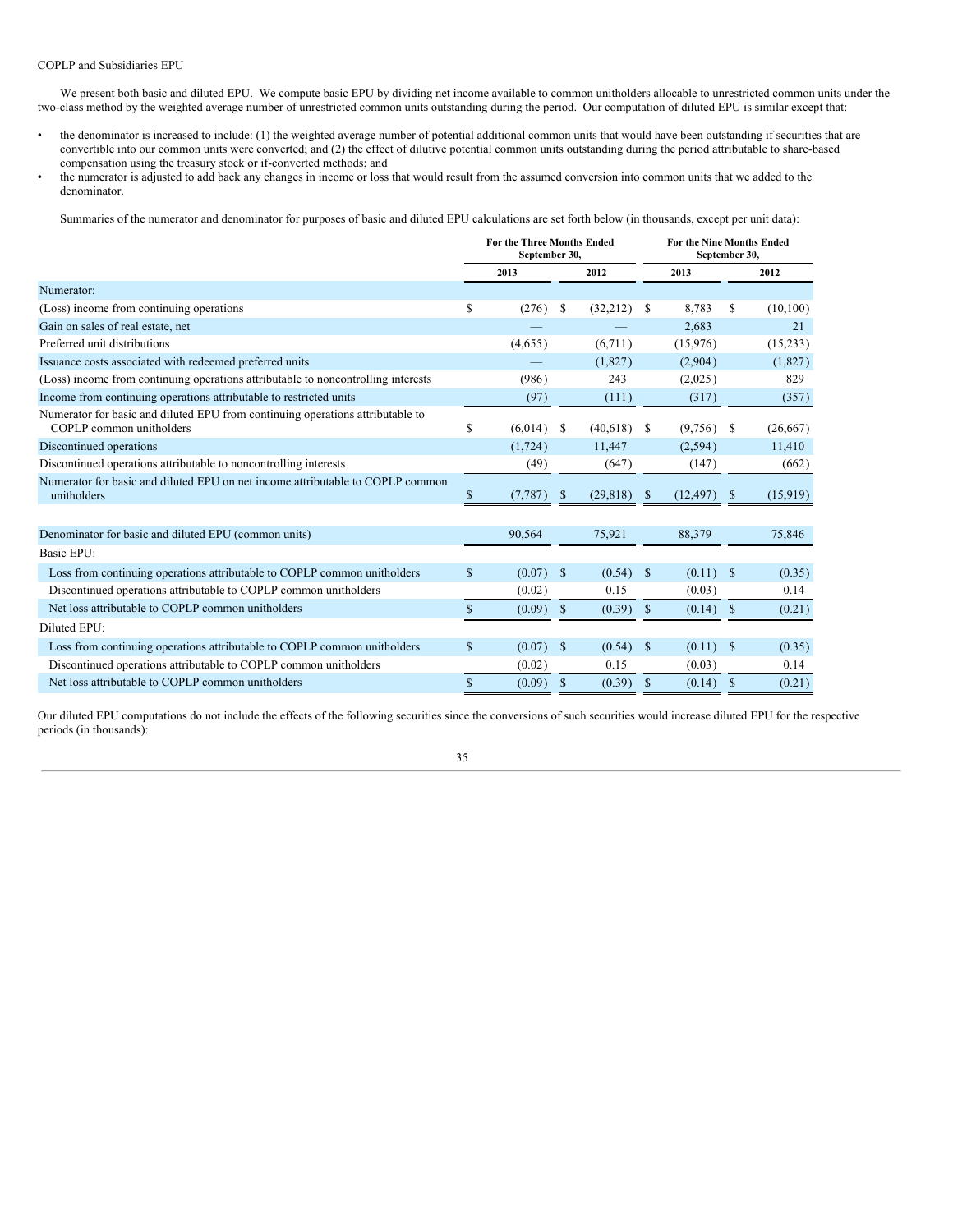COPLP and Subsidiaries EPU

We present both basic and diluted EPU. We compute basic EPU by dividing net income available to common unitholders allocable to unrestricted common units under the two-class method by the weighted average number of unrestricted common units outstanding during the period. Our computation of diluted EPU is similar except that:

- the denominator is increased to include: (1) the weighted average number of potential additional common units that would have been outstanding if securities that are convertible into our common units were converted; and (2) the effect of dilutive potential common units outstanding during the period attributable to share-based compensation using the treasury stock or if-converted methods; and
- the numerator is adjusted to add back any changes in income or loss that would result from the assumed conversion into common units that we added to the denominator.

Summaries of the numerator and denominator for purposes of basic and diluted EPU calculations are set forth below (in thousands, except per unit data):

| | For the Three Months Ended September 30, | | For the Nine Months Ended September 30, | |
|---|---|---|---|---|
| | 2013 | 2012 | 2013 | 2012 |
| Numerator: | | | | |
| (Loss) income from continuing operations | $ (276) | $ (32,212) | $ 8,783 | $ (10,100) |
| Gain on sales of real estate, net | — | — | 2,683 | 21 |
| Preferred unit distributions | (4,655) | (6,711) | (15,976) | (15,233) |
| Issuance costs associated with redeemed preferred units | — | (1,827) | (2,904) | (1,827) |
| (Loss) income from continuing operations attributable to noncontrolling interests | (986) | 243 | (2,025) | 829 |
| Income from continuing operations attributable to restricted units | (97) | (111) | (317) | (357) |
| Numerator for basic and diluted EPU from continuing operations attributable to COPLP common unitholders | $ (6,014) | $ (40,618) | $ (9,756) | $ (26,667) |
| Discontinued operations | (1,724) | 11,447 | (2,594) | 11,410 |
| Discontinued operations attributable to noncontrolling interests | (49) | (647) | (147) | (662) |
| Numerator for basic and diluted EPU on net income attributable to COPLP common unitholders | $ (7,787) | $ (29,818) | $ (12,497) | $ (15,919) |
| | | | | |
| Denominator for basic and diluted EPU (common units) | 90,564 | 75,921 | 88,379 | 75,846 |
| Basic EPU: | | | | |
| Loss from continuing operations attributable to COPLP common unitholders | $ (0.07) | $ (0.54) | $ (0.11) | $ (0.35) |
| Discontinued operations attributable to COPLP common unitholders | (0.02) | 0.15 | (0.03) | 0.14 |
| Net loss attributable to COPLP common unitholders | $ (0.09) | $ (0.39) | $ (0.14) | $ (0.21) |
| Diluted EPU: | | | | |
| Loss from continuing operations attributable to COPLP common unitholders | $ (0.07) | $ (0.54) | $ (0.11) | $ (0.35) |
| Discontinued operations attributable to COPLP common unitholders | (0.02) | 0.15 | (0.03) | 0.14 |
| Net loss attributable to COPLP common unitholders | $ (0.09) | $ (0.39) | $ (0.14) | $ (0.21) |

Our diluted EPU computations do not include the effects of the following securities since the conversions of such securities would increase diluted EPU for the respective periods (in thousands):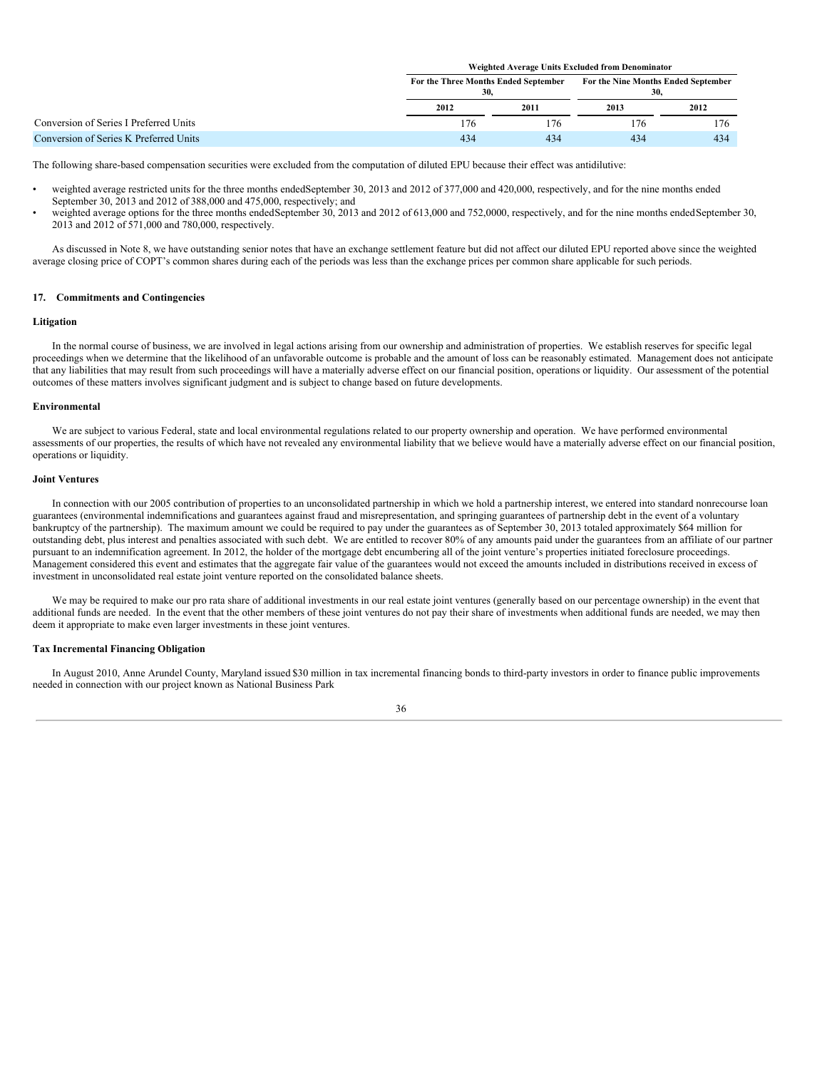| | Weighted Average Units Excluded from Denominator | | | |
|---|---|---|---|---|
| | For the Three Months Ended September 30, | | For the Nine Months Ended September 30, | |
| | 2012 | 2011 | 2013 | 2012 |
| Conversion of Series I Preferred Units | 176 | 176 | 176 | 176 |
| Conversion of Series K Preferred Units | 434 | 434 | 434 | 434 |

The following share-based compensation securities were excluded from the computation of diluted EPU because their effect was antidilutive:

- weighted average restricted units for the three months endedSeptember 30, 2013 and 2012 of 377,000 and 420,000, respectively, and for the nine months ended September 30, 2013 and 2012 of 388,000 and 475,000, respectively; and
- weighted average options for the three months endedSeptember 30, 2013 and 2012 of 613,000 and 752,0000, respectively, and for the nine months endedSeptember 30, 2013 and 2012 of 571,000 and 780,000, respectively.

As discussed in Note 8, we have outstanding senior notes that have an exchange settlement feature but did not affect our diluted EPU reported above since the weighted average closing price of COPT's common shares during each of the periods was less than the exchange prices per common share applicable for such periods.

## 17. Commitments and Contingencies

### Litigation

In the normal course of business, we are involved in legal actions arising from our ownership and administration of properties. We establish reserves for specific legal proceedings when we determine that the likelihood of an unfavorable outcome is probable and the amount of loss can be reasonably estimated. Management does not anticipate that any liabilities that may result from such proceedings will have a materially adverse effect on our financial position, operations or liquidity. Our assessment of the potential outcomes of these matters involves significant judgment and is subject to change based on future developments.

### Environmental

We are subject to various Federal, state and local environmental regulations related to our property ownership and operation. We have performed environmental assessments of our properties, the results of which have not revealed any environmental liability that we believe would have a materially adverse effect on our financial position, operations or liquidity.

### Joint Ventures

In connection with our 2005 contribution of properties to an unconsolidated partnership in which we hold a partnership interest, we entered into standard nonrecourse loan guarantees (environmental indemnifications and guarantees against fraud and misrepresentation, and springing guarantees of partnership debt in the event of a voluntary bankruptcy of the partnership). The maximum amount we could be required to pay under the guarantees as of September 30, 2013 totaled approximately $64 million for outstanding debt, plus interest and penalties associated with such debt. We are entitled to recover 80% of any amounts paid under the guarantees from an affiliate of our partner pursuant to an indemnification agreement. In 2012, the holder of the mortgage debt encumbering all of the joint venture's properties initiated foreclosure proceedings. Management considered this event and estimates that the aggregate fair value of the guarantees would not exceed the amounts included in distributions received in excess of investment in unconsolidated real estate joint venture reported on the consolidated balance sheets.

We may be required to make our pro rata share of additional investments in our real estate joint ventures (generally based on our percentage ownership) in the event that additional funds are needed. In the event that the other members of these joint ventures do not pay their share of investments when additional funds are needed, we may then deem it appropriate to make even larger investments in these joint ventures.

### Tax Incremental Financing Obligation

In August 2010, Anne Arundel County, Maryland issued $30 million in tax incremental financing bonds to third-party investors in order to finance public improvements needed in connection with our project known as National Business Park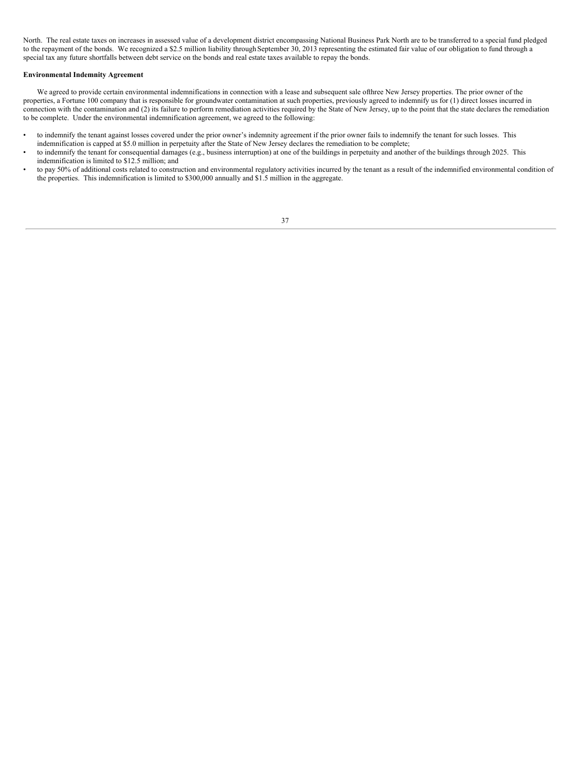North.  The real estate taxes on increases in assessed value of a development district encompassing National Business Park North are to be transferred to a special fund pledged to the repayment of the bonds.  We recognized a $2.5 million liability through September 30, 2013 representing the estimated fair value of our obligation to fund through a special tax any future shortfalls between debt service on the bonds and real estate taxes available to repay the bonds.

**Environmental Indemnity Agreement**

We agreed to provide certain environmental indemnifications in connection with a lease and subsequent sale of three New Jersey properties. The prior owner of the properties, a Fortune 100 company that is responsible for groundwater contamination at such properties, previously agreed to indemnify us for (1) direct losses incurred in connection with the contamination and (2) its failure to perform remediation activities required by the State of New Jersey, up to the point that the state declares the remediation to be complete.  Under the environmental indemnification agreement, we agreed to the following:

- to indemnify the tenant against losses covered under the prior owner's indemnity agreement if the prior owner fails to indemnify the tenant for such losses.  This indemnification is capped at $5.0 million in perpetuity after the State of New Jersey declares the remediation to be complete;
- to indemnify the tenant for consequential damages (e.g., business interruption) at one of the buildings in perpetuity and another of the buildings through 2025.  This indemnification is limited to $12.5 million; and
- to pay 50% of additional costs related to construction and environmental regulatory activities incurred by the tenant as a result of the indemnified environmental condition of the properties.  This indemnification is limited to $300,000 annually and $1.5 million in the aggregate.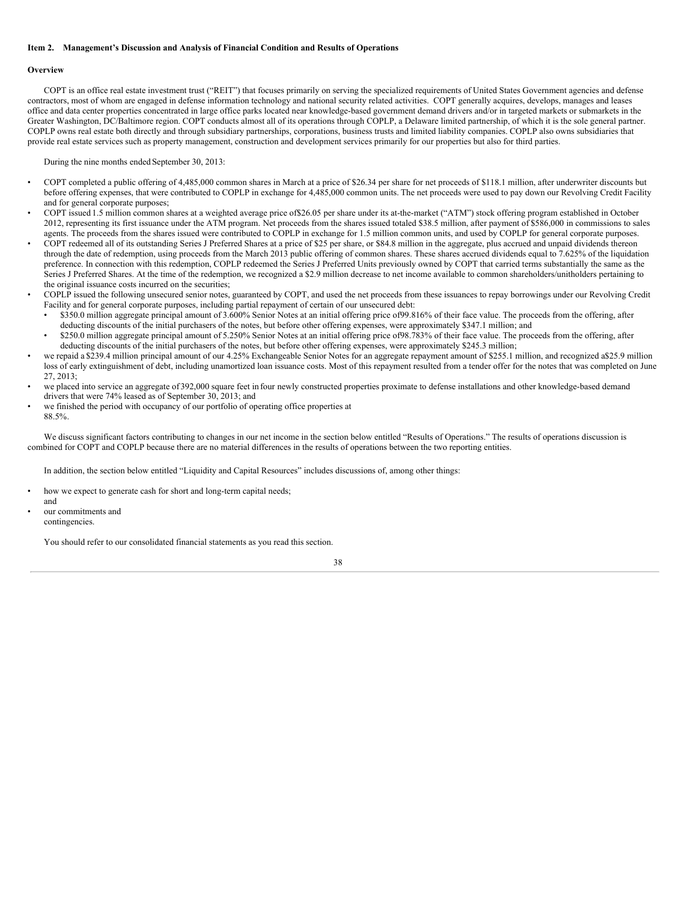## Item 2. Management's Discussion and Analysis of Financial Condition and Results of Operations

### Overview

COPT is an office real estate investment trust ("REIT") that focuses primarily on serving the specialized requirements of United States Government agencies and defense contractors, most of whom are engaged in defense information technology and national security related activities. COPT generally acquires, develops, manages and leases office and data center properties concentrated in large office parks located near knowledge-based government demand drivers and/or in targeted markets or submarkets in the Greater Washington, DC/Baltimore region. COPT conducts almost all of its operations through COPLP, a Delaware limited partnership, of which it is the sole general partner. COPLP owns real estate both directly and through subsidiary partnerships, corporations, business trusts and limited liability companies. COPLP also owns subsidiaries that provide real estate services such as property management, construction and development services primarily for our properties but also for third parties.

During the nine months ended September 30, 2013:

- COPT completed a public offering of 4,485,000 common shares in March at a price of $26.34 per share for net proceeds of $118.1 million, after underwriter discounts but before offering expenses, that were contributed to COPLP in exchange for 4,485,000 common units. The net proceeds were used to pay down our Revolving Credit Facility and for general corporate purposes;
- COPT issued 1.5 million common shares at a weighted average price of $26.05 per share under its at-the-market ("ATM") stock offering program established in October 2012, representing its first issuance under the ATM program. Net proceeds from the shares issued totaled $38.5 million, after payment of $586,000 in commissions to sales agents. The proceeds from the shares issued were contributed to COPLP in exchange for 1.5 million common units, and used by COPLP for general corporate purposes.
- COPT redeemed all of its outstanding Series J Preferred Shares at a price of $25 per share, or $84.8 million in the aggregate, plus accrued and unpaid dividends thereon through the date of redemption, using proceeds from the March 2013 public offering of common shares. These shares accrued dividends equal to 7.625% of the liquidation preference. In connection with this redemption, COPLP redeemed the Series J Preferred Units previously owned by COPT that carried terms substantially the same as the Series J Preferred Shares. At the time of the redemption, we recognized a $2.9 million decrease to net income available to common shareholders/unitholders pertaining to the original issuance costs incurred on the securities;
- COPLP issued the following unsecured senior notes, guaranteed by COPT, and used the net proceeds from these issuances to repay borrowings under our Revolving Credit Facility and for general corporate purposes, including partial repayment of certain of our unsecured debt:
  - $350.0 million aggregate principal amount of 3.600% Senior Notes at an initial offering price of 99.816% of their face value. The proceeds from the offering, after deducting discounts of the initial purchasers of the notes, but before other offering expenses, were approximately $347.1 million; and
  - $250.0 million aggregate principal amount of 5.250% Senior Notes at an initial offering price of 98.783% of their face value. The proceeds from the offering, after deducting discounts of the initial purchasers of the notes, but before other offering expenses, were approximately $245.3 million;
- we repaid a $239.4 million principal amount of our 4.25% Exchangeable Senior Notes for an aggregate repayment amount of $255.1 million, and recognized a $25.9 million loss of early extinguishment of debt, including unamortized loan issuance costs. Most of this repayment resulted from a tender offer for the notes that was completed on June 27, 2013;
- we placed into service an aggregate of 392,000 square feet in four newly constructed properties proximate to defense installations and other knowledge-based demand drivers that were 74% leased as of September 30, 2013; and
- we finished the period with occupancy of our portfolio of operating office properties at 88.5%.

We discuss significant factors contributing to changes in our net income in the section below entitled "Results of Operations." The results of operations discussion is combined for COPT and COPLP because there are no material differences in the results of operations between the two reporting entities.

In addition, the section below entitled "Liquidity and Capital Resources" includes discussions of, among other things:

- how we expect to generate cash for short and long-term capital needs; and
- our commitments and contingencies.

You should refer to our consolidated financial statements as you read this section.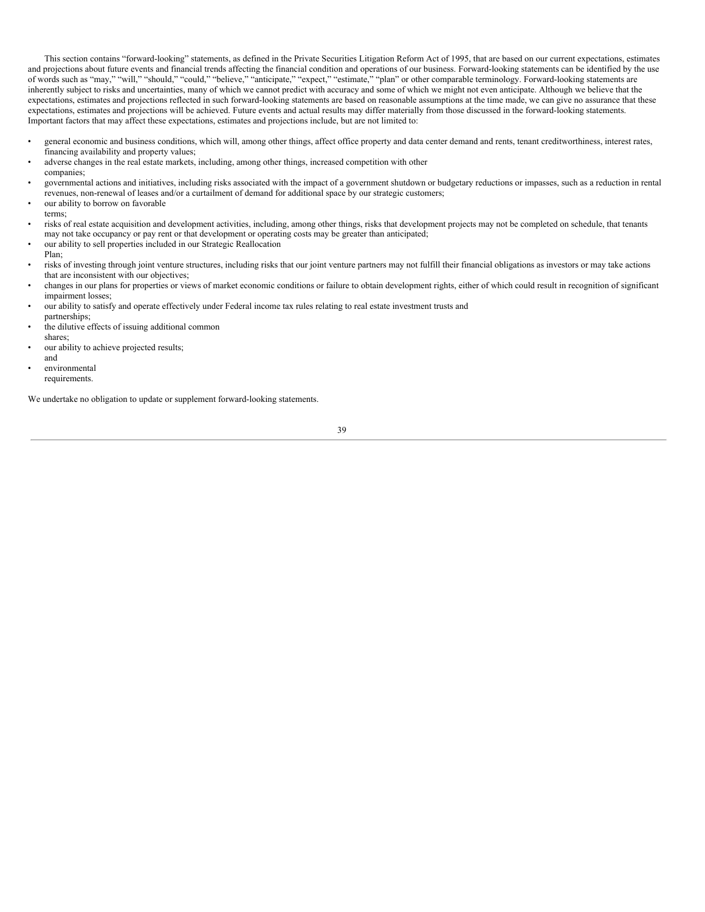This section contains "forward-looking" statements, as defined in the Private Securities Litigation Reform Act of 1995, that are based on our current expectations, estimates and projections about future events and financial trends affecting the financial condition and operations of our business. Forward-looking statements can be identified by the use of words such as "may," "will," "should," "could," "believe," "anticipate," "expect," "estimate," "plan" or other comparable terminology. Forward-looking statements are inherently subject to risks and uncertainties, many of which we cannot predict with accuracy and some of which we might not even anticipate. Although we believe that the expectations, estimates and projections reflected in such forward-looking statements are based on reasonable assumptions at the time made, we can give no assurance that these expectations, estimates and projections will be achieved. Future events and actual results may differ materially from those discussed in the forward-looking statements. Important factors that may affect these expectations, estimates and projections include, but are not limited to:

- general economic and business conditions, which will, among other things, affect office property and data center demand and rents, tenant creditworthiness, interest rates, financing availability and property values;
- adverse changes in the real estate markets, including, among other things, increased competition with other companies;
- governmental actions and initiatives, including risks associated with the impact of a government shutdown or budgetary reductions or impasses, such as a reduction in rental revenues, non-renewal of leases and/or a curtailment of demand for additional space by our strategic customers;
- our ability to borrow on favorable terms;
- risks of real estate acquisition and development activities, including, among other things, risks that development projects may not be completed on schedule, that tenants may not take occupancy or pay rent or that development or operating costs may be greater than anticipated;
- our ability to sell properties included in our Strategic Reallocation Plan;
- risks of investing through joint venture structures, including risks that our joint venture partners may not fulfill their financial obligations as investors or may take actions that are inconsistent with our objectives;
- changes in our plans for properties or views of market economic conditions or failure to obtain development rights, either of which could result in recognition of significant impairment losses;
- our ability to satisfy and operate effectively under Federal income tax rules relating to real estate investment trusts and partnerships;
- the dilutive effects of issuing additional common shares;
- our ability to achieve projected results; and
- environmental requirements.

We undertake no obligation to update or supplement forward-looking statements.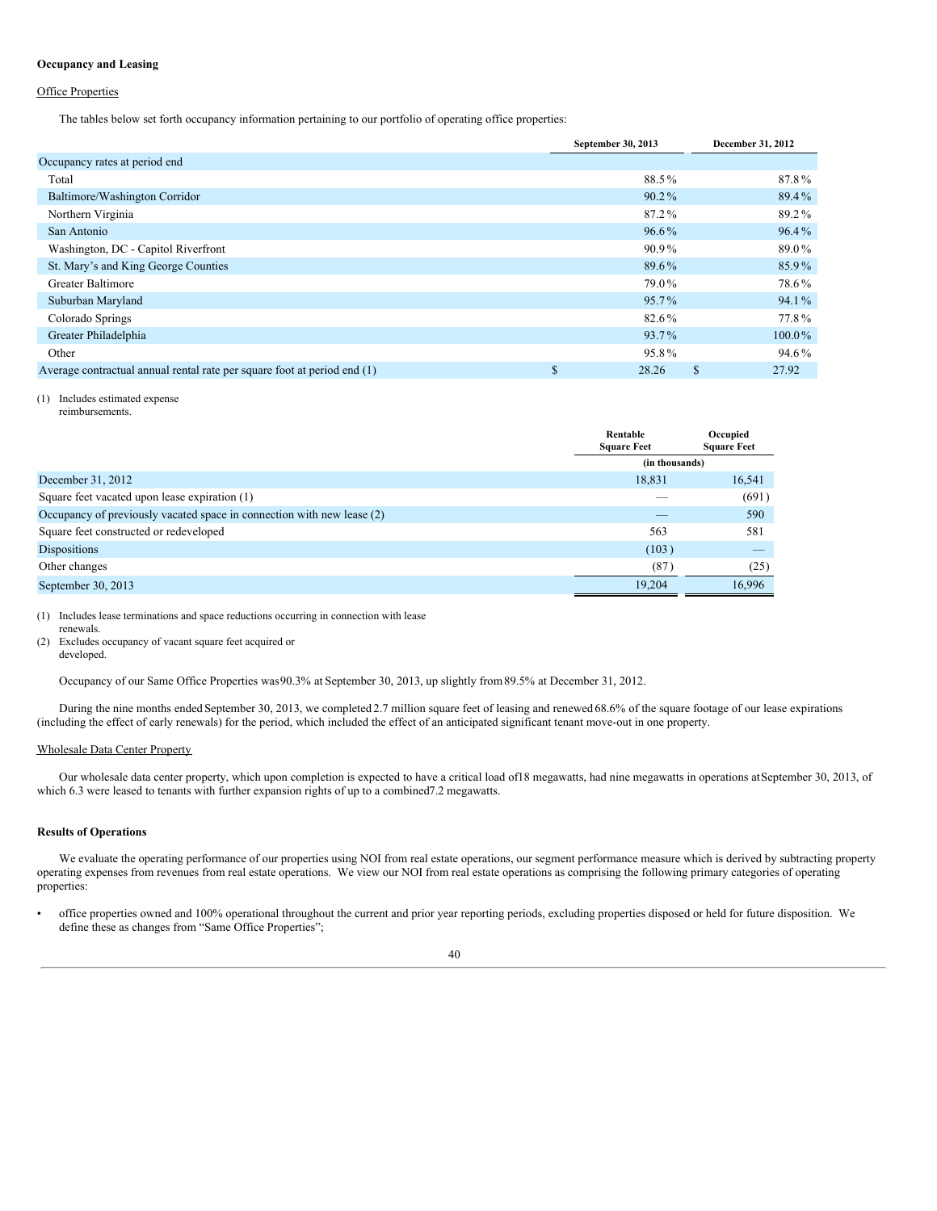**Occupancy and Leasing**

Office Properties

The tables below set forth occupancy information pertaining to our portfolio of operating office properties:

| | September 30, 2013 | December 31, 2012 |
|---|---|---|
| Occupancy rates at period end | | |
| Total | 88.5% | 87.8% |
| Baltimore/Washington Corridor | 90.2% | 89.4% |
| Northern Virginia | 87.2% | 89.2% |
| San Antonio | 96.6% | 96.4% |
| Washington, DC - Capitol Riverfront | 90.9% | 89.0% |
| St. Mary's and King George Counties | 89.6% | 85.9% |
| Greater Baltimore | 79.0% | 78.6% |
| Suburban Maryland | 95.7% | 94.1% |
| Colorado Springs | 82.6% | 77.8% |
| Greater Philadelphia | 93.7% | 100.0% |
| Other | 95.8% | 94.6% |
| Average contractual annual rental rate per square foot at period end (1) | $ 28.26 | $ 27.92 |

(1) Includes estimated expense reimbursements.

| | Rentable Square Feet | Occupied Square Feet |
|---|---|---|
| | (in thousands) | |
| December 31, 2012 | 18,831 | 16,541 |
| Square feet vacated upon lease expiration (1) | — | (691) |
| Occupancy of previously vacated space in connection with new lease (2) | — | 590 |
| Square feet constructed or redeveloped | 563 | 581 |
| Dispositions | (103) | — |
| Other changes | (87) | (25) |
| September 30, 2013 | 19,204 | 16,996 |

(1) Includes lease terminations and space reductions occurring in connection with lease renewals.
(2) Excludes occupancy of vacant square feet acquired or developed.

Occupancy of our Same Office Properties was 90.3% at September 30, 2013, up slightly from 89.5% at December 31, 2012.

During the nine months ended September 30, 2013, we completed 2.7 million square feet of leasing and renewed 68.6% of the square footage of our lease expirations (including the effect of early renewals) for the period, which included the effect of an anticipated significant tenant move-out in one property.

Wholesale Data Center Property

Our wholesale data center property, which upon completion is expected to have a critical load of 18 megawatts, had nine megawatts in operations at September 30, 2013, of which 6.3 were leased to tenants with further expansion rights of up to a combined 7.2 megawatts.

**Results of Operations**

We evaluate the operating performance of our properties using NOI from real estate operations, our segment performance measure which is derived by subtracting property operating expenses from revenues from real estate operations. We view our NOI from real estate operations as comprising the following primary categories of operating properties:

- office properties owned and 100% operational throughout the current and prior year reporting periods, excluding properties disposed or held for future disposition. We define these as changes from "Same Office Properties";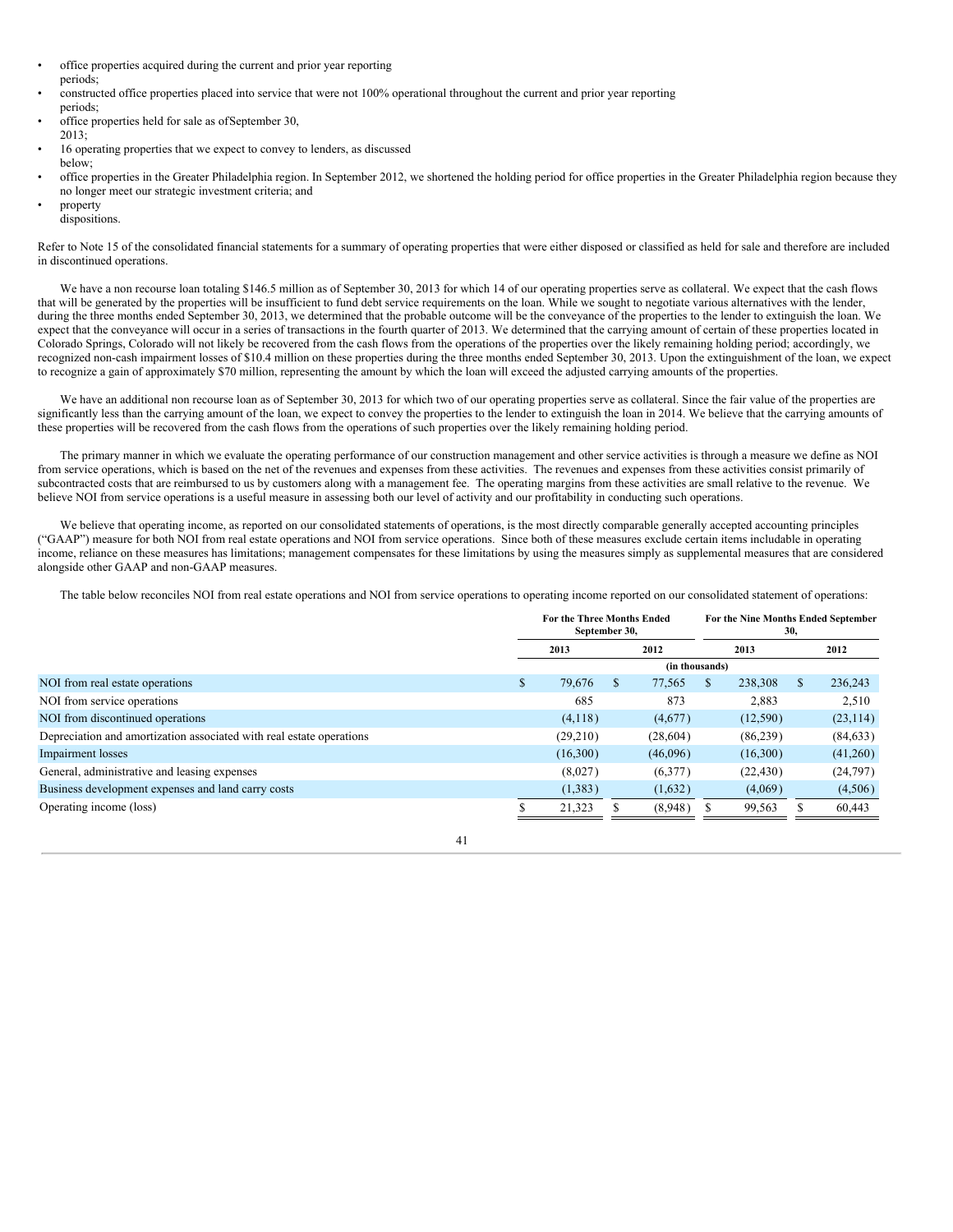- office properties acquired during the current and prior year reporting periods;
- constructed office properties placed into service that were not 100% operational throughout the current and prior year reporting periods;
- office properties held for sale as ofSeptember 30, 2013;
- 16 operating properties that we expect to convey to lenders, as discussed below;
- office properties in the Greater Philadelphia region. In September 2012, we shortened the holding period for office properties in the Greater Philadelphia region because they no longer meet our strategic investment criteria; and
- property dispositions.

Refer to Note 15 of the consolidated financial statements for a summary of operating properties that were either disposed or classified as held for sale and therefore are included in discontinued operations.

We have a non recourse loan totaling $146.5 million as of September 30, 2013 for which 14 of our operating properties serve as collateral. We expect that the cash flows that will be generated by the properties will be insufficient to fund debt service requirements on the loan. While we sought to negotiate various alternatives with the lender, during the three months ended September 30, 2013, we determined that the probable outcome will be the conveyance of the properties to the lender to extinguish the loan. We expect that the conveyance will occur in a series of transactions in the fourth quarter of 2013. We determined that the carrying amount of certain of these properties located in Colorado Springs, Colorado will not likely be recovered from the cash flows from the operations of the properties over the likely remaining holding period; accordingly, we recognized non-cash impairment losses of $10.4 million on these properties during the three months ended September 30, 2013. Upon the extinguishment of the loan, we expect to recognize a gain of approximately $70 million, representing the amount by which the loan will exceed the adjusted carrying amounts of the properties.

We have an additional non recourse loan as of September 30, 2013 for which two of our operating properties serve as collateral. Since the fair value of the properties are significantly less than the carrying amount of the loan, we expect to convey the properties to the lender to extinguish the loan in 2014. We believe that the carrying amounts of these properties will be recovered from the cash flows from the operations of such properties over the likely remaining holding period.

The primary manner in which we evaluate the operating performance of our construction management and other service activities is through a measure we define as NOI from service operations, which is based on the net of the revenues and expenses from these activities. The revenues and expenses from these activities consist primarily of subcontracted costs that are reimbursed to us by customers along with a management fee. The operating margins from these activities are small relative to the revenue. We believe NOI from service operations is a useful measure in assessing both our level of activity and our profitability in conducting such operations.

We believe that operating income, as reported on our consolidated statements of operations, is the most directly comparable generally accepted accounting principles ("GAAP") measure for both NOI from real estate operations and NOI from service operations. Since both of these measures exclude certain items includable in operating income, reliance on these measures has limitations; management compensates for these limitations by using the measures simply as supplemental measures that are considered alongside other GAAP and non-GAAP measures.

The table below reconciles NOI from real estate operations and NOI from service operations to operating income reported on our consolidated statement of operations:

| | For the Three Months Ended September 30, | | For the Nine Months Ended September 30, | |
|---|---|---|---|---|
| | 2013 | 2012 | 2013 | 2012 |
| | (in thousands) | | | |
| NOI from real estate operations | $ 79,676 | $ 77,565 | $ 238,308 | $ 236,243 |
| NOI from service operations | 685 | 873 | 2,883 | 2,510 |
| NOI from discontinued operations | (4,118) | (4,677) | (12,590) | (23,114) |
| Depreciation and amortization associated with real estate operations | (29,210) | (28,604) | (86,239) | (84,633) |
| Impairment losses | (16,300) | (46,096) | (16,300) | (41,260) |
| General, administrative and leasing expenses | (8,027) | (6,377) | (22,430) | (24,797) |
| Business development expenses and land carry costs | (1,383) | (1,632) | (4,069) | (4,506) |
| Operating income (loss) | $ 21,323 | $ (8,948) | $ 99,563 | $ 60,443 |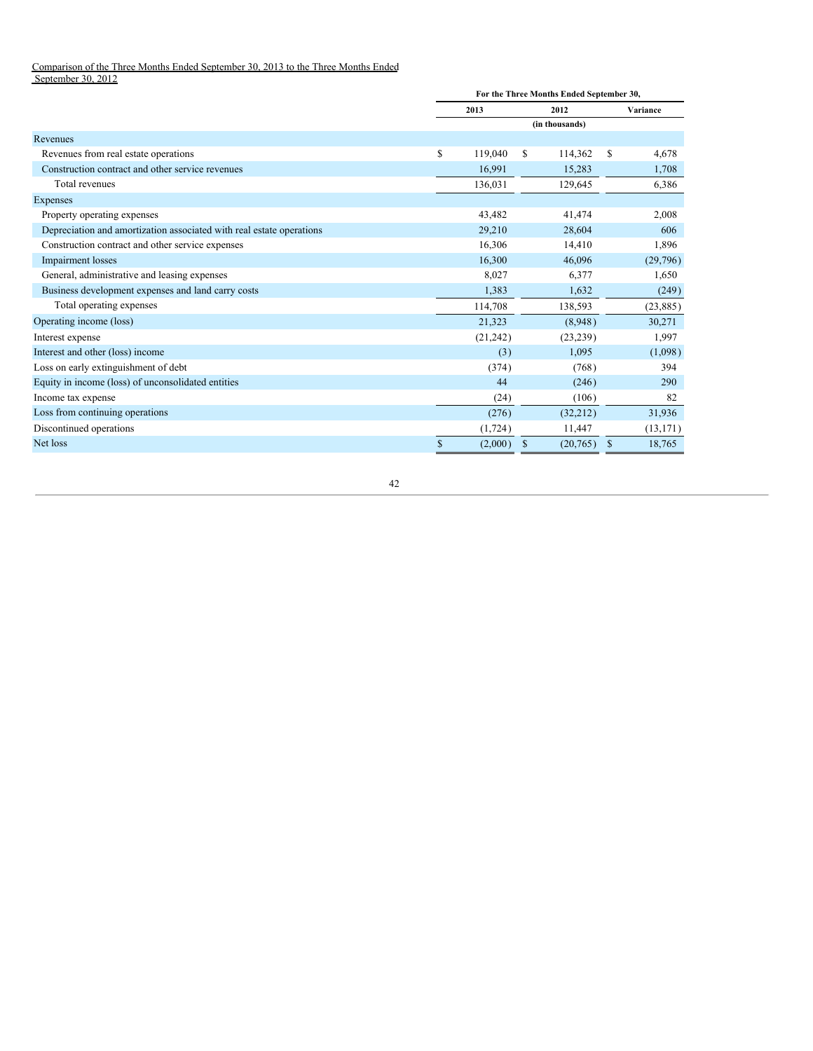Comparison of the Three Months Ended September 30, 2013 to the Three Months Ended September 30, 2012

| | For the Three Months Ended September 30, | | |
|---|---|---|---|
| | 2013 | 2012 | Variance |
| | | (in thousands) | |
| Revenues | | | |
| Revenues from real estate operations | $ 119,040 | $ 114,362 | $ 4,678 |
| Construction contract and other service revenues | 16,991 | 15,283 | 1,708 |
| Total revenues | 136,031 | 129,645 | 6,386 |
| Expenses | | | |
| Property operating expenses | 43,482 | 41,474 | 2,008 |
| Depreciation and amortization associated with real estate operations | 29,210 | 28,604 | 606 |
| Construction contract and other service expenses | 16,306 | 14,410 | 1,896 |
| Impairment losses | 16,300 | 46,096 | (29,796) |
| General, administrative and leasing expenses | 8,027 | 6,377 | 1,650 |
| Business development expenses and land carry costs | 1,383 | 1,632 | (249) |
| Total operating expenses | 114,708 | 138,593 | (23,885) |
| Operating income (loss) | 21,323 | (8,948) | 30,271 |
| Interest expense | (21,242) | (23,239) | 1,997 |
| Interest and other (loss) income | (3) | 1,095 | (1,098) |
| Loss on early extinguishment of debt | (374) | (768) | 394 |
| Equity in income (loss) of unconsolidated entities | 44 | (246) | 290 |
| Income tax expense | (24) | (106) | 82 |
| Loss from continuing operations | (276) | (32,212) | 31,936 |
| Discontinued operations | (1,724) | 11,447 | (13,171) |
| Net loss | $ (2,000) | $ (20,765) | $ 18,765 |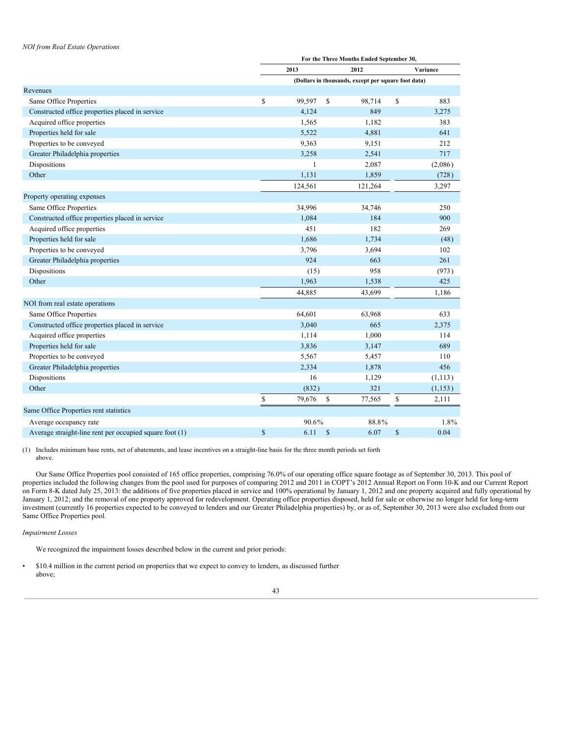*NOI from Real Estate Operations*

| | For the Three Months Ended September 30, | | |
|---|---|---|---|
| | 2013 | 2012 | Variance |
| | (Dollars in thousands, except per square foot data) | | |
| Revenues | | | |
| Same Office Properties | $ 99,597 | $ 98,714 | $ 883 |
| Constructed office properties placed in service | 4,124 | 849 | 3,275 |
| Acquired office properties | 1,565 | 1,182 | 383 |
| Properties held for sale | 5,522 | 4,881 | 641 |
| Properties to be conveyed | 9,363 | 9,151 | 212 |
| Greater Philadelphia properties | 3,258 | 2,541 | 717 |
| Dispositions | 1 | 2,087 | (2,086) |
| Other | 1,131 | 1,859 | (728) |
| | 124,561 | 121,264 | 3,297 |
| Property operating expenses | | | |
| Same Office Properties | 34,996 | 34,746 | 250 |
| Constructed office properties placed in service | 1,084 | 184 | 900 |
| Acquired office properties | 451 | 182 | 269 |
| Properties held for sale | 1,686 | 1,734 | (48) |
| Properties to be conveyed | 3,796 | 3,694 | 102 |
| Greater Philadelphia properties | 924 | 663 | 261 |
| Dispositions | (15) | 958 | (973) |
| Other | 1,963 | 1,538 | 425 |
| | 44,885 | 43,699 | 1,186 |
| NOI from real estate operations | | | |
| Same Office Properties | 64,601 | 63,968 | 633 |
| Constructed office properties placed in service | 3,040 | 665 | 2,375 |
| Acquired office properties | 1,114 | 1,000 | 114 |
| Properties held for sale | 3,836 | 3,147 | 689 |
| Properties to be conveyed | 5,567 | 5,457 | 110 |
| Greater Philadelphia properties | 2,334 | 1,878 | 456 |
| Dispositions | 16 | 1,129 | (1,113) |
| Other | (832) | 321 | (1,153) |
| | $ 79,676 | $ 77,565 | $ 2,111 |
| Same Office Properties rent statistics | | | |
| Average occupancy rate | 90.6% | 88.8% | 1.8% |
| Average straight-line rent per occupied square foot (1) | $ 6.11 | $ 6.07 | $ 0.04 |

(1) Includes minimum base rents, net of abatements, and lease incentives on a straight-line basis for the three month periods set forth above.

Our Same Office Properties pool consisted of 165 office properties, comprising 76.0% of our operating office square footage as of September 30, 2013. This pool of properties included the following changes from the pool used for purposes of comparing 2012 and 2011 in COPT's 2012 Annual Report on Form 10-K and our Current Report on Form 8-K dated July 25, 2013: the additions of five properties placed in service and 100% operational by January 1, 2012 and one property acquired and fully operational by January 1, 2012; and the removal of one property approved for redevelopment. Operating office properties disposed, held for sale or otherwise no longer held for long-term investment (currently 16 properties expected to be conveyed to lenders and our Greater Philadelphia properties) by, or as of, September 30, 2013 were also excluded from our Same Office Properties pool.

*Impairment Losses*

We recognized the impairment losses described below in the current and prior periods:

- $10.4 million in the current period on properties that we expect to convey to lenders, as discussed further above;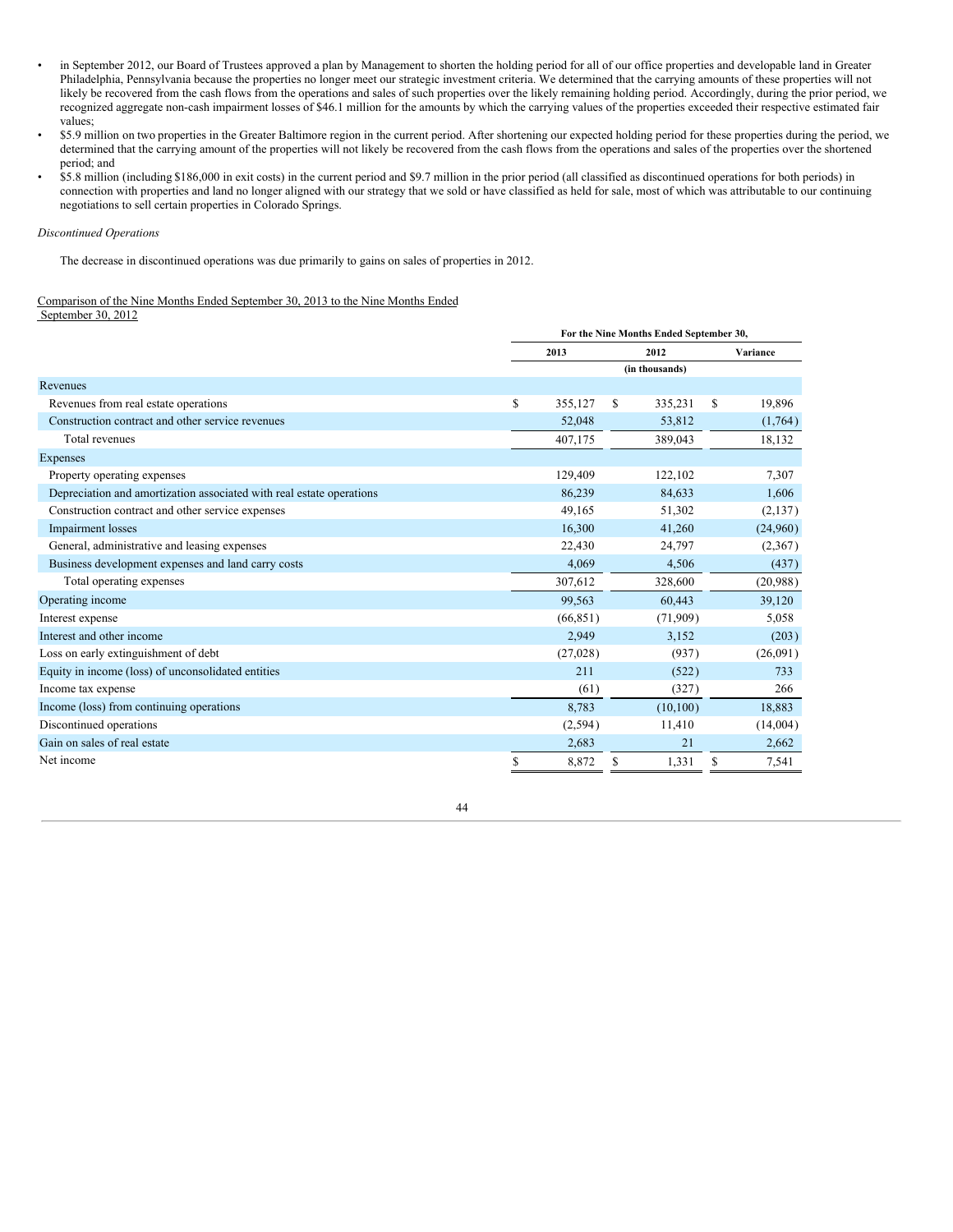- in September 2012, our Board of Trustees approved a plan by Management to shorten the holding period for all of our office properties and developable land in Greater Philadelphia, Pennsylvania because the properties no longer meet our strategic investment criteria. We determined that the carrying amounts of these properties will not likely be recovered from the cash flows from the operations and sales of such properties over the likely remaining holding period. Accordingly, during the prior period, we recognized aggregate non-cash impairment losses of $46.1 million for the amounts by which the carrying values of the properties exceeded their respective estimated fair values;
- $5.9 million on two properties in the Greater Baltimore region in the current period. After shortening our expected holding period for these properties during the period, we determined that the carrying amount of the properties will not likely be recovered from the cash flows from the operations and sales of the properties over the shortened period; and
- $5.8 million (including $186,000 in exit costs) in the current period and $9.7 million in the prior period (all classified as discontinued operations for both periods) in connection with properties and land no longer aligned with our strategy that we sold or have classified as held for sale, most of which was attributable to our continuing negotiations to sell certain properties in Colorado Springs.

*Discontinued Operations*

The decrease in discontinued operations was due primarily to gains on sales of properties in 2012.

Comparison of the Nine Months Ended September 30, 2013 to the Nine Months Ended September 30, 2012

| | For the Nine Months Ended September 30, | | |
|---|---|---|---|
| | 2013 | 2012 | Variance |
| | | (in thousands) | |
| Revenues | | | |
| Revenues from real estate operations | $ 355,127 | $ 335,231 | $ 19,896 |
| Construction contract and other service revenues | 52,048 | 53,812 | (1,764) |
| Total revenues | 407,175 | 389,043 | 18,132 |
| Expenses | | | |
| Property operating expenses | 129,409 | 122,102 | 7,307 |
| Depreciation and amortization associated with real estate operations | 86,239 | 84,633 | 1,606 |
| Construction contract and other service expenses | 49,165 | 51,302 | (2,137) |
| Impairment losses | 16,300 | 41,260 | (24,960) |
| General, administrative and leasing expenses | 22,430 | 24,797 | (2,367) |
| Business development expenses and land carry costs | 4,069 | 4,506 | (437) |
| Total operating expenses | 307,612 | 328,600 | (20,988) |
| Operating income | 99,563 | 60,443 | 39,120 |
| Interest expense | (66,851) | (71,909) | 5,058 |
| Interest and other income | 2,949 | 3,152 | (203) |
| Loss on early extinguishment of debt | (27,028) | (937) | (26,091) |
| Equity in income (loss) of unconsolidated entities | 211 | (522) | 733 |
| Income tax expense | (61) | (327) | 266 |
| Income (loss) from continuing operations | 8,783 | (10,100) | 18,883 |
| Discontinued operations | (2,594) | 11,410 | (14,004) |
| Gain on sales of real estate | 2,683 | 21 | 2,662 |
| Net income | $ 8,872 | $ 1,331 | $ 7,541 |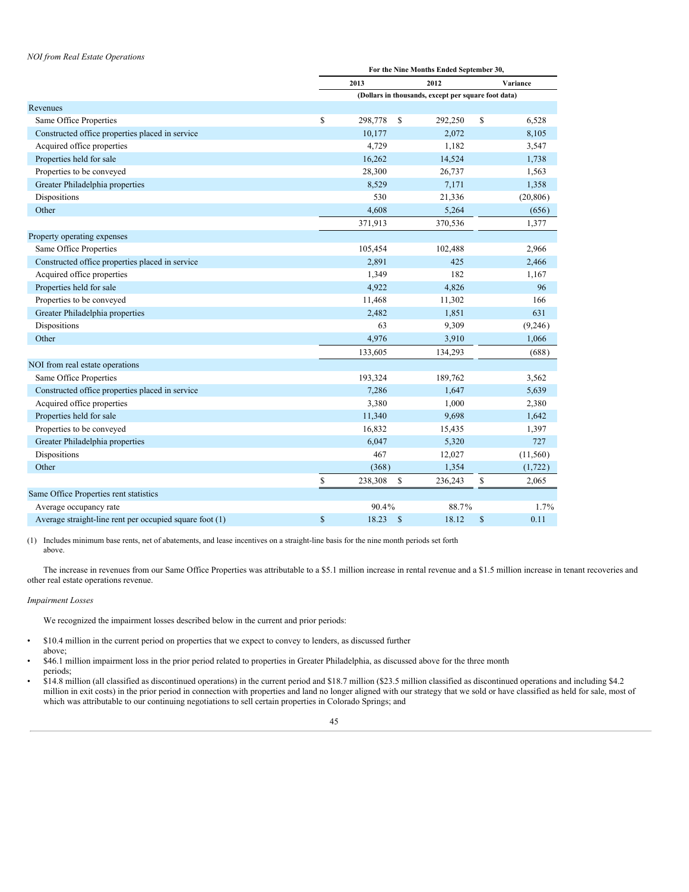*NOI from Real Estate Operations*

| | For the Nine Months Ended September 30, | | |
|---|---|---|---|
| | 2013 | 2012 | Variance |
| | (Dollars in thousands, except per square foot data) | | |
| **Revenues** | | | |
| Same Office Properties | $ 298,778 | $ 292,250 | $ 6,528 |
| Constructed office properties placed in service | 10,177 | 2,072 | 8,105 |
| Acquired office properties | 4,729 | 1,182 | 3,547 |
| Properties held for sale | 16,262 | 14,524 | 1,738 |
| Properties to be conveyed | 28,300 | 26,737 | 1,563 |
| Greater Philadelphia properties | 8,529 | 7,171 | 1,358 |
| Dispositions | 530 | 21,336 | (20,806) |
| Other | 4,608 | 5,264 | (656) |
| | 371,913 | 370,536 | 1,377 |
| **Property operating expenses** | | | |
| Same Office Properties | 105,454 | 102,488 | 2,966 |
| Constructed office properties placed in service | 2,891 | 425 | 2,466 |
| Acquired office properties | 1,349 | 182 | 1,167 |
| Properties held for sale | 4,922 | 4,826 | 96 |
| Properties to be conveyed | 11,468 | 11,302 | 166 |
| Greater Philadelphia properties | 2,482 | 1,851 | 631 |
| Dispositions | 63 | 9,309 | (9,246) |
| Other | 4,976 | 3,910 | 1,066 |
| | 133,605 | 134,293 | (688) |
| **NOI from real estate operations** | | | |
| Same Office Properties | 193,324 | 189,762 | 3,562 |
| Constructed office properties placed in service | 7,286 | 1,647 | 5,639 |
| Acquired office properties | 3,380 | 1,000 | 2,380 |
| Properties held for sale | 11,340 | 9,698 | 1,642 |
| Properties to be conveyed | 16,832 | 15,435 | 1,397 |
| Greater Philadelphia properties | 6,047 | 5,320 | 727 |
| Dispositions | 467 | 12,027 | (11,560) |
| Other | (368) | 1,354 | (1,722) |
| | $ 238,308 | $ 236,243 | $ 2,065 |
| **Same Office Properties rent statistics** | | | |
| Average occupancy rate | 90.4% | 88.7% | 1.7% |
| Average straight-line rent per occupied square foot (1) | $ 18.23 | $ 18.12 | $ 0.11 |

(1) Includes minimum base rents, net of abatements, and lease incentives on a straight-line basis for the nine month periods set forth above.

The increase in revenues from our Same Office Properties was attributable to a $5.1 million increase in rental revenue and a $1.5 million increase in tenant recoveries and other real estate operations revenue.

*Impairment Losses*

We recognized the impairment losses described below in the current and prior periods:

- $10.4 million in the current period on properties that we expect to convey to lenders, as discussed further above;
- $46.1 million impairment loss in the prior period related to properties in Greater Philadelphia, as discussed above for the three month periods;
- $14.8 million (all classified as discontinued operations) in the current period and $18.7 million ($23.5 million classified as discontinued operations and including $4.2 million in exit costs) in the prior period in connection with properties and land no longer aligned with our strategy that we sold or have classified as held for sale, most of which was attributable to our continuing negotiations to sell certain properties in Colorado Springs; and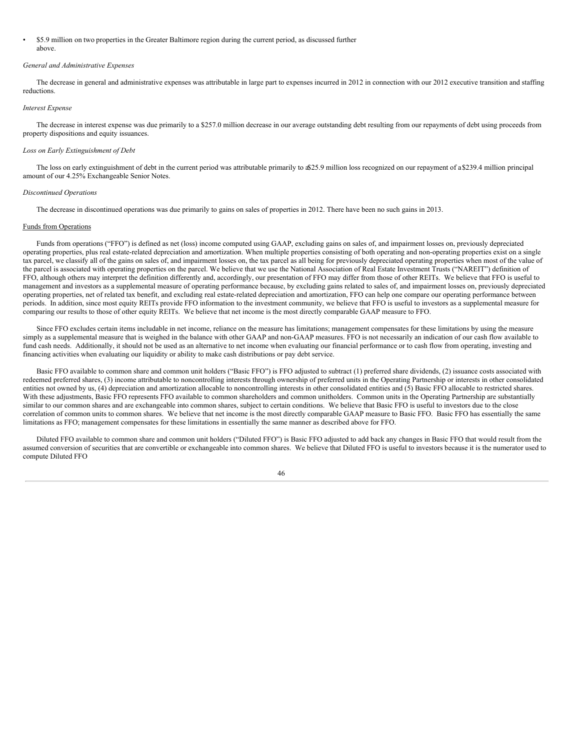- $5.9 million on two properties in the Greater Baltimore region during the current period, as discussed further above.

*General and Administrative Expenses*

The decrease in general and administrative expenses was attributable in large part to expenses incurred in 2012 in connection with our 2012 executive transition and staffing reductions.

*Interest Expense*

The decrease in interest expense was due primarily to a $257.0 million decrease in our average outstanding debt resulting from our repayments of debt using proceeds from property dispositions and equity issuances.

*Loss on Early Extinguishment of Debt*

The loss on early extinguishment of debt in the current period was attributable primarily to a $25.9 million loss recognized on our repayment of a $239.4 million principal amount of our 4.25% Exchangeable Senior Notes.

*Discontinued Operations*

The decrease in discontinued operations was due primarily to gains on sales of properties in 2012. There have been no such gains in 2013.

Funds from Operations

Funds from operations ("FFO") is defined as net (loss) income computed using GAAP, excluding gains on sales of, and impairment losses on, previously depreciated operating properties, plus real estate-related depreciation and amortization. When multiple properties consisting of both operating and non-operating properties exist on a single tax parcel, we classify all of the gains on sales of, and impairment losses on, the tax parcel as all being for previously depreciated operating properties when most of the value of the parcel is associated with operating properties on the parcel. We believe that we use the National Association of Real Estate Investment Trusts ("NAREIT") definition of FFO, although others may interpret the definition differently and, accordingly, our presentation of FFO may differ from those of other REITs. We believe that FFO is useful to management and investors as a supplemental measure of operating performance because, by excluding gains related to sales of, and impairment losses on, previously depreciated operating properties, net of related tax benefit, and excluding real estate-related depreciation and amortization, FFO can help one compare our operating performance between periods. In addition, since most equity REITs provide FFO information to the investment community, we believe that FFO is useful to investors as a supplemental measure for comparing our results to those of other equity REITs. We believe that net income is the most directly comparable GAAP measure to FFO.

Since FFO excludes certain items includable in net income, reliance on the measure has limitations; management compensates for these limitations by using the measure simply as a supplemental measure that is weighed in the balance with other GAAP and non-GAAP measures. FFO is not necessarily an indication of our cash flow available to fund cash needs. Additionally, it should not be used as an alternative to net income when evaluating our financial performance or to cash flow from operating, investing and financing activities when evaluating our liquidity or ability to make cash distributions or pay debt service.

Basic FFO available to common share and common unit holders ("Basic FFO") is FFO adjusted to subtract (1) preferred share dividends, (2) issuance costs associated with redeemed preferred shares, (3) income attributable to noncontrolling interests through ownership of preferred units in the Operating Partnership or interests in other consolidated entities not owned by us, (4) depreciation and amortization allocable to noncontrolling interests in other consolidated entities and (5) Basic FFO allocable to restricted shares. With these adjustments, Basic FFO represents FFO available to common shareholders and common unitholders. Common units in the Operating Partnership are substantially similar to our common shares and are exchangeable into common shares, subject to certain conditions. We believe that Basic FFO is useful to investors due to the close correlation of common units to common shares. We believe that net income is the most directly comparable GAAP measure to Basic FFO. Basic FFO has essentially the same limitations as FFO; management compensates for these limitations in essentially the same manner as described above for FFO.

Diluted FFO available to common share and common unit holders ("Diluted FFO") is Basic FFO adjusted to add back any changes in Basic FFO that would result from the assumed conversion of securities that are convertible or exchangeable into common shares. We believe that Diluted FFO is useful to investors because it is the numerator used to compute Diluted FFO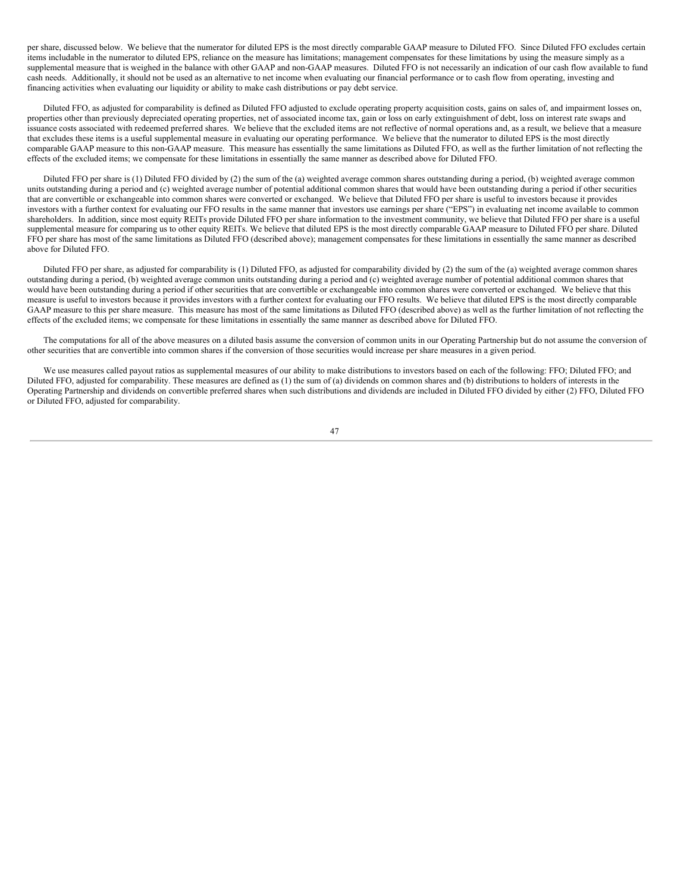per share, discussed below. We believe that the numerator for diluted EPS is the most directly comparable GAAP measure to Diluted FFO. Since Diluted FFO excludes certain items includable in the numerator to diluted EPS, reliance on the measure has limitations; management compensates for these limitations by using the measure simply as a supplemental measure that is weighed in the balance with other GAAP and non-GAAP measures. Diluted FFO is not necessarily an indication of our cash flow available to fund cash needs. Additionally, it should not be used as an alternative to net income when evaluating our financial performance or to cash flow from operating, investing and financing activities when evaluating our liquidity or ability to make cash distributions or pay debt service.

Diluted FFO, as adjusted for comparability is defined as Diluted FFO adjusted to exclude operating property acquisition costs, gains on sales of, and impairment losses on, properties other than previously depreciated operating properties, net of associated income tax, gain or loss on early extinguishment of debt, loss on interest rate swaps and issuance costs associated with redeemed preferred shares. We believe that the excluded items are not reflective of normal operations and, as a result, we believe that a measure that excludes these items is a useful supplemental measure in evaluating our operating performance. We believe that the numerator to diluted EPS is the most directly comparable GAAP measure to this non-GAAP measure. This measure has essentially the same limitations as Diluted FFO, as well as the further limitation of not reflecting the effects of the excluded items; we compensate for these limitations in essentially the same manner as described above for Diluted FFO.

Diluted FFO per share is (1) Diluted FFO divided by (2) the sum of the (a) weighted average common shares outstanding during a period, (b) weighted average common units outstanding during a period and (c) weighted average number of potential additional common shares that would have been outstanding during a period if other securities that are convertible or exchangeable into common shares were converted or exchanged. We believe that Diluted FFO per share is useful to investors because it provides investors with a further context for evaluating our FFO results in the same manner that investors use earnings per share ("EPS") in evaluating net income available to common shareholders. In addition, since most equity REITs provide Diluted FFO per share information to the investment community, we believe that Diluted FFO per share is a useful supplemental measure for comparing us to other equity REITs. We believe that diluted EPS is the most directly comparable GAAP measure to Diluted FFO per share. Diluted FFO per share has most of the same limitations as Diluted FFO (described above); management compensates for these limitations in essentially the same manner as described above for Diluted FFO.

Diluted FFO per share, as adjusted for comparability is (1) Diluted FFO, as adjusted for comparability divided by (2) the sum of the (a) weighted average common shares outstanding during a period, (b) weighted average common units outstanding during a period and (c) weighted average number of potential additional common shares that would have been outstanding during a period if other securities that are convertible or exchangeable into common shares were converted or exchanged. We believe that this measure is useful to investors because it provides investors with a further context for evaluating our FFO results. We believe that diluted EPS is the most directly comparable GAAP measure to this per share measure. This measure has most of the same limitations as Diluted FFO (described above) as well as the further limitation of not reflecting the effects of the excluded items; we compensate for these limitations in essentially the same manner as described above for Diluted FFO.

The computations for all of the above measures on a diluted basis assume the conversion of common units in our Operating Partnership but do not assume the conversion of other securities that are convertible into common shares if the conversion of those securities would increase per share measures in a given period.

We use measures called payout ratios as supplemental measures of our ability to make distributions to investors based on each of the following: FFO; Diluted FFO; and Diluted FFO, adjusted for comparability. These measures are defined as (1) the sum of (a) dividends on common shares and (b) distributions to holders of interests in the Operating Partnership and dividends on convertible preferred shares when such distributions and dividends are included in Diluted FFO divided by either (2) FFO, Diluted FFO or Diluted FFO, adjusted for comparability.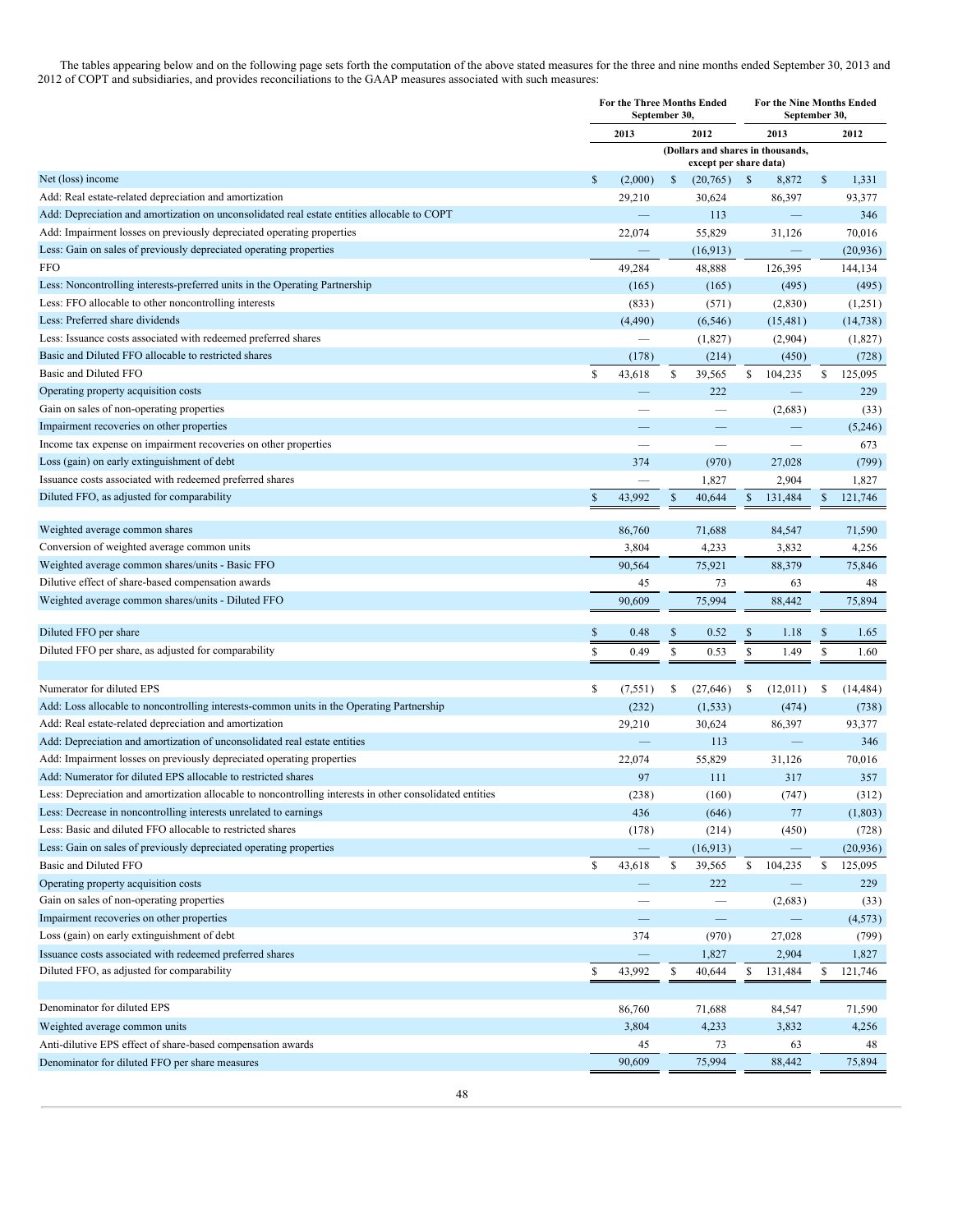The tables appearing below and on the following page sets forth the computation of the above stated measures for the three and nine months ended September 30, 2013 and 2012 of COPT and subsidiaries, and provides reconciliations to the GAAP measures associated with such measures:

| | For the Three Months Ended September 30, | | For the Nine Months Ended September 30, | |
|---|---|---|---|---|
| | 2013 | 2012 | 2013 | 2012 |
| | (Dollars and shares in thousands, except per share data) | | | |
| Net (loss) income | $ (2,000) | $ (20,765) | $ 8,872 | $ 1,331 |
| Add: Real estate-related depreciation and amortization | 29,210 | 30,624 | 86,397 | 93,377 |
| Add: Depreciation and amortization on unconsolidated real estate entities allocable to COPT | — | 113 | — | 346 |
| Add: Impairment losses on previously depreciated operating properties | 22,074 | 55,829 | 31,126 | 70,016 |
| Less: Gain on sales of previously depreciated operating properties | — | (16,913) | — | (20,936) |
| FFO | 49,284 | 48,888 | 126,395 | 144,134 |
| Less: Noncontrolling interests-preferred units in the Operating Partnership | (165) | (165) | (495) | (495) |
| Less: FFO allocable to other noncontrolling interests | (833) | (571) | (2,830) | (1,251) |
| Less: Preferred share dividends | (4,490) | (6,546) | (15,481) | (14,738) |
| Less: Issuance costs associated with redeemed preferred shares | — | (1,827) | (2,904) | (1,827) |
| Basic and Diluted FFO allocable to restricted shares | (178) | (214) | (450) | (728) |
| Basic and Diluted FFO | $ 43,618 | $ 39,565 | $ 104,235 | $ 125,095 |
| Operating property acquisition costs | — | 222 | — | 229 |
| Gain on sales of non-operating properties | — | — | (2,683) | (33) |
| Impairment recoveries on other properties | — | — | — | (5,246) |
| Income tax expense on impairment recoveries on other properties | — | — | — | 673 |
| Loss (gain) on early extinguishment of debt | 374 | (970) | 27,028 | (799) |
| Issuance costs associated with redeemed preferred shares | — | 1,827 | 2,904 | 1,827 |
| Diluted FFO, as adjusted for comparability | $ 43,992 | $ 40,644 | $ 131,484 | $ 121,746 |
| | | | | |
| Weighted average common shares | 86,760 | 71,688 | 84,547 | 71,590 |
| Conversion of weighted average common units | 3,804 | 4,233 | 3,832 | 4,256 |
| Weighted average common shares/units - Basic FFO | 90,564 | 75,921 | 88,379 | 75,846 |
| Dilutive effect of share-based compensation awards | 45 | 73 | 63 | 48 |
| Weighted average common shares/units - Diluted FFO | 90,609 | 75,994 | 88,442 | 75,894 |
| | | | | |
| Diluted FFO per share | $ 0.48 | $ 0.52 | $ 1.18 | $ 1.65 |
| Diluted FFO per share, as adjusted for comparability | $ 0.49 | $ 0.53 | $ 1.49 | $ 1.60 |
| | | | | |
| Numerator for diluted EPS | $ (7,551) | $ (27,646) | $ (12,011) | $ (14,484) |
| Add: Loss allocable to noncontrolling interests-common units in the Operating Partnership | (232) | (1,533) | (474) | (738) |
| Add: Real estate-related depreciation and amortization | 29,210 | 30,624 | 86,397 | 93,377 |
| Add: Depreciation and amortization of unconsolidated real estate entities | — | 113 | — | 346 |
| Add: Impairment losses on previously depreciated operating properties | 22,074 | 55,829 | 31,126 | 70,016 |
| Add: Numerator for diluted EPS allocable to restricted shares | 97 | 111 | 317 | 357 |
| Less: Depreciation and amortization allocable to noncontrolling interests in other consolidated entities | (238) | (160) | (747) | (312) |
| Less: Decrease in noncontrolling interests unrelated to earnings | 436 | (646) | 77 | (1,803) |
| Less: Basic and diluted FFO allocable to restricted shares | (178) | (214) | (450) | (728) |
| Less: Gain on sales of previously depreciated operating properties | — | (16,913) | — | (20,936) |
| Basic and Diluted FFO | $ 43,618 | $ 39,565 | $ 104,235 | $ 125,095 |
| Operating property acquisition costs | — | 222 | — | 229 |
| Gain on sales of non-operating properties | — | — | (2,683) | (33) |
| Impairment recoveries on other properties | — | — | — | (4,573) |
| Loss (gain) on early extinguishment of debt | 374 | (970) | 27,028 | (799) |
| Issuance costs associated with redeemed preferred shares | — | 1,827 | 2,904 | 1,827 |
| Diluted FFO, as adjusted for comparability | $ 43,992 | $ 40,644 | $ 131,484 | $ 121,746 |
| | | | | |
| Denominator for diluted EPS | 86,760 | 71,688 | 84,547 | 71,590 |
| Weighted average common units | 3,804 | 4,233 | 3,832 | 4,256 |
| Anti-dilutive EPS effect of share-based compensation awards | 45 | 73 | 63 | 48 |
| Denominator for diluted FFO per share measures | 90,609 | 75,994 | 88,442 | 75,894 |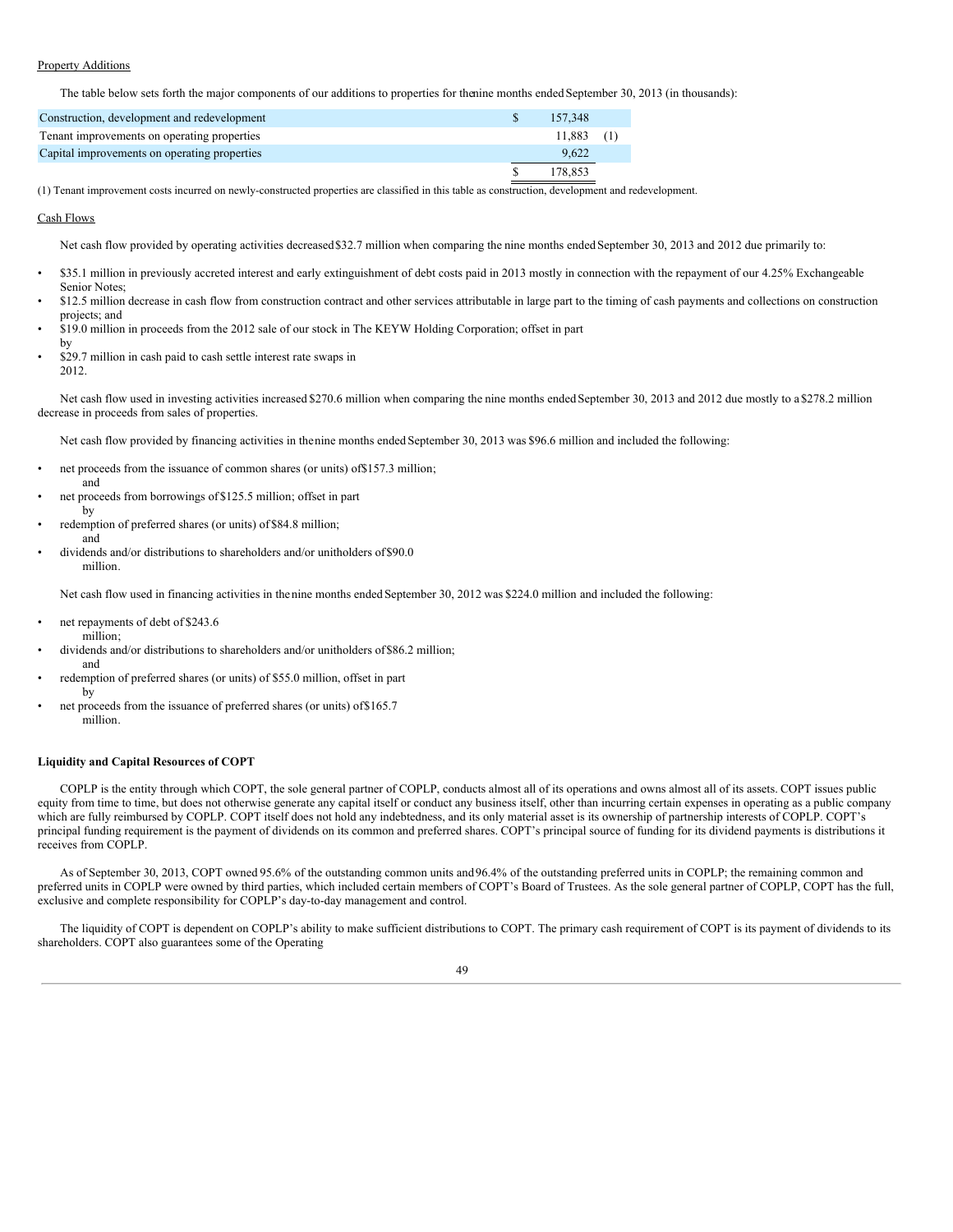Property Additions

The table below sets forth the major components of our additions to properties for the nine months ended September 30, 2013 (in thousands):

| | | |
|---|---|---|
| Construction, development and redevelopment | $ 157,348 | |
| Tenant improvements on operating properties | 11,883 | (1) |
| Capital improvements on operating properties | 9,622 | |
| | $ 178,853 | |

(1) Tenant improvement costs incurred on newly-constructed properties are classified in this table as construction, development and redevelopment.

Cash Flows

Net cash flow provided by operating activities decreased $32.7 million when comparing the nine months ended September 30, 2013 and 2012 due primarily to:

- $35.1 million in previously accreted interest and early extinguishment of debt costs paid in 2013 mostly in connection with the repayment of our 4.25% Exchangeable Senior Notes;
- $12.5 million decrease in cash flow from construction contract and other services attributable in large part to the timing of cash payments and collections on construction projects; and
- $19.0 million in proceeds from the 2012 sale of our stock in The KEYW Holding Corporation; offset in part by
- $29.7 million in cash paid to cash settle interest rate swaps in 2012.

Net cash flow used in investing activities increased $270.6 million when comparing the nine months ended September 30, 2013 and 2012 due mostly to a $278.2 million decrease in proceeds from sales of properties.

Net cash flow provided by financing activities in the nine months ended September 30, 2013 was $96.6 million and included the following:

- net proceeds from the issuance of common shares (or units) of $157.3 million; and
- net proceeds from borrowings of $125.5 million; offset in part by
- redemption of preferred shares (or units) of $84.8 million; and
- dividends and/or distributions to shareholders and/or unitholders of $90.0 million.

Net cash flow used in financing activities in the nine months ended September 30, 2012 was $224.0 million and included the following:

- net repayments of debt of $243.6 million;
- dividends and/or distributions to shareholders and/or unitholders of $86.2 million; and
- redemption of preferred shares (or units) of $55.0 million, offset in part by
- net proceeds from the issuance of preferred shares (or units) of $165.7 million.

**Liquidity and Capital Resources of COPT**

COPLP is the entity through which COPT, the sole general partner of COPLP, conducts almost all of its operations and owns almost all of its assets. COPT issues public equity from time to time, but does not otherwise generate any capital itself or conduct any business itself, other than incurring certain expenses in operating as a public company which are fully reimbursed by COPLP. COPT itself does not hold any indebtedness, and its only material asset is its ownership of partnership interests of COPLP. COPT's principal funding requirement is the payment of dividends on its common and preferred shares. COPT's principal source of funding for its dividend payments is distributions it receives from COPLP.

As of September 30, 2013, COPT owned 95.6% of the outstanding common units and 96.4% of the outstanding preferred units in COPLP; the remaining common and preferred units in COPLP were owned by third parties, which included certain members of COPT's Board of Trustees. As the sole general partner of COPLP, COPT has the full, exclusive and complete responsibility for COPLP's day-to-day management and control.

The liquidity of COPT is dependent on COPLP's ability to make sufficient distributions to COPT. The primary cash requirement of COPT is its payment of dividends to its shareholders. COPT also guarantees some of the Operating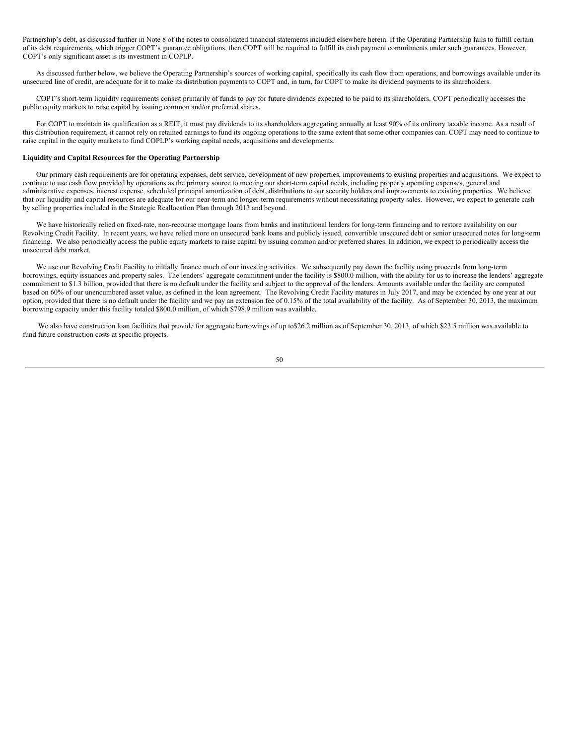Partnership's debt, as discussed further in Note 8 of the notes to consolidated financial statements included elsewhere herein. If the Operating Partnership fails to fulfill certain of its debt requirements, which trigger COPT's guarantee obligations, then COPT will be required to fulfill its cash payment commitments under such guarantees. However, COPT's only significant asset is its investment in COPLP.

As discussed further below, we believe the Operating Partnership's sources of working capital, specifically its cash flow from operations, and borrowings available under its unsecured line of credit, are adequate for it to make its distribution payments to COPT and, in turn, for COPT to make its dividend payments to its shareholders.

COPT's short-term liquidity requirements consist primarily of funds to pay for future dividends expected to be paid to its shareholders. COPT periodically accesses the public equity markets to raise capital by issuing common and/or preferred shares.

For COPT to maintain its qualification as a REIT, it must pay dividends to its shareholders aggregating annually at least 90% of its ordinary taxable income. As a result of this distribution requirement, it cannot rely on retained earnings to fund its ongoing operations to the same extent that some other companies can. COPT may need to continue to raise capital in the equity markets to fund COPLP's working capital needs, acquisitions and developments.

**Liquidity and Capital Resources for the Operating Partnership**

Our primary cash requirements are for operating expenses, debt service, development of new properties, improvements to existing properties and acquisitions. We expect to continue to use cash flow provided by operations as the primary source to meeting our short-term capital needs, including property operating expenses, general and administrative expenses, interest expense, scheduled principal amortization of debt, distributions to our security holders and improvements to existing properties. We believe that our liquidity and capital resources are adequate for our near-term and longer-term requirements without necessitating property sales. However, we expect to generate cash by selling properties included in the Strategic Reallocation Plan through 2013 and beyond.

We have historically relied on fixed-rate, non-recourse mortgage loans from banks and institutional lenders for long-term financing and to restore availability on our Revolving Credit Facility. In recent years, we have relied more on unsecured bank loans and publicly issued, convertible unsecured debt or senior unsecured notes for long-term financing. We also periodically access the public equity markets to raise capital by issuing common and/or preferred shares. In addition, we expect to periodically access the unsecured debt market.

We use our Revolving Credit Facility to initially finance much of our investing activities. We subsequently pay down the facility using proceeds from long-term borrowings, equity issuances and property sales. The lenders' aggregate commitment under the facility is $800.0 million, with the ability for us to increase the lenders' aggregate commitment to $1.3 billion, provided that there is no default under the facility and subject to the approval of the lenders. Amounts available under the facility are computed based on 60% of our unencumbered asset value, as defined in the loan agreement. The Revolving Credit Facility matures in July 2017, and may be extended by one year at our option, provided that there is no default under the facility and we pay an extension fee of 0.15% of the total availability of the facility. As of September 30, 2013, the maximum borrowing capacity under this facility totaled $800.0 million, of which $798.9 million was available.

We also have construction loan facilities that provide for aggregate borrowings of up to$26.2 million as of September 30, 2013, of which $23.5 million was available to fund future construction costs at specific projects.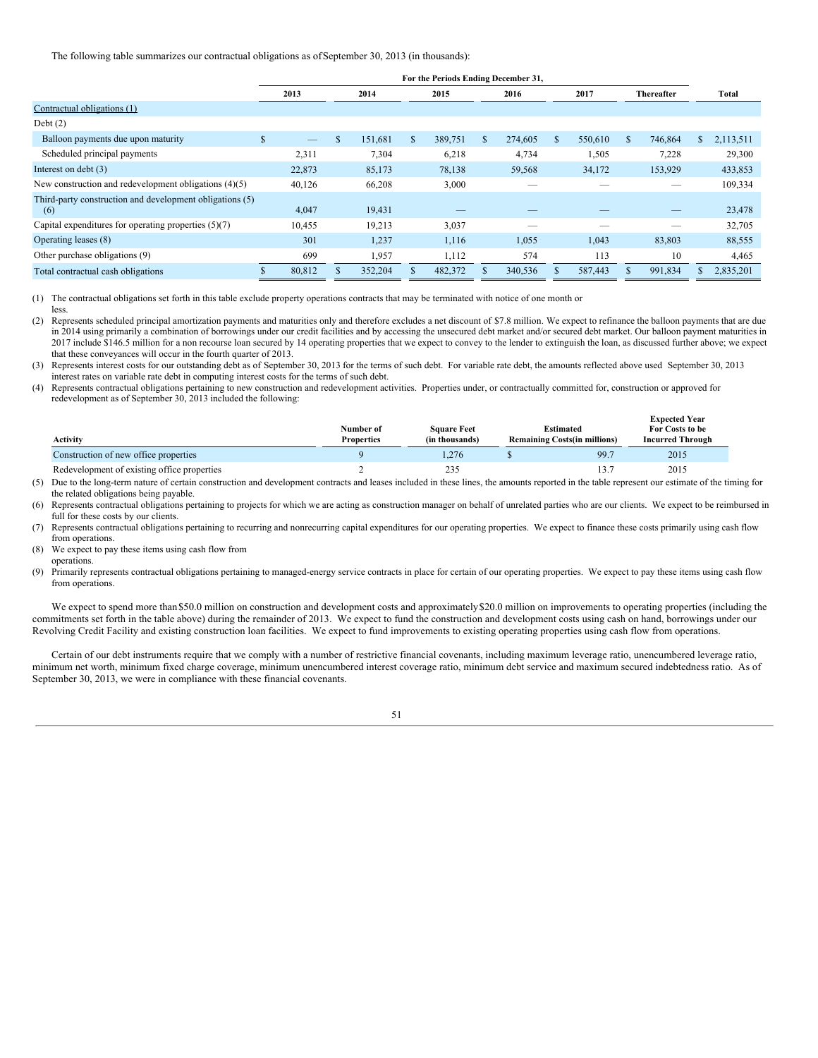The following table summarizes our contractual obligations as of September 30, 2013 (in thousands):

| | For the Periods Ending December 31, | | | | | | |
|---|---|---|---|---|---|---|---|
| | 2013 | 2014 | 2015 | 2016 | 2017 | Thereafter | Total |
| Contractual obligations (1) | | | | | | | |
| Debt (2) | | | | | | | |
| Balloon payments due upon maturity | $ — | $ 151,681 | $ 389,751 | $ 274,605 | $ 550,610 | $ 746,864 | $ 2,113,511 |
| Scheduled principal payments | 2,311 | 7,304 | 6,218 | 4,734 | 1,505 | 7,228 | 29,300 |
| Interest on debt (3) | 22,873 | 85,173 | 78,138 | 59,568 | 34,172 | 153,929 | 433,853 |
| New construction and redevelopment obligations (4)(5) | 40,126 | 66,208 | 3,000 | — | — | — | 109,334 |
| Third-party construction and development obligations (5)(6) | 4,047 | 19,431 | — | — | — | — | 23,478 |
| Capital expenditures for operating properties (5)(7) | 10,455 | 19,213 | 3,037 | — | — | — | 32,705 |
| Operating leases (8) | 301 | 1,237 | 1,116 | 1,055 | 1,043 | 83,803 | 88,555 |
| Other purchase obligations (9) | 699 | 1,957 | 1,112 | 574 | 113 | 10 | 4,465 |
| Total contractual cash obligations | $ 80,812 | $ 352,204 | $ 482,372 | $ 340,536 | $ 587,443 | $ 991,834 | $ 2,835,201 |

(1) The contractual obligations set forth in this table exclude property operations contracts that may be terminated with notice of one month or less.

(2) Represents scheduled principal amortization payments and maturities only and therefore excludes a net discount of $7.8 million. We expect to refinance the balloon payments that are due in 2014 using primarily a combination of borrowings under our credit facilities and by accessing the unsecured debt market and/or secured debt market. Our balloon payment maturities in 2017 include $146.5 million for a non recourse loan secured by 14 operating properties that we expect to convey to the lender to extinguish the loan, as discussed further above; we expect that these conveyances will occur in the fourth quarter of 2013.

(3) Represents interest costs for our outstanding debt as of September 30, 2013 for the terms of such debt. For variable rate debt, the amounts reflected above used September 30, 2013 interest rates on variable rate debt in computing interest costs for the terms of such debt.

(4) Represents contractual obligations pertaining to new construction and redevelopment activities. Properties under, or contractually committed for, construction or approved for redevelopment as of September 30, 2013 included the following:

| Activity | Number of Properties | Square Feet (in thousands) | Estimated Remaining Costs(in millions) | Expected Year For Costs to be Incurred Through |
|---|---|---|---|---|
| Construction of new office properties | 9 | 1,276 | $ 99.7 | 2015 |
| Redevelopment of existing office properties | 2 | 235 | 13.7 | 2015 |

(5) Due to the long-term nature of certain construction and development contracts and leases included in these lines, the amounts reported in the table represent our estimate of the timing for the related obligations being payable.

(6) Represents contractual obligations pertaining to projects for which we are acting as construction manager on behalf of unrelated parties who are our clients. We expect to be reimbursed in full for these costs by our clients.

(7) Represents contractual obligations pertaining to recurring and nonrecurring capital expenditures for our operating properties. We expect to finance these costs primarily using cash flow from operations.

(8) We expect to pay these items using cash flow from operations.

(9) Primarily represents contractual obligations pertaining to managed-energy service contracts in place for certain of our operating properties. We expect to pay these items using cash flow from operations.

We expect to spend more than $50.0 million on construction and development costs and approximately $20.0 million on improvements to operating properties (including the commitments set forth in the table above) during the remainder of 2013. We expect to fund the construction and development costs using cash on hand, borrowings under our Revolving Credit Facility and existing construction loan facilities. We expect to fund improvements to existing operating properties using cash flow from operations.

Certain of our debt instruments require that we comply with a number of restrictive financial covenants, including maximum leverage ratio, unencumbered leverage ratio, minimum net worth, minimum fixed charge coverage, minimum unencumbered interest coverage ratio, minimum debt service and maximum secured indebtedness ratio. As of September 30, 2013, we were in compliance with these financial covenants.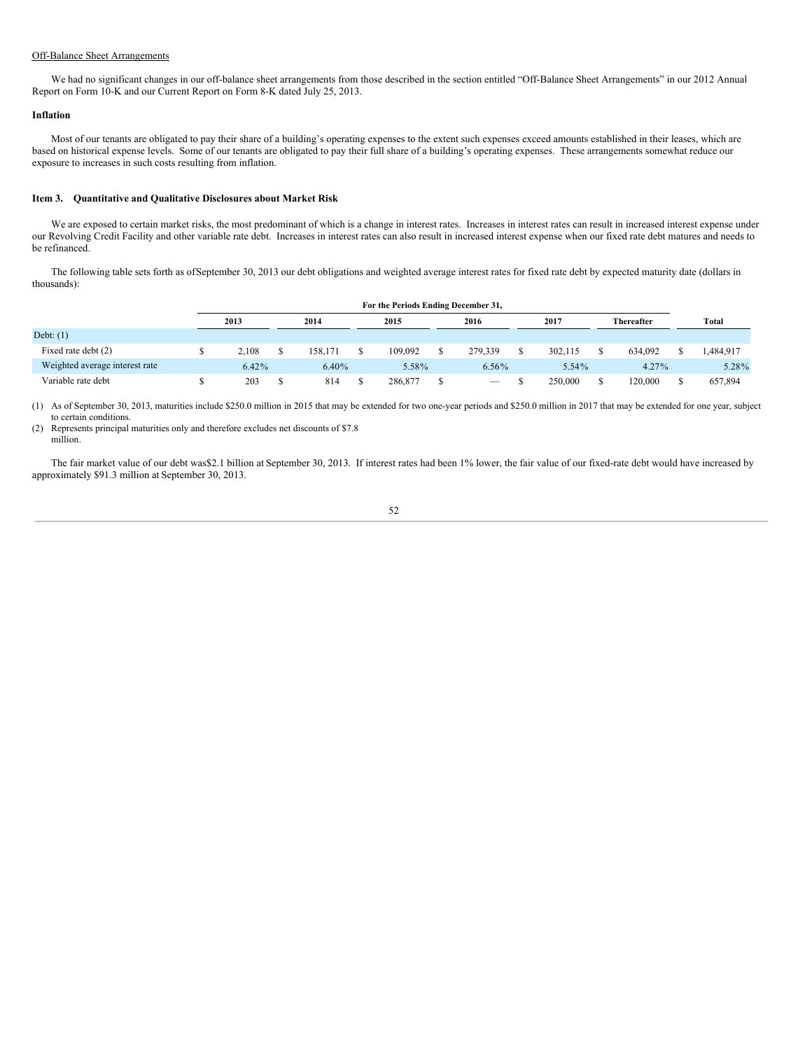Off-Balance Sheet Arrangements

We had no significant changes in our off-balance sheet arrangements from those described in the section entitled "Off-Balance Sheet Arrangements" in our 2012 Annual Report on Form 10-K and our Current Report on Form 8-K dated July 25, 2013.

**Inflation**

Most of our tenants are obligated to pay their share of a building's operating expenses to the extent such expenses exceed amounts established in their leases, which are based on historical expense levels. Some of our tenants are obligated to pay their full share of a building's operating expenses. These arrangements somewhat reduce our exposure to increases in such costs resulting from inflation.

### Item 3. Quantitative and Qualitative Disclosures about Market Risk

We are exposed to certain market risks, the most predominant of which is a change in interest rates. Increases in interest rates can result in increased interest expense under our Revolving Credit Facility and other variable rate debt. Increases in interest rates can also result in increased interest expense when our fixed rate debt matures and needs to be refinanced.

The following table sets forth as of September 30, 2013 our debt obligations and weighted average interest rates for fixed rate debt by expected maturity date (dollars in thousands):

| | For the Periods Ending December 31, | | | | | | |
|---|---|---|---|---|---|---|---|
| | 2013 | 2014 | 2015 | 2016 | 2017 | Thereafter | Total |
| Debt: (1) | | | | | | | |
| Fixed rate debt (2) | $ 2,108 | $ 158,171 | $ 109,092 | $ 279,339 | $ 302,115 | $ 634,092 | $ 1,484,917 |
| Weighted average interest rate | 6.42% | 6.40% | 5.58% | 6.56% | 5.54% | 4.27% | 5.28% |
| Variable rate debt | $ 203 | $ 814 | $ 286,877 | $ — | $ 250,000 | $ 120,000 | $ 657,894 |

(1) As of September 30, 2013, maturities include $250.0 million in 2015 that may be extended for two one-year periods and $250.0 million in 2017 that may be extended for one year, subject to certain conditions.

(2) Represents principal maturities only and therefore excludes net discounts of $7.8 million.

The fair market value of our debt was $2.1 billion at September 30, 2013. If interest rates had been 1% lower, the fair value of our fixed-rate debt would have increased by approximately $91.3 million at September 30, 2013.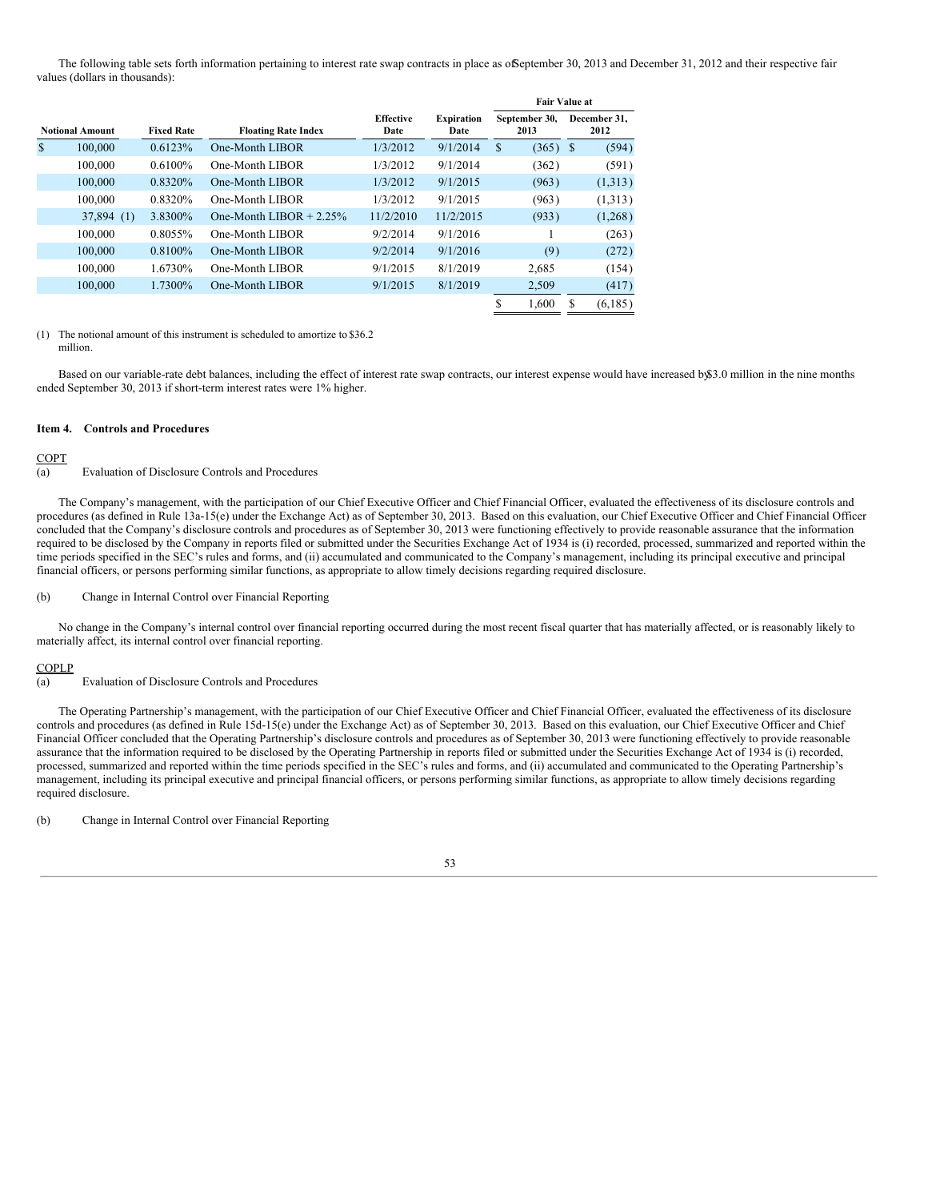The following table sets forth information pertaining to interest rate swap contracts in place as of September 30, 2013 and December 31, 2012 and their respective fair values (dollars in thousands):

| Notional Amount | Fixed Rate | Floating Rate Index | Effective Date | Expiration Date | Fair Value at September 30, 2013 | Fair Value at December 31, 2012 |
|---|---|---|---|---|---|---|
| $ 100,000 | 0.6123% | One-Month LIBOR | 1/3/2012 | 9/1/2014 | $ (365) | $ (594) |
| 100,000 | 0.6100% | One-Month LIBOR | 1/3/2012 | 9/1/2014 | (362) | (591) |
| 100,000 | 0.8320% | One-Month LIBOR | 1/3/2012 | 9/1/2015 | (963) | (1,313) |
| 100,000 | 0.8320% | One-Month LIBOR | 1/3/2012 | 9/1/2015 | (963) | (1,313) |
| 37,894 (1) | 3.8300% | One-Month LIBOR + 2.25% | 11/2/2010 | 11/2/2015 | (933) | (1,268) |
| 100,000 | 0.8055% | One-Month LIBOR | 9/2/2014 | 9/1/2016 | 1 | (263) |
| 100,000 | 0.8100% | One-Month LIBOR | 9/2/2014 | 9/1/2016 | (9) | (272) |
| 100,000 | 1.6730% | One-Month LIBOR | 9/1/2015 | 8/1/2019 | 2,685 | (154) |
| 100,000 | 1.7300% | One-Month LIBOR | 9/1/2015 | 8/1/2019 | 2,509 | (417) |
| | | | | | $ 1,600 | $ (6,185) |

(1) The notional amount of this instrument is scheduled to amortize to $36.2 million.

Based on our variable-rate debt balances, including the effect of interest rate swap contracts, our interest expense would have increased by $3.0 million in the nine months ended September 30, 2013 if short-term interest rates were 1% higher.

### Item 4. Controls and Procedures

COPT

(a) Evaluation of Disclosure Controls and Procedures

The Company's management, with the participation of our Chief Executive Officer and Chief Financial Officer, evaluated the effectiveness of its disclosure controls and procedures (as defined in Rule 13a-15(e) under the Exchange Act) as of September 30, 2013. Based on this evaluation, our Chief Executive Officer and Chief Financial Officer concluded that the Company's disclosure controls and procedures as of September 30, 2013 were functioning effectively to provide reasonable assurance that the information required to be disclosed by the Company in reports filed or submitted under the Securities Exchange Act of 1934 is (i) recorded, processed, summarized and reported within the time periods specified in the SEC's rules and forms, and (ii) accumulated and communicated to the Company's management, including its principal executive and principal financial officers, or persons performing similar functions, as appropriate to allow timely decisions regarding required disclosure.

(b) Change in Internal Control over Financial Reporting

No change in the Company's internal control over financial reporting occurred during the most recent fiscal quarter that has materially affected, or is reasonably likely to materially affect, its internal control over financial reporting.

COPLP

(a) Evaluation of Disclosure Controls and Procedures

The Operating Partnership's management, with the participation of our Chief Executive Officer and Chief Financial Officer, evaluated the effectiveness of its disclosure controls and procedures (as defined in Rule 15d-15(e) under the Exchange Act) as of September 30, 2013. Based on this evaluation, our Chief Executive Officer and Chief Financial Officer concluded that the Operating Partnership's disclosure controls and procedures as of September 30, 2013 were functioning effectively to provide reasonable assurance that the information required to be disclosed by the Operating Partnership in reports filed or submitted under the Securities Exchange Act of 1934 is (i) recorded, processed, summarized and reported within the time periods specified in the SEC's rules and forms, and (ii) accumulated and communicated to the Operating Partnership's management, including its principal executive and principal financial officers, or persons performing similar functions, as appropriate to allow timely decisions regarding required disclosure.

(b) Change in Internal Control over Financial Reporting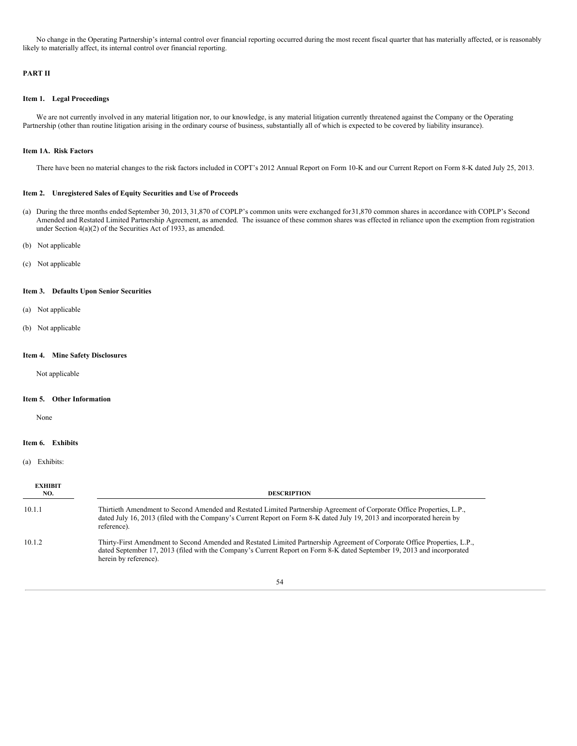No change in the Operating Partnership's internal control over financial reporting occurred during the most recent fiscal quarter that has materially affected, or is reasonably likely to materially affect, its internal control over financial reporting.

## PART II

### Item 1. Legal Proceedings

We are not currently involved in any material litigation nor, to our knowledge, is any material litigation currently threatened against the Company or the Operating Partnership (other than routine litigation arising in the ordinary course of business, substantially all of which is expected to be covered by liability insurance).

### Item 1A. Risk Factors

There have been no material changes to the risk factors included in COPT's 2012 Annual Report on Form 10-K and our Current Report on Form 8-K dated July 25, 2013.

### Item 2. Unregistered Sales of Equity Securities and Use of Proceeds

(a) During the three months ended September 30, 2013, 31,870 of COPLP's common units were exchanged for 31,870 common shares in accordance with COPLP's Second Amended and Restated Limited Partnership Agreement, as amended. The issuance of these common shares was effected in reliance upon the exemption from registration under Section 4(a)(2) of the Securities Act of 1933, as amended.

(b) Not applicable

(c) Not applicable

### Item 3. Defaults Upon Senior Securities

(a) Not applicable

(b) Not applicable

### Item 4. Mine Safety Disclosures

Not applicable

### Item 5. Other Information

None

### Item 6. Exhibits

(a) Exhibits:

| EXHIBIT NO. | DESCRIPTION |
|---|---|
| 10.1.1 | Thirtieth Amendment to Second Amended and Restated Limited Partnership Agreement of Corporate Office Properties, L.P., dated July 16, 2013 (filed with the Company's Current Report on Form 8-K dated July 19, 2013 and incorporated herein by reference). |
| 10.1.2 | Thirty-First Amendment to Second Amended and Restated Limited Partnership Agreement of Corporate Office Properties, L.P., dated September 17, 2013 (filed with the Company's Current Report on Form 8-K dated September 19, 2013 and incorporated herein by reference). |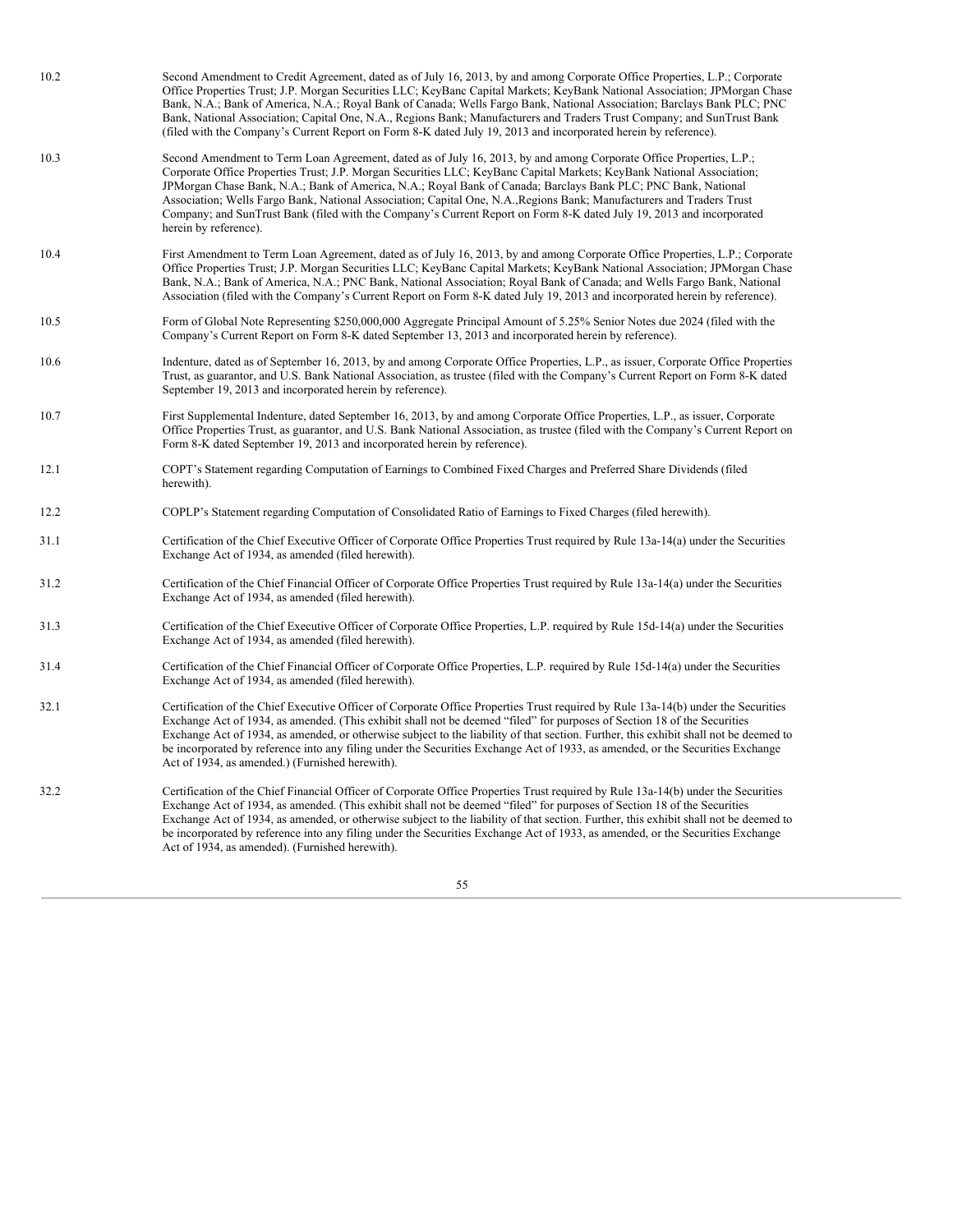| | |
|---|---|
| 10.2 | Second Amendment to Credit Agreement, dated as of July 16, 2013, by and among Corporate Office Properties, L.P.; Corporate Office Properties Trust; J.P. Morgan Securities LLC; KeyBanc Capital Markets; KeyBank National Association; JPMorgan Chase Bank, N.A.; Bank of America, N.A.; Royal Bank of Canada; Wells Fargo Bank, National Association; Barclays Bank PLC; PNC Bank, National Association; Capital One, N.A., Regions Bank; Manufacturers and Traders Trust Company; and SunTrust Bank (filed with the Company's Current Report on Form 8-K dated July 19, 2013 and incorporated herein by reference). |
| 10.3 | Second Amendment to Term Loan Agreement, dated as of July 16, 2013, by and among Corporate Office Properties, L.P.; Corporate Office Properties Trust; J.P. Morgan Securities LLC; KeyBanc Capital Markets; KeyBank National Association; JPMorgan Chase Bank, N.A.; Bank of America, N.A.; Royal Bank of Canada; Barclays Bank PLC; PNC Bank, National Association; Wells Fargo Bank, National Association; Capital One, N.A.,Regions Bank; Manufacturers and Traders Trust Company; and SunTrust Bank (filed with the Company's Current Report on Form 8-K dated July 19, 2013 and incorporated herein by reference). |
| 10.4 | First Amendment to Term Loan Agreement, dated as of July 16, 2013, by and among Corporate Office Properties, L.P.; Corporate Office Properties Trust; J.P. Morgan Securities LLC; KeyBanc Capital Markets; KeyBank National Association; JPMorgan Chase Bank, N.A.; Bank of America, N.A.; PNC Bank, National Association; Royal Bank of Canada; and Wells Fargo Bank, National Association (filed with the Company's Current Report on Form 8-K dated July 19, 2013 and incorporated herein by reference). |
| 10.5 | Form of Global Note Representing $250,000,000 Aggregate Principal Amount of 5.25% Senior Notes due 2024 (filed with the Company's Current Report on Form 8-K dated September 13, 2013 and incorporated herein by reference). |
| 10.6 | Indenture, dated as of September 16, 2013, by and among Corporate Office Properties, L.P., as issuer, Corporate Office Properties Trust, as guarantor, and U.S. Bank National Association, as trustee (filed with the Company's Current Report on Form 8-K dated September 19, 2013 and incorporated herein by reference). |
| 10.7 | First Supplemental Indenture, dated September 16, 2013, by and among Corporate Office Properties, L.P., as issuer, Corporate Office Properties Trust, as guarantor, and U.S. Bank National Association, as trustee (filed with the Company's Current Report on Form 8-K dated September 19, 2013 and incorporated herein by reference). |
| 12.1 | COPT's Statement regarding Computation of Earnings to Combined Fixed Charges and Preferred Share Dividends (filed herewith). |
| 12.2 | COPLP's Statement regarding Computation of Consolidated Ratio of Earnings to Fixed Charges (filed herewith). |
| 31.1 | Certification of the Chief Executive Officer of Corporate Office Properties Trust required by Rule 13a-14(a) under the Securities Exchange Act of 1934, as amended (filed herewith). |
| 31.2 | Certification of the Chief Financial Officer of Corporate Office Properties Trust required by Rule 13a-14(a) under the Securities Exchange Act of 1934, as amended (filed herewith). |
| 31.3 | Certification of the Chief Executive Officer of Corporate Office Properties, L.P. required by Rule 15d-14(a) under the Securities Exchange Act of 1934, as amended (filed herewith). |
| 31.4 | Certification of the Chief Financial Officer of Corporate Office Properties, L.P. required by Rule 15d-14(a) under the Securities Exchange Act of 1934, as amended (filed herewith). |
| 32.1 | Certification of the Chief Executive Officer of Corporate Office Properties Trust required by Rule 13a-14(b) under the Securities Exchange Act of 1934, as amended. (This exhibit shall not be deemed "filed" for purposes of Section 18 of the Securities Exchange Act of 1934, as amended, or otherwise subject to the liability of that section. Further, this exhibit shall not be deemed to be incorporated by reference into any filing under the Securities Exchange Act of 1933, as amended, or the Securities Exchange Act of 1934, as amended.) (Furnished herewith). |
| 32.2 | Certification of the Chief Financial Officer of Corporate Office Properties Trust required by Rule 13a-14(b) under the Securities Exchange Act of 1934, as amended. (This exhibit shall not be deemed "filed" for purposes of Section 18 of the Securities Exchange Act of 1934, as amended, or otherwise subject to the liability of that section. Further, this exhibit shall not be deemed to be incorporated by reference into any filing under the Securities Exchange Act of 1933, as amended, or the Securities Exchange Act of 1934, as amended). (Furnished herewith). |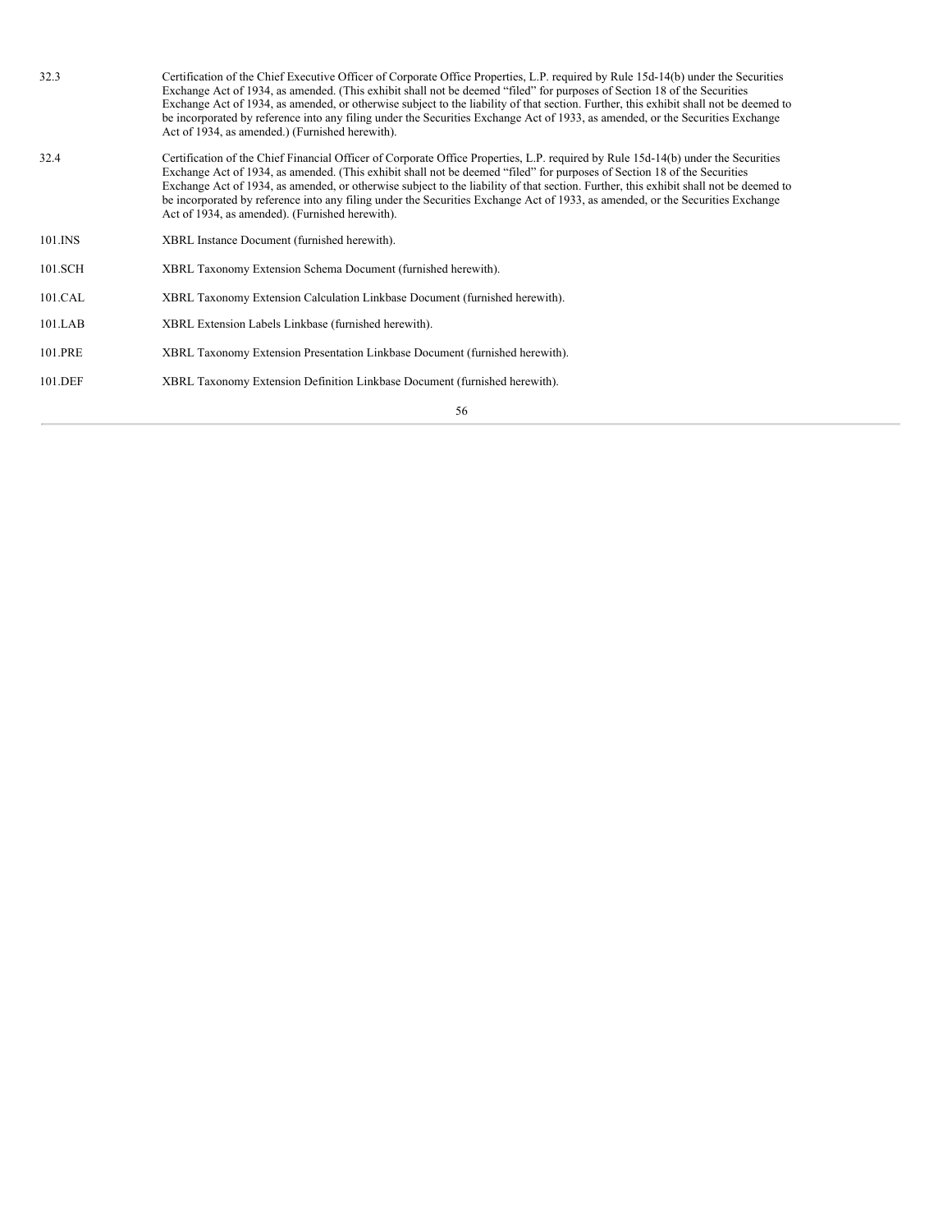| | |
|---|---|
| 32.3 | Certification of the Chief Executive Officer of Corporate Office Properties, L.P. required by Rule 15d-14(b) under the Securities Exchange Act of 1934, as amended. (This exhibit shall not be deemed “filed” for purposes of Section 18 of the Securities Exchange Act of 1934, as amended, or otherwise subject to the liability of that section. Further, this exhibit shall not be deemed to be incorporated by reference into any filing under the Securities Exchange Act of 1933, as amended, or the Securities Exchange Act of 1934, as amended.) (Furnished herewith). |
| 32.4 | Certification of the Chief Financial Officer of Corporate Office Properties, L.P. required by Rule 15d-14(b) under the Securities Exchange Act of 1934, as amended. (This exhibit shall not be deemed “filed” for purposes of Section 18 of the Securities Exchange Act of 1934, as amended, or otherwise subject to the liability of that section. Further, this exhibit shall not be deemed to be incorporated by reference into any filing under the Securities Exchange Act of 1933, as amended, or the Securities Exchange Act of 1934, as amended). (Furnished herewith). |
| 101.INS | XBRL Instance Document (furnished herewith). |
| 101.SCH | XBRL Taxonomy Extension Schema Document (furnished herewith). |
| 101.CAL | XBRL Taxonomy Extension Calculation Linkbase Document (furnished herewith). |
| 101.LAB | XBRL Extension Labels Linkbase (furnished herewith). |
| 101.PRE | XBRL Taxonomy Extension Presentation Linkbase Document (furnished herewith). |
| 101.DEF | XBRL Taxonomy Extension Definition Linkbase Document (furnished herewith). |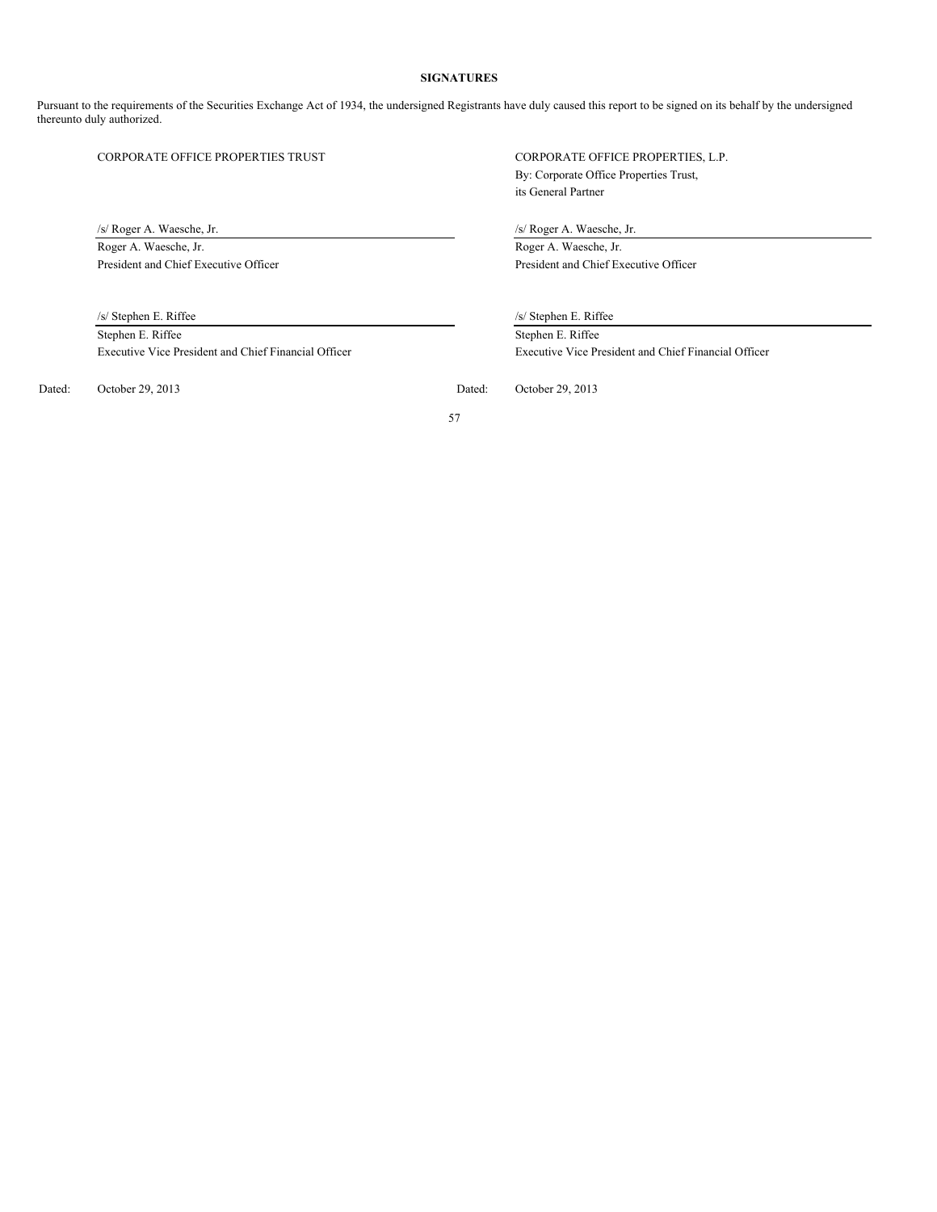**SIGNATURES**

Pursuant to the requirements of the Securities Exchange Act of 1934, the undersigned Registrants have duly caused this report to be signed on its behalf by the undersigned thereunto duly authorized.

| | CORPORATE OFFICE PROPERTIES TRUST | | CORPORATE OFFICE PROPERTIES, L.P.<br>By: Corporate Office Properties Trust,<br>its General Partner |
|---|---|---|---|
| | /s/ Roger A. Waesche, Jr. | | /s/ Roger A. Waesche, Jr. |
| | Roger A. Waesche, Jr.<br>President and Chief Executive Officer | | Roger A. Waesche, Jr.<br>President and Chief Executive Officer |
| | /s/ Stephen E. Riffee | | /s/ Stephen E. Riffee |
| | Stephen E. Riffee<br>Executive Vice President and Chief Financial Officer | | Stephen E. Riffee<br>Executive Vice President and Chief Financial Officer |
| Dated: | October 29, 2013 | Dated: | October 29, 2013 |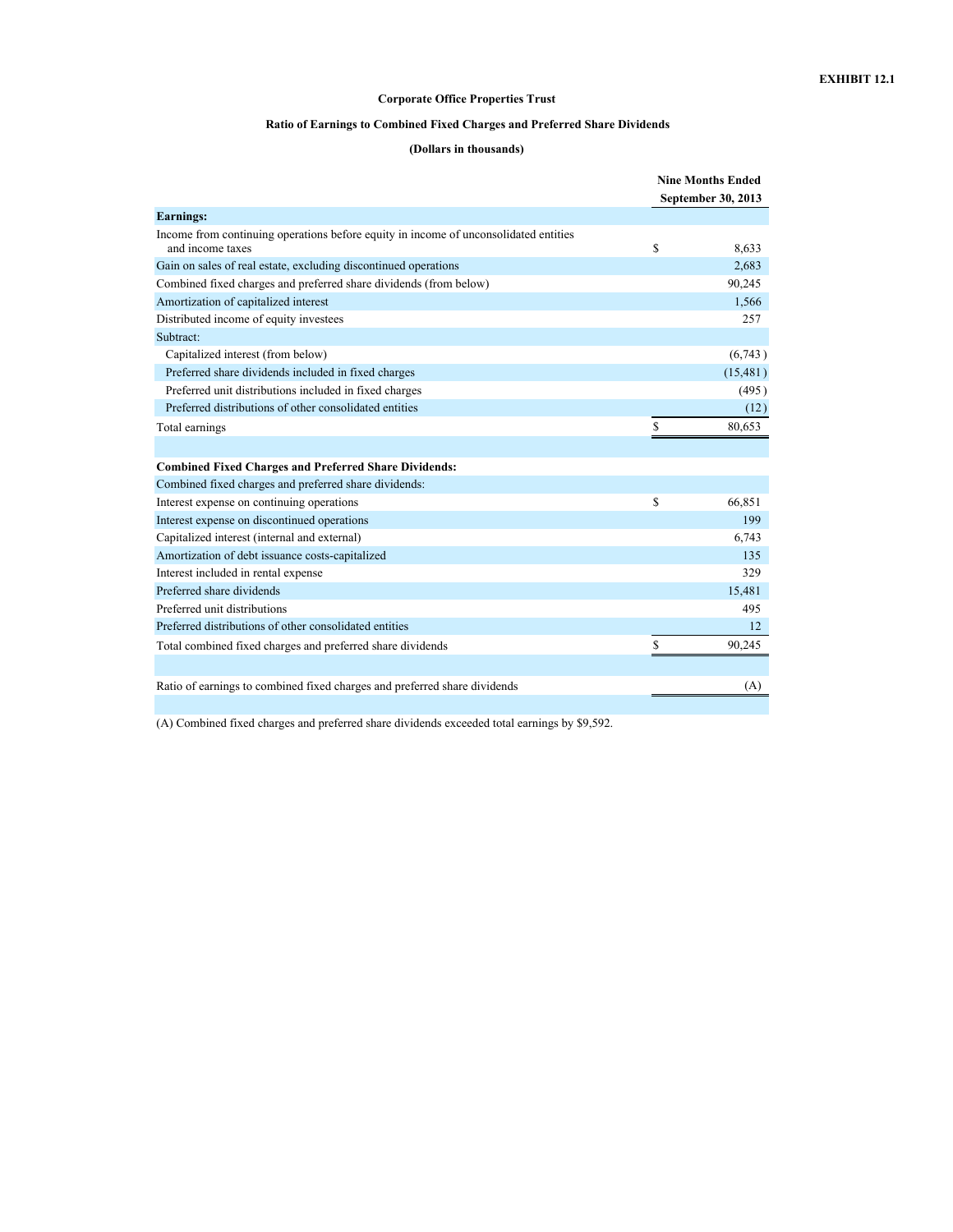**EXHIBIT 12.1**

# Corporate Office Properties Trust

## Ratio of Earnings to Combined Fixed Charges and Preferred Share Dividends

**(Dollars in thousands)**

| | Nine Months Ended September 30, 2013 |
|---|---|
| **Earnings:** | |
| Income from continuing operations before equity in income of unconsolidated entities and income taxes | $ 8,633 |
| Gain on sales of real estate, excluding discontinued operations | 2,683 |
| Combined fixed charges and preferred share dividends (from below) | 90,245 |
| Amortization of capitalized interest | 1,566 |
| Distributed income of equity investees | 257 |
| Subtract: | |
| Capitalized interest (from below) | (6,743) |
| Preferred share dividends included in fixed charges | (15,481) |
| Preferred unit distributions included in fixed charges | (495) |
| Preferred distributions of other consolidated entities | (12) |
| Total earnings | $ 80,653 |
| | |
| **Combined Fixed Charges and Preferred Share Dividends:** | |
| Combined fixed charges and preferred share dividends: | |
| Interest expense on continuing operations | $ 66,851 |
| Interest expense on discontinued operations | 199 |
| Capitalized interest (internal and external) | 6,743 |
| Amortization of debt issuance costs-capitalized | 135 |
| Interest included in rental expense | 329 |
| Preferred share dividends | 15,481 |
| Preferred unit distributions | 495 |
| Preferred distributions of other consolidated entities | 12 |
| Total combined fixed charges and preferred share dividends | $ 90,245 |
| | |
| Ratio of earnings to combined fixed charges and preferred share dividends | (A) |

(A) Combined fixed charges and preferred share dividends exceeded total earnings by $9,592.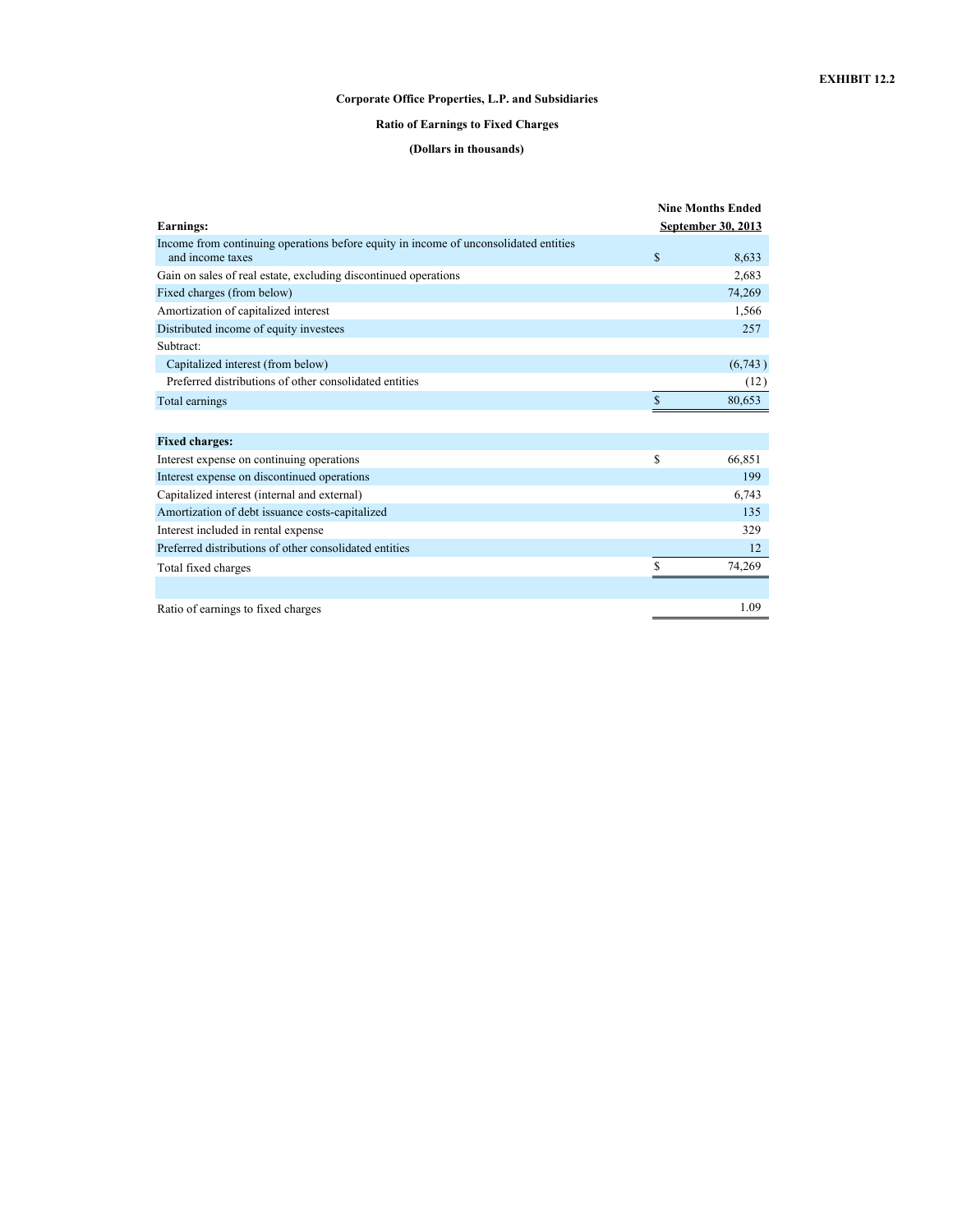**EXHIBIT 12.2**

## Corporate Office Properties, L.P. and Subsidiaries

### Ratio of Earnings to Fixed Charges

**(Dollars in thousands)**

| **Earnings:** | **Nine Months Ended September 30, 2013** |
|---|---|
| Income from continuing operations before equity in income of unconsolidated entities and income taxes | $ 8,633 |
| Gain on sales of real estate, excluding discontinued operations | 2,683 |
| Fixed charges (from below) | 74,269 |
| Amortization of capitalized interest | 1,566 |
| Distributed income of equity investees | 257 |
| Subtract: | |
| Capitalized interest (from below) | (6,743) |
| Preferred distributions of other consolidated entities | (12) |
| Total earnings | $ 80,653 |
| | |
| **Fixed charges:** | |
| Interest expense on continuing operations | $ 66,851 |
| Interest expense on discontinued operations | 199 |
| Capitalized interest (internal and external) | 6,743 |
| Amortization of debt issuance costs-capitalized | 135 |
| Interest included in rental expense | 329 |
| Preferred distributions of other consolidated entities | 12 |
| Total fixed charges | $ 74,269 |
| | |
| Ratio of earnings to fixed charges | 1.09 |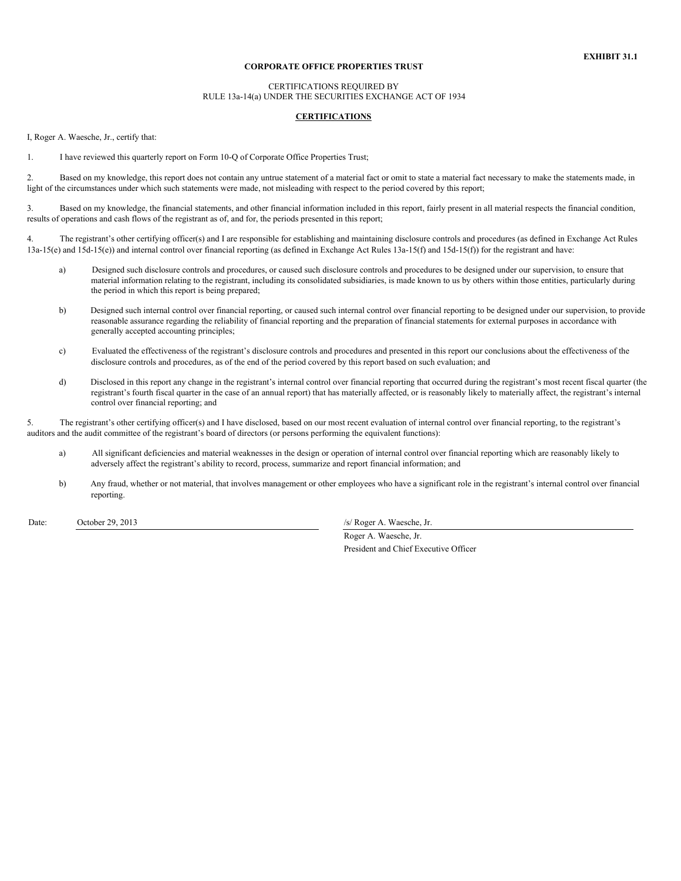**EXHIBIT 31.1**

**CORPORATE OFFICE PROPERTIES TRUST**

CERTIFICATIONS REQUIRED BY
RULE 13a-14(a) UNDER THE SECURITIES EXCHANGE ACT OF 1934

**CERTIFICATIONS**

I, Roger A. Waesche, Jr., certify that:

1. I have reviewed this quarterly report on Form 10-Q of Corporate Office Properties Trust;

2. Based on my knowledge, this report does not contain any untrue statement of a material fact or omit to state a material fact necessary to make the statements made, in light of the circumstances under which such statements were made, not misleading with respect to the period covered by this report;

3. Based on my knowledge, the financial statements, and other financial information included in this report, fairly present in all material respects the financial condition, results of operations and cash flows of the registrant as of, and for, the periods presented in this report;

4. The registrant's other certifying officer(s) and I are responsible for establishing and maintaining disclosure controls and procedures (as defined in Exchange Act Rules 13a-15(e) and 15d-15(e)) and internal control over financial reporting (as defined in Exchange Act Rules 13a-15(f) and 15d-15(f)) for the registrant and have:

   a) Designed such disclosure controls and procedures, or caused such disclosure controls and procedures to be designed under our supervision, to ensure that material information relating to the registrant, including its consolidated subsidiaries, is made known to us by others within those entities, particularly during the period in which this report is being prepared;

   b) Designed such internal control over financial reporting, or caused such internal control over financial reporting to be designed under our supervision, to provide reasonable assurance regarding the reliability of financial reporting and the preparation of financial statements for external purposes in accordance with generally accepted accounting principles;

   c) Evaluated the effectiveness of the registrant's disclosure controls and procedures and presented in this report our conclusions about the effectiveness of the disclosure controls and procedures, as of the end of the period covered by this report based on such evaluation; and

   d) Disclosed in this report any change in the registrant's internal control over financial reporting that occurred during the registrant's most recent fiscal quarter (the registrant's fourth fiscal quarter in the case of an annual report) that has materially affected, or is reasonably likely to materially affect, the registrant's internal control over financial reporting; and

5. The registrant's other certifying officer(s) and I have disclosed, based on our most recent evaluation of internal control over financial reporting, to the registrant's auditors and the audit committee of the registrant's board of directors (or persons performing the equivalent functions):

   a) All significant deficiencies and material weaknesses in the design or operation of internal control over financial reporting which are reasonably likely to adversely affect the registrant's ability to record, process, summarize and report financial information; and

   b) Any fraud, whether or not material, that involves management or other employees who have a significant role in the registrant's internal control over financial reporting.

Date: October 29, 2013

/s/ Roger A. Waesche, Jr.
Roger A. Waesche, Jr.
President and Chief Executive Officer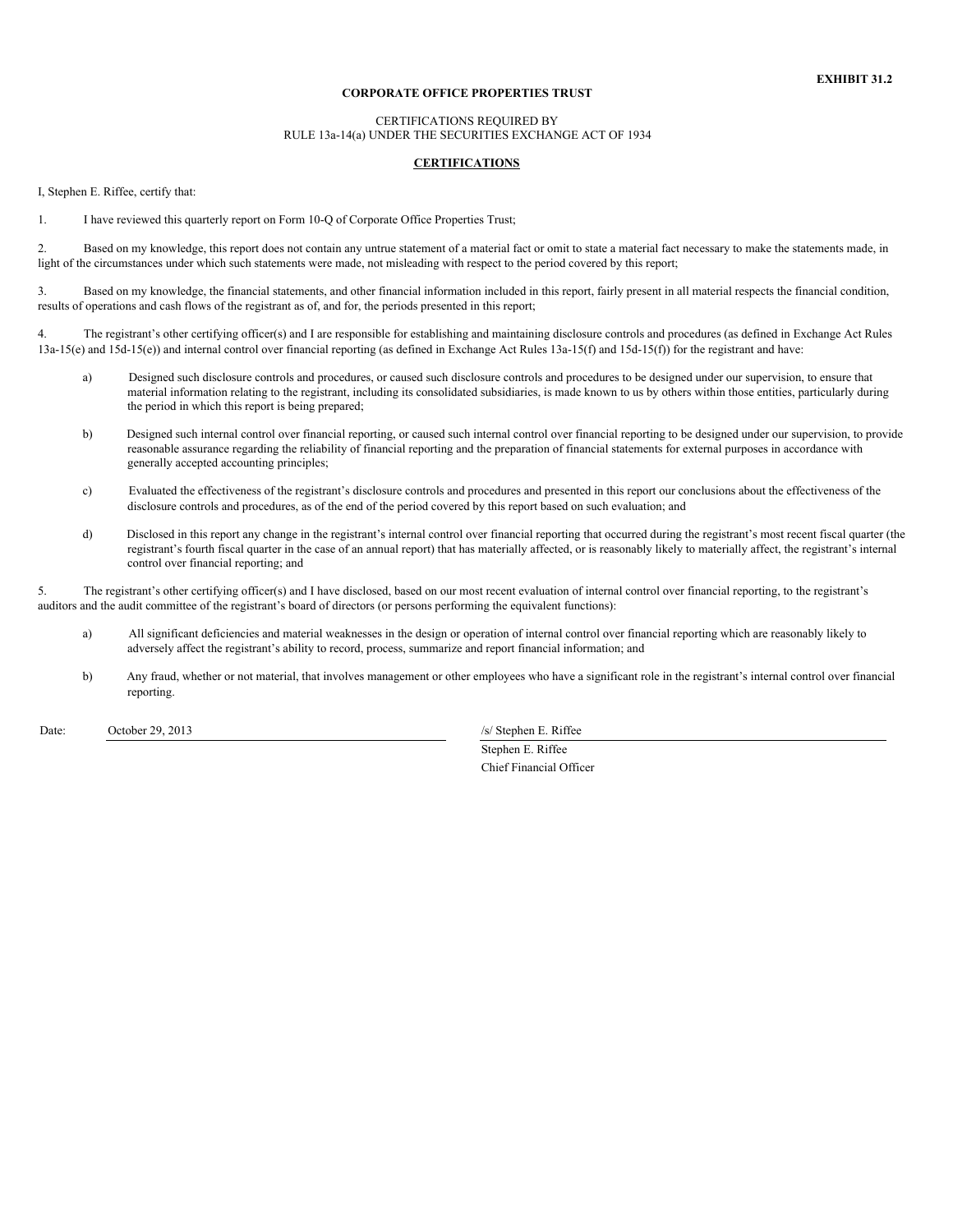**EXHIBIT 31.2**

**CORPORATE OFFICE PROPERTIES TRUST**

CERTIFICATIONS REQUIRED BY
RULE 13a-14(a) UNDER THE SECURITIES EXCHANGE ACT OF 1934

**CERTIFICATIONS**

I, Stephen E. Riffee, certify that:

1. I have reviewed this quarterly report on Form 10-Q of Corporate Office Properties Trust;

2. Based on my knowledge, this report does not contain any untrue statement of a material fact or omit to state a material fact necessary to make the statements made, in light of the circumstances under which such statements were made, not misleading with respect to the period covered by this report;

3. Based on my knowledge, the financial statements, and other financial information included in this report, fairly present in all material respects the financial condition, results of operations and cash flows of the registrant as of, and for, the periods presented in this report;

4. The registrant's other certifying officer(s) and I are responsible for establishing and maintaining disclosure controls and procedures (as defined in Exchange Act Rules 13a-15(e) and 15d-15(e)) and internal control over financial reporting (as defined in Exchange Act Rules 13a-15(f) and 15d-15(f)) for the registrant and have:

   a) Designed such disclosure controls and procedures, or caused such disclosure controls and procedures to be designed under our supervision, to ensure that material information relating to the registrant, including its consolidated subsidiaries, is made known to us by others within those entities, particularly during the period in which this report is being prepared;

   b) Designed such internal control over financial reporting, or caused such internal control over financial reporting to be designed under our supervision, to provide reasonable assurance regarding the reliability of financial reporting and the preparation of financial statements for external purposes in accordance with generally accepted accounting principles;

   c) Evaluated the effectiveness of the registrant's disclosure controls and procedures and presented in this report our conclusions about the effectiveness of the disclosure controls and procedures, as of the end of the period covered by this report based on such evaluation; and

   d) Disclosed in this report any change in the registrant's internal control over financial reporting that occurred during the registrant's most recent fiscal quarter (the registrant's fourth fiscal quarter in the case of an annual report) that has materially affected, or is reasonably likely to materially affect, the registrant's internal control over financial reporting; and

5. The registrant's other certifying officer(s) and I have disclosed, based on our most recent evaluation of internal control over financial reporting, to the registrant's auditors and the audit committee of the registrant's board of directors (or persons performing the equivalent functions):

   a) All significant deficiencies and material weaknesses in the design or operation of internal control over financial reporting which are reasonably likely to adversely affect the registrant's ability to record, process, summarize and report financial information; and

   b) Any fraud, whether or not material, that involves management or other employees who have a significant role in the registrant's internal control over financial reporting.

Date: October 29, 2013

/s/ Stephen E. Riffee
Stephen E. Riffee
Chief Financial Officer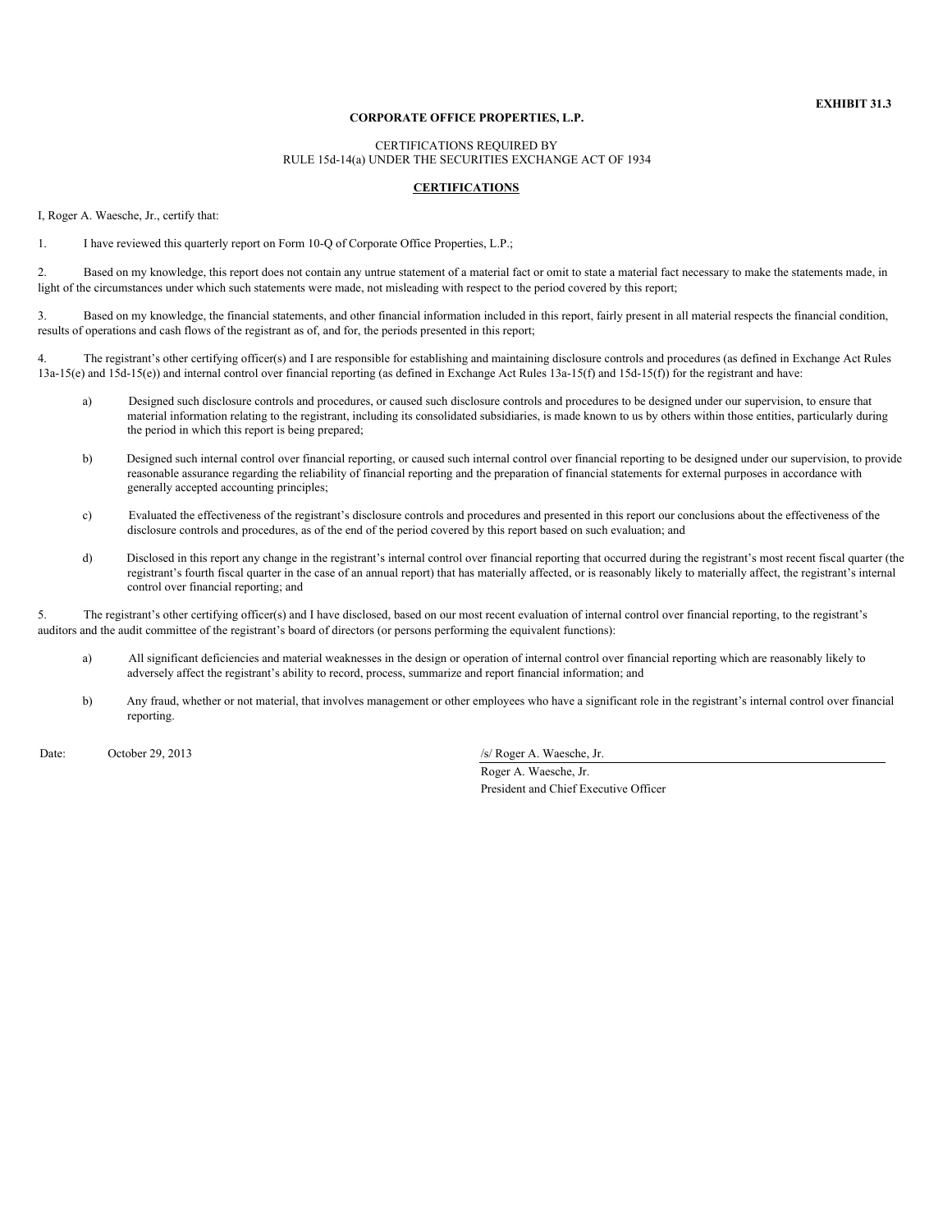**EXHIBIT 31.3**

**CORPORATE OFFICE PROPERTIES, L.P.**

CERTIFICATIONS REQUIRED BY
RULE 15d-14(a) UNDER THE SECURITIES EXCHANGE ACT OF 1934

**CERTIFICATIONS**

I, Roger A. Waesche, Jr., certify that:

1. I have reviewed this quarterly report on Form 10-Q of Corporate Office Properties, L.P.;

2. Based on my knowledge, this report does not contain any untrue statement of a material fact or omit to state a material fact necessary to make the statements made, in light of the circumstances under which such statements were made, not misleading with respect to the period covered by this report;

3. Based on my knowledge, the financial statements, and other financial information included in this report, fairly present in all material respects the financial condition, results of operations and cash flows of the registrant as of, and for, the periods presented in this report;

4. The registrant's other certifying officer(s) and I are responsible for establishing and maintaining disclosure controls and procedures (as defined in Exchange Act Rules 13a-15(e) and 15d-15(e)) and internal control over financial reporting (as defined in Exchange Act Rules 13a-15(f) and 15d-15(f)) for the registrant and have:

a) Designed such disclosure controls and procedures, or caused such disclosure controls and procedures to be designed under our supervision, to ensure that material information relating to the registrant, including its consolidated subsidiaries, is made known to us by others within those entities, particularly during the period in which this report is being prepared;

b) Designed such internal control over financial reporting, or caused such internal control over financial reporting to be designed under our supervision, to provide reasonable assurance regarding the reliability of financial reporting and the preparation of financial statements for external purposes in accordance with generally accepted accounting principles;

c) Evaluated the effectiveness of the registrant's disclosure controls and procedures and presented in this report our conclusions about the effectiveness of the disclosure controls and procedures, as of the end of the period covered by this report based on such evaluation; and

d) Disclosed in this report any change in the registrant's internal control over financial reporting that occurred during the registrant's most recent fiscal quarter (the registrant's fourth fiscal quarter in the case of an annual report) that has materially affected, or is reasonably likely to materially affect, the registrant's internal control over financial reporting; and

5. The registrant's other certifying officer(s) and I have disclosed, based on our most recent evaluation of internal control over financial reporting, to the registrant's auditors and the audit committee of the registrant's board of directors (or persons performing the equivalent functions):

a) All significant deficiencies and material weaknesses in the design or operation of internal control over financial reporting which are reasonably likely to adversely affect the registrant's ability to record, process, summarize and report financial information; and

b) Any fraud, whether or not material, that involves management or other employees who have a significant role in the registrant's internal control over financial reporting.

Date: October 29, 2013

/s/ Roger A. Waesche, Jr.
Roger A. Waesche, Jr.
President and Chief Executive Officer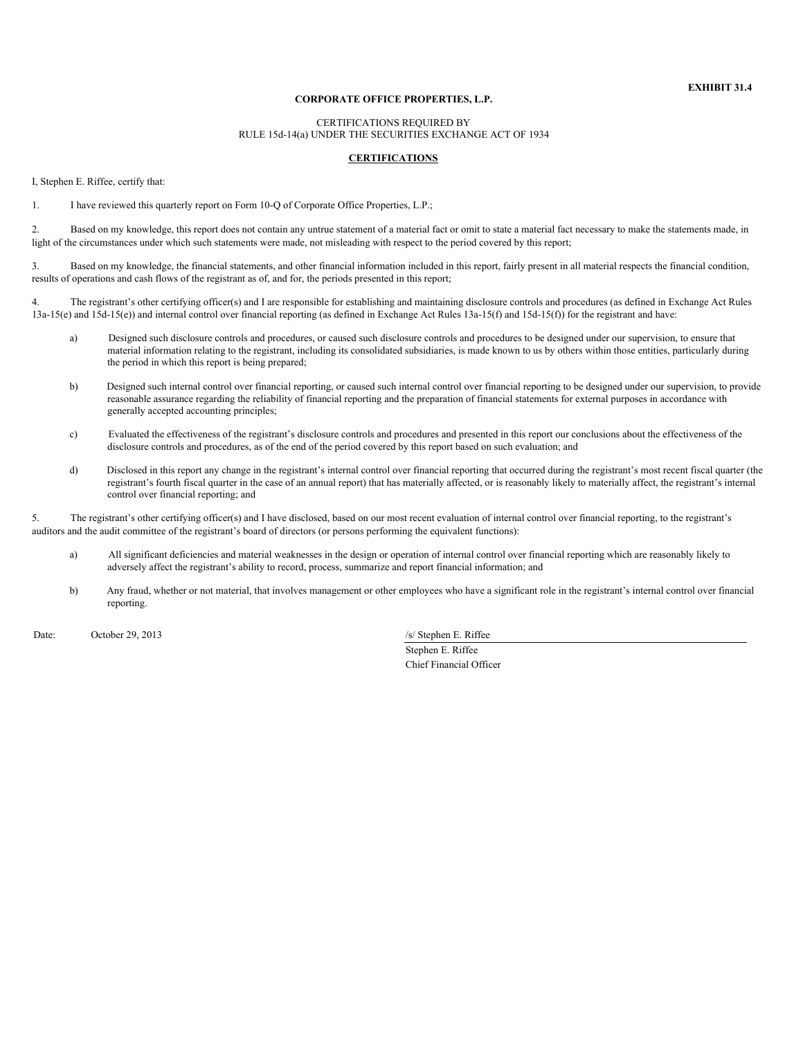**EXHIBIT 31.4**

**CORPORATE OFFICE PROPERTIES, L.P.**

CERTIFICATIONS REQUIRED BY
RULE 15d-14(a) UNDER THE SECURITIES EXCHANGE ACT OF 1934

**CERTIFICATIONS**

I, Stephen E. Riffee, certify that:

1. I have reviewed this quarterly report on Form 10-Q of Corporate Office Properties, L.P.;

2. Based on my knowledge, this report does not contain any untrue statement of a material fact or omit to state a material fact necessary to make the statements made, in light of the circumstances under which such statements were made, not misleading with respect to the period covered by this report;

3. Based on my knowledge, the financial statements, and other financial information included in this report, fairly present in all material respects the financial condition, results of operations and cash flows of the registrant as of, and for, the periods presented in this report;

4. The registrant's other certifying officer(s) and I are responsible for establishing and maintaining disclosure controls and procedures (as defined in Exchange Act Rules 13a-15(e) and 15d-15(e)) and internal control over financial reporting (as defined in Exchange Act Rules 13a-15(f) and 15d-15(f)) for the registrant and have:

   a) Designed such disclosure controls and procedures, or caused such disclosure controls and procedures to be designed under our supervision, to ensure that material information relating to the registrant, including its consolidated subsidiaries, is made known to us by others within those entities, particularly during the period in which this report is being prepared;

   b) Designed such internal control over financial reporting, or caused such internal control over financial reporting to be designed under our supervision, to provide reasonable assurance regarding the reliability of financial reporting and the preparation of financial statements for external purposes in accordance with generally accepted accounting principles;

   c) Evaluated the effectiveness of the registrant's disclosure controls and procedures and presented in this report our conclusions about the effectiveness of the disclosure controls and procedures, as of the end of the period covered by this report based on such evaluation; and

   d) Disclosed in this report any change in the registrant's internal control over financial reporting that occurred during the registrant's most recent fiscal quarter (the registrant's fourth fiscal quarter in the case of an annual report) that has materially affected, or is reasonably likely to materially affect, the registrant's internal control over financial reporting; and

5. The registrant's other certifying officer(s) and I have disclosed, based on our most recent evaluation of internal control over financial reporting, to the registrant's auditors and the audit committee of the registrant's board of directors (or persons performing the equivalent functions):

   a) All significant deficiencies and material weaknesses in the design or operation of internal control over financial reporting which are reasonably likely to adversely affect the registrant's ability to record, process, summarize and report financial information; and

   b) Any fraud, whether or not material, that involves management or other employees who have a significant role in the registrant's internal control over financial reporting.

Date: October 29, 2013

/s/ Stephen E. Riffee
Stephen E. Riffee
Chief Financial Officer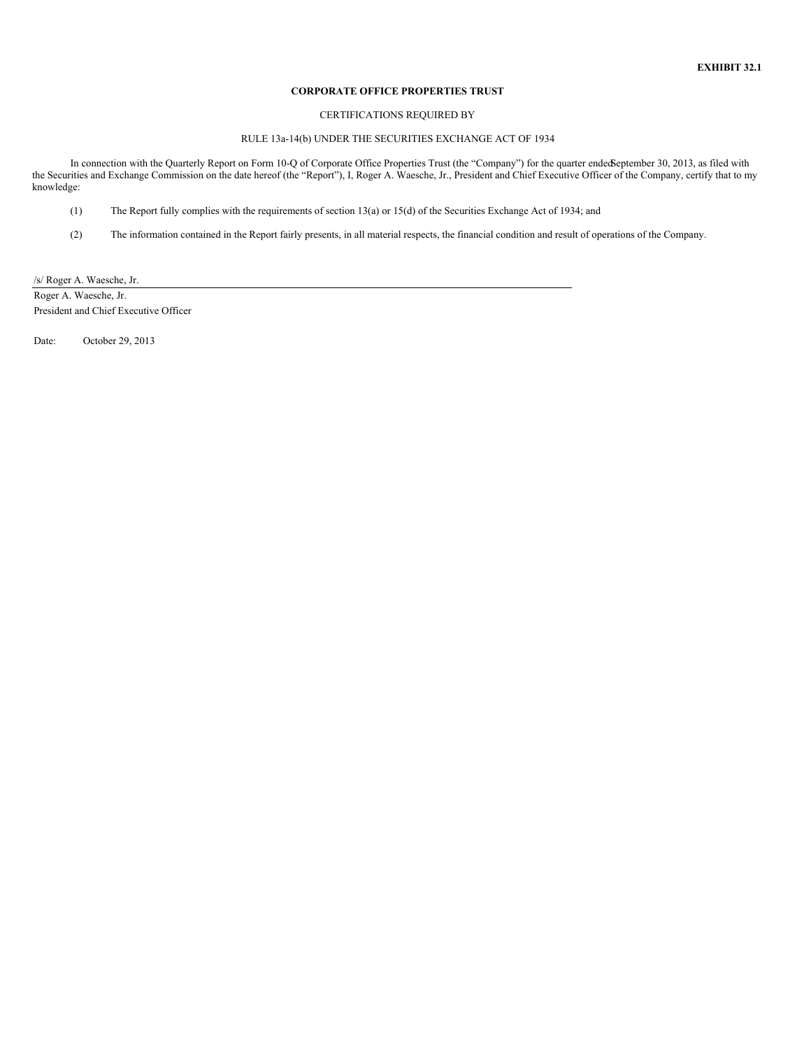**EXHIBIT 32.1**

**CORPORATE OFFICE PROPERTIES TRUST**

CERTIFICATIONS REQUIRED BY

RULE 13a-14(b) UNDER THE SECURITIES EXCHANGE ACT OF 1934

In connection with the Quarterly Report on Form 10-Q of Corporate Office Properties Trust (the "Company") for the quarter ended September 30, 2013, as filed with the Securities and Exchange Commission on the date hereof (the "Report"), I, Roger A. Waesche, Jr., President and Chief Executive Officer of the Company, certify that to my knowledge:

(1) The Report fully complies with the requirements of section 13(a) or 15(d) of the Securities Exchange Act of 1934; and

(2) The information contained in the Report fairly presents, in all material respects, the financial condition and result of operations of the Company.

/s/ Roger A. Waesche, Jr.

Roger A. Waesche, Jr.
President and Chief Executive Officer

Date: October 29, 2013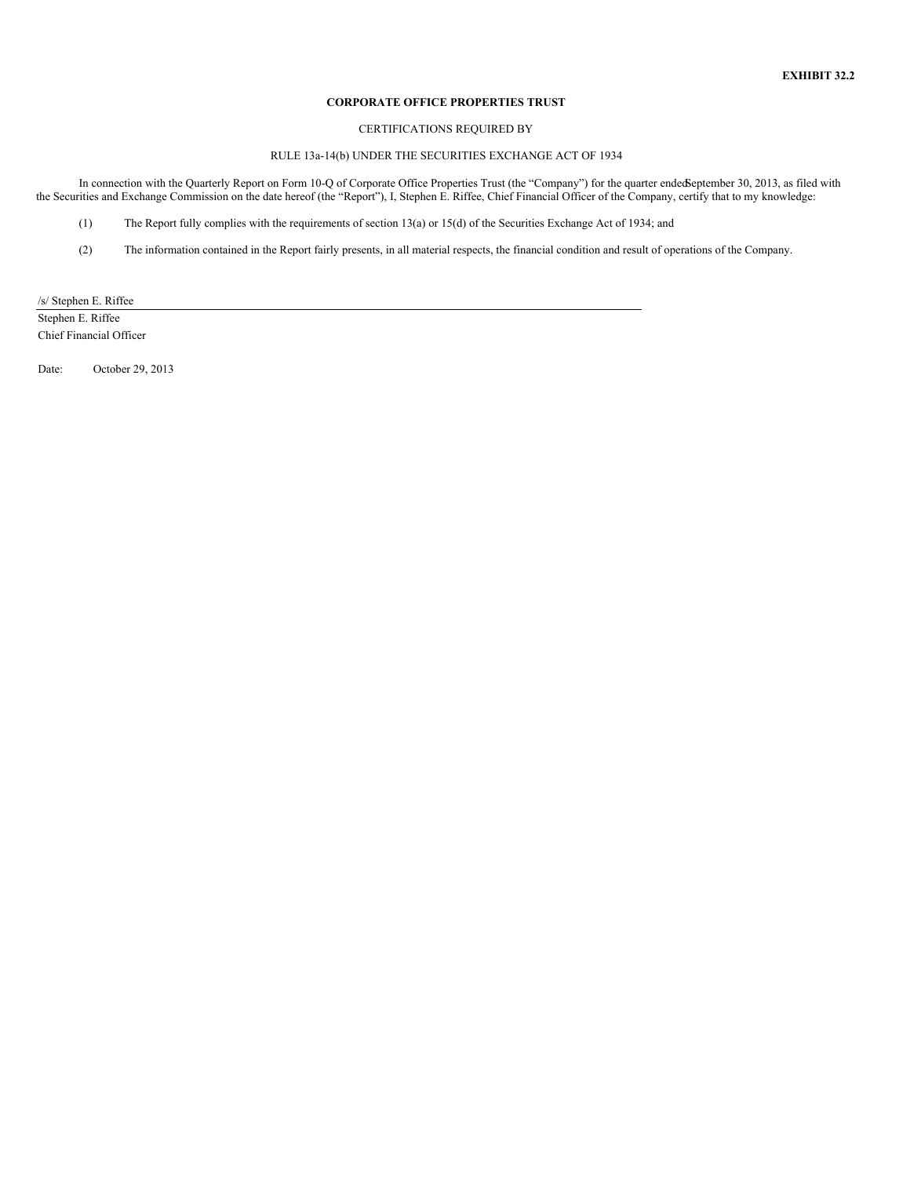**EXHIBIT 32.2**

**CORPORATE OFFICE PROPERTIES TRUST**

CERTIFICATIONS REQUIRED BY

RULE 13a-14(b) UNDER THE SECURITIES EXCHANGE ACT OF 1934

In connection with the Quarterly Report on Form 10-Q of Corporate Office Properties Trust (the "Company") for the quarter ended September 30, 2013, as filed with the Securities and Exchange Commission on the date hereof (the "Report"), I, Stephen E. Riffee, Chief Financial Officer of the Company, certify that to my knowledge:

(1) The Report fully complies with the requirements of section 13(a) or 15(d) of the Securities Exchange Act of 1934; and

(2) The information contained in the Report fairly presents, in all material respects, the financial condition and result of operations of the Company.

/s/ Stephen E. Riffee

Stephen E. Riffee
Chief Financial Officer

Date: October 29, 2013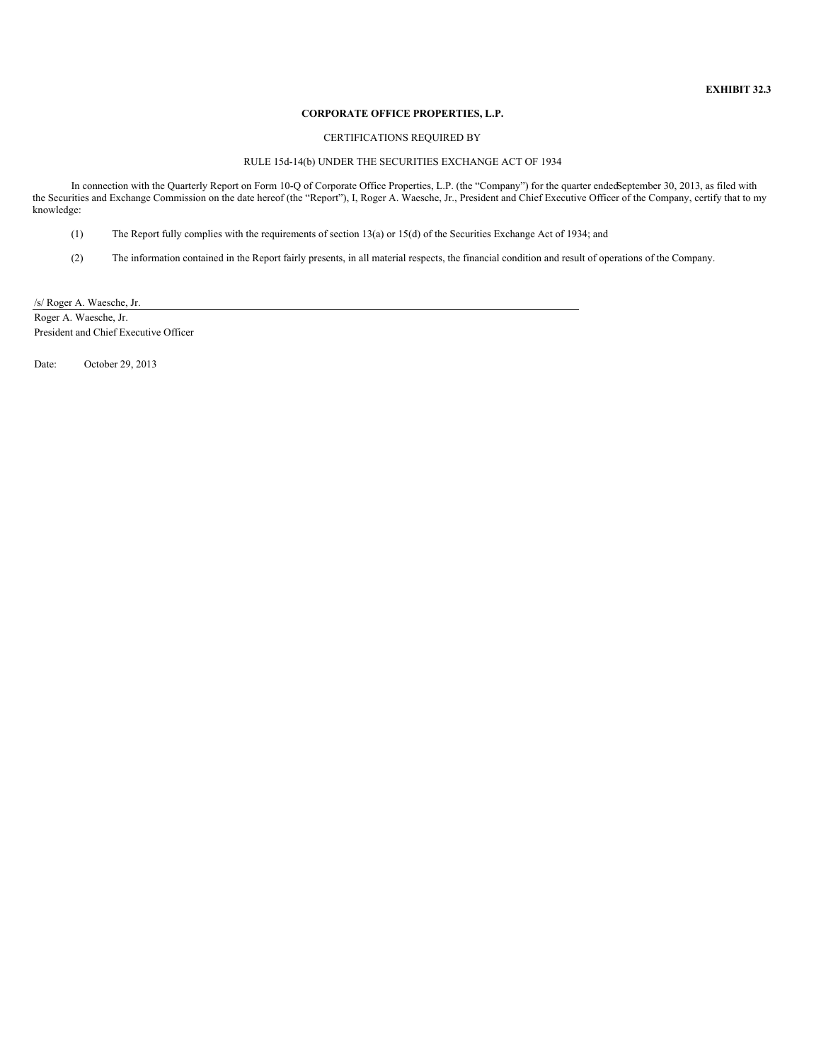**EXHIBIT 32.3**

**CORPORATE OFFICE PROPERTIES, L.P.**

CERTIFICATIONS REQUIRED BY

RULE 15d-14(b) UNDER THE SECURITIES EXCHANGE ACT OF 1934

In connection with the Quarterly Report on Form 10-Q of Corporate Office Properties, L.P. (the "Company") for the quarter ended September 30, 2013, as filed with the Securities and Exchange Commission on the date hereof (the "Report"), I, Roger A. Waesche, Jr., President and Chief Executive Officer of the Company, certify that to my knowledge:

(1) The Report fully complies with the requirements of section 13(a) or 15(d) of the Securities Exchange Act of 1934; and

(2) The information contained in the Report fairly presents, in all material respects, the financial condition and result of operations of the Company.

/s/ Roger A. Waesche, Jr.

Roger A. Waesche, Jr.
President and Chief Executive Officer

Date: October 29, 2013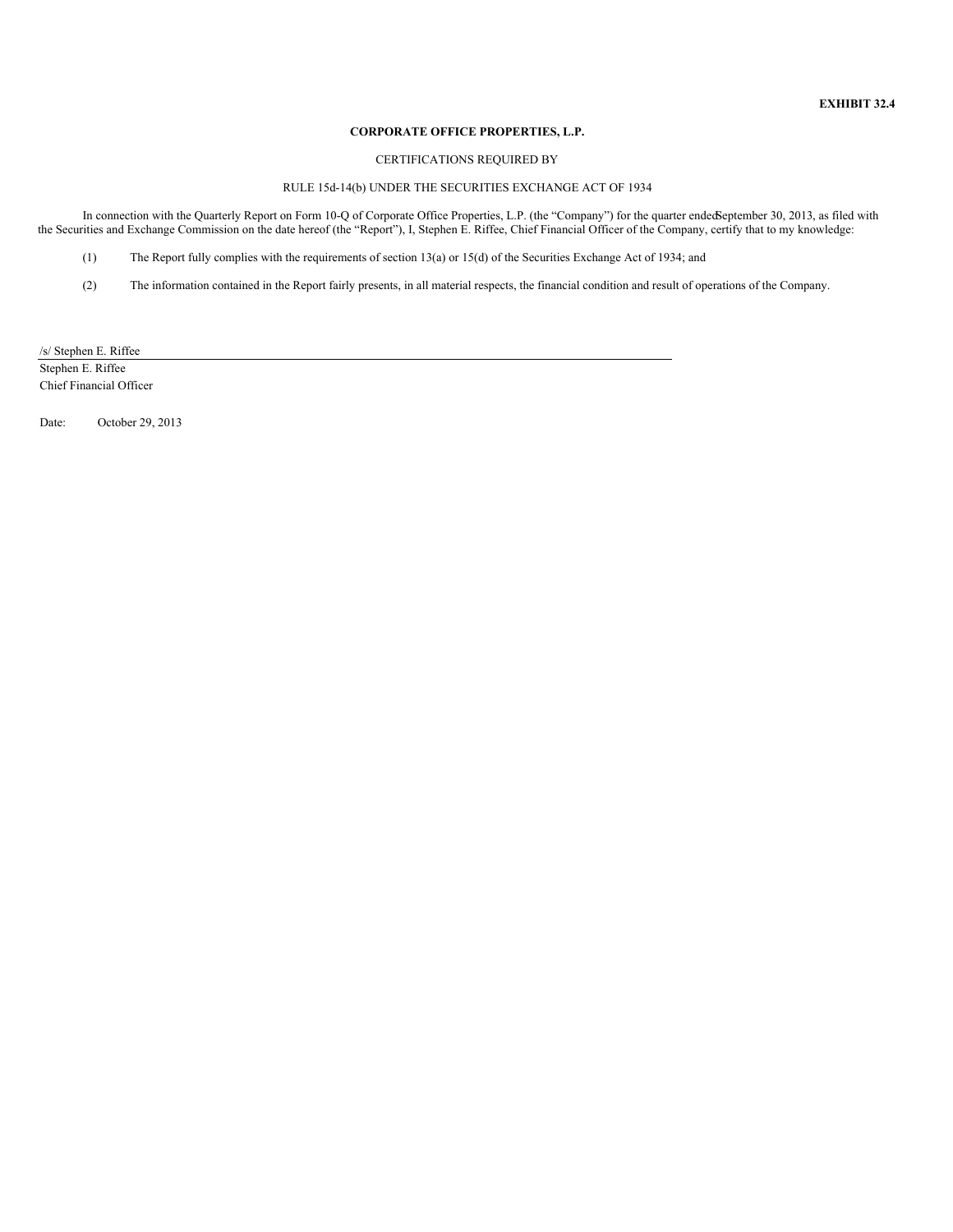**EXHIBIT 32.4**

**CORPORATE OFFICE PROPERTIES, L.P.**

CERTIFICATIONS REQUIRED BY

RULE 15d-14(b) UNDER THE SECURITIES EXCHANGE ACT OF 1934

In connection with the Quarterly Report on Form 10-Q of Corporate Office Properties, L.P. (the "Company") for the quarter ended September 30, 2013, as filed with the Securities and Exchange Commission on the date hereof (the "Report"), I, Stephen E. Riffee, Chief Financial Officer of the Company, certify that to my knowledge:

(1) The Report fully complies with the requirements of section 13(a) or 15(d) of the Securities Exchange Act of 1934; and

(2) The information contained in the Report fairly presents, in all material respects, the financial condition and result of operations of the Company.

/s/ Stephen E. Riffee

Stephen E. Riffee
Chief Financial Officer

Date: October 29, 2013